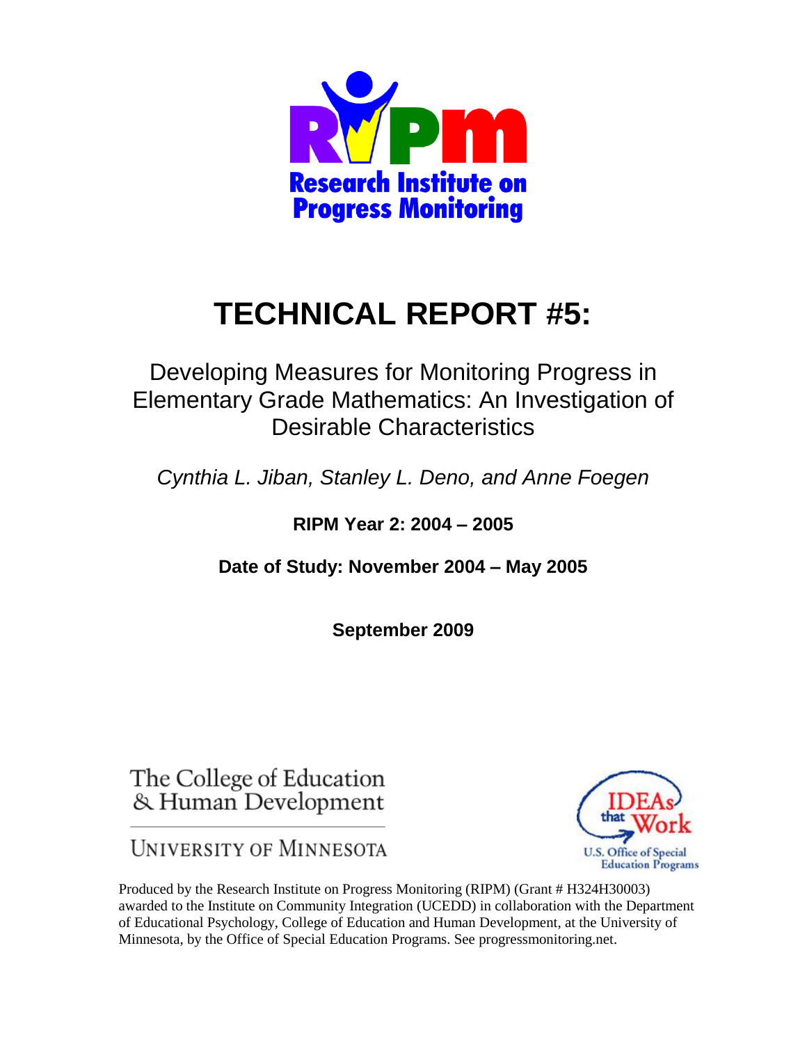Research Institute on Progress Monitoring

# TECHNICAL REPORT #5:

## Developing Measures for Monitoring Progress in Elementary Grade Mathematics: An Investigation of Desirable Characteristics

*Cynthia L. Jiban, Stanley L. Deno, and Anne Foegen*

**RIPM Year 2: 2004 – 2005**

**Date of Study: November 2004 – May 2005**

**September 2009**

The College of Education & Human Development

University of Minnesota

IDEAs that Work

U.S. Office of Special Education Programs

Produced by the Research Institute on Progress Monitoring (RIPM) (Grant # H324H30003) awarded to the Institute on Community Integration (UCEDD) in collaboration with the Department of Educational Psychology, College of Education and Human Development, at the University of Minnesota, by the Office of Special Education Programs. See progressmonitoring.net.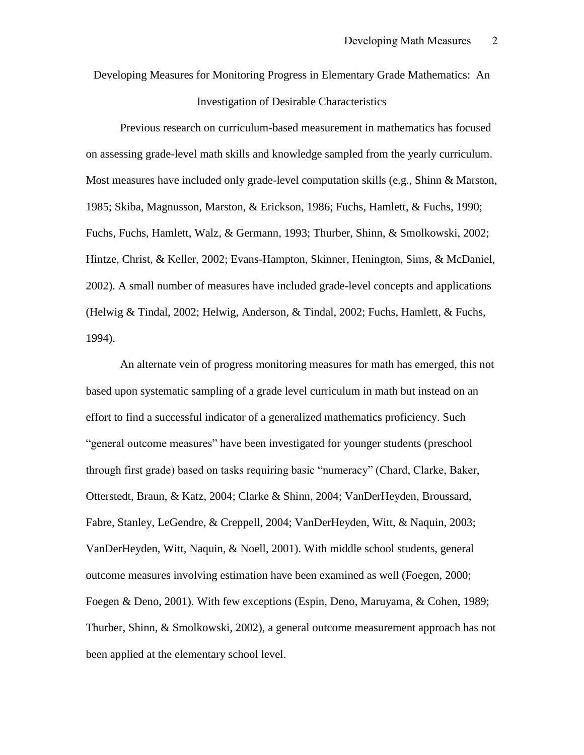# Developing Measures for Monitoring Progress in Elementary Grade Mathematics: An Investigation of Desirable Characteristics

Previous research on curriculum-based measurement in mathematics has focused on assessing grade-level math skills and knowledge sampled from the yearly curriculum. Most measures have included only grade-level computation skills (e.g., Shinn & Marston, 1985; Skiba, Magnusson, Marston, & Erickson, 1986; Fuchs, Hamlett, & Fuchs, 1990; Fuchs, Fuchs, Hamlett, Walz, & Germann, 1993; Thurber, Shinn, & Smolkowski, 2002; Hintze, Christ, & Keller, 2002; Evans-Hampton, Skinner, Henington, Sims, & McDaniel, 2002). A small number of measures have included grade-level concepts and applications (Helwig & Tindal, 2002; Helwig, Anderson, & Tindal, 2002; Fuchs, Hamlett, & Fuchs, 1994).

An alternate vein of progress monitoring measures for math has emerged, this not based upon systematic sampling of a grade level curriculum in math but instead on an effort to find a successful indicator of a generalized mathematics proficiency. Such "general outcome measures" have been investigated for younger students (preschool through first grade) based on tasks requiring basic "numeracy" (Chard, Clarke, Baker, Otterstedt, Braun, & Katz, 2004; Clarke & Shinn, 2004; VanDerHeyden, Broussard, Fabre, Stanley, LeGendre, & Creppell, 2004; VanDerHeyden, Witt, & Naquin, 2003; VanDerHeyden, Witt, Naquin, & Noell, 2001). With middle school students, general outcome measures involving estimation have been examined as well (Foegen, 2000; Foegen & Deno, 2001). With few exceptions (Espin, Deno, Maruyama, & Cohen, 1989; Thurber, Shinn, & Smolkowski, 2002), a general outcome measurement approach has not been applied at the elementary school level.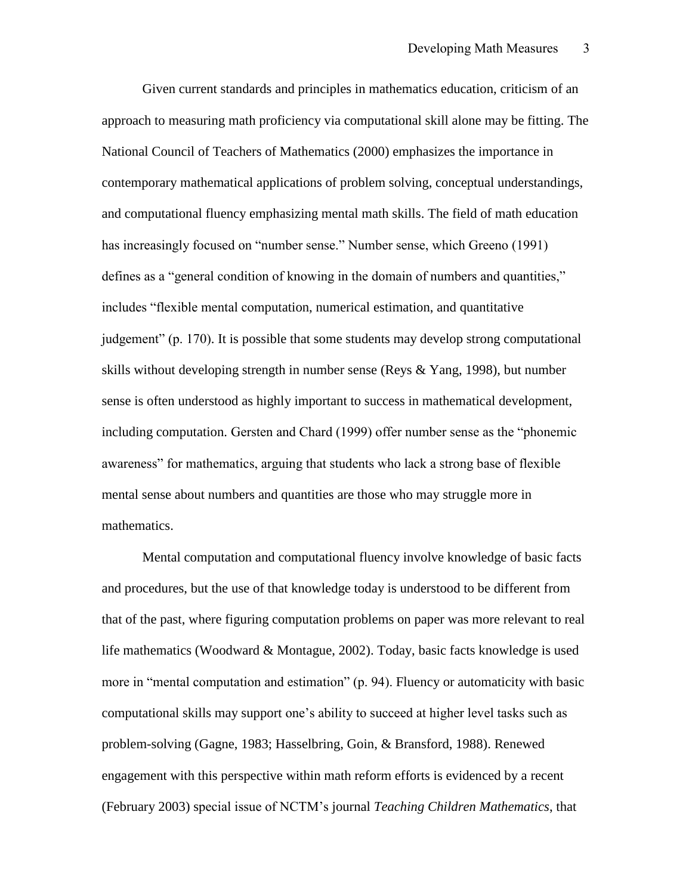Given current standards and principles in mathematics education, criticism of an approach to measuring math proficiency via computational skill alone may be fitting. The National Council of Teachers of Mathematics (2000) emphasizes the importance in contemporary mathematical applications of problem solving, conceptual understandings, and computational fluency emphasizing mental math skills. The field of math education has increasingly focused on "number sense." Number sense, which Greeno (1991) defines as a "general condition of knowing in the domain of numbers and quantities," includes "flexible mental computation, numerical estimation, and quantitative judgement" (p. 170). It is possible that some students may develop strong computational skills without developing strength in number sense (Reys & Yang, 1998), but number sense is often understood as highly important to success in mathematical development, including computation. Gersten and Chard (1999) offer number sense as the "phonemic awareness" for mathematics, arguing that students who lack a strong base of flexible mental sense about numbers and quantities are those who may struggle more in mathematics.

Mental computation and computational fluency involve knowledge of basic facts and procedures, but the use of that knowledge today is understood to be different from that of the past, where figuring computation problems on paper was more relevant to real life mathematics (Woodward & Montague, 2002). Today, basic facts knowledge is used more in "mental computation and estimation" (p. 94). Fluency or automaticity with basic computational skills may support one's ability to succeed at higher level tasks such as problem-solving (Gagne, 1983; Hasselbring, Goin, & Bransford, 1988). Renewed engagement with this perspective within math reform efforts is evidenced by a recent (February 2003) special issue of NCTM's journal *Teaching Children Mathematics*, that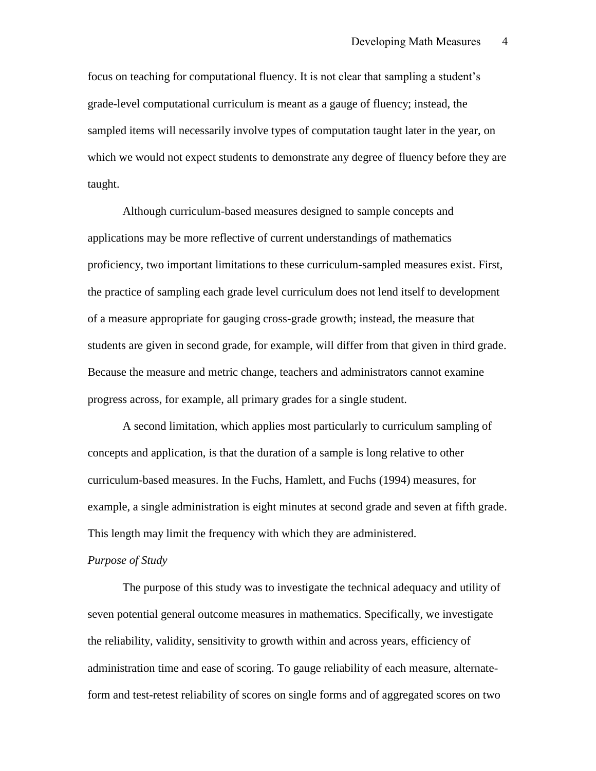focus on teaching for computational fluency. It is not clear that sampling a student's grade-level computational curriculum is meant as a gauge of fluency; instead, the sampled items will necessarily involve types of computation taught later in the year, on which we would not expect students to demonstrate any degree of fluency before they are taught.

Although curriculum-based measures designed to sample concepts and applications may be more reflective of current understandings of mathematics proficiency, two important limitations to these curriculum-sampled measures exist. First, the practice of sampling each grade level curriculum does not lend itself to development of a measure appropriate for gauging cross-grade growth; instead, the measure that students are given in second grade, for example, will differ from that given in third grade. Because the measure and metric change, teachers and administrators cannot examine progress across, for example, all primary grades for a single student.

A second limitation, which applies most particularly to curriculum sampling of concepts and application, is that the duration of a sample is long relative to other curriculum-based measures. In the Fuchs, Hamlett, and Fuchs (1994) measures, for example, a single administration is eight minutes at second grade and seven at fifth grade. This length may limit the frequency with which they are administered.

*Purpose of Study*

The purpose of this study was to investigate the technical adequacy and utility of seven potential general outcome measures in mathematics. Specifically, we investigate the reliability, validity, sensitivity to growth within and across years, efficiency of administration time and ease of scoring. To gauge reliability of each measure, alternate-form and test-retest reliability of scores on single forms and of aggregated scores on two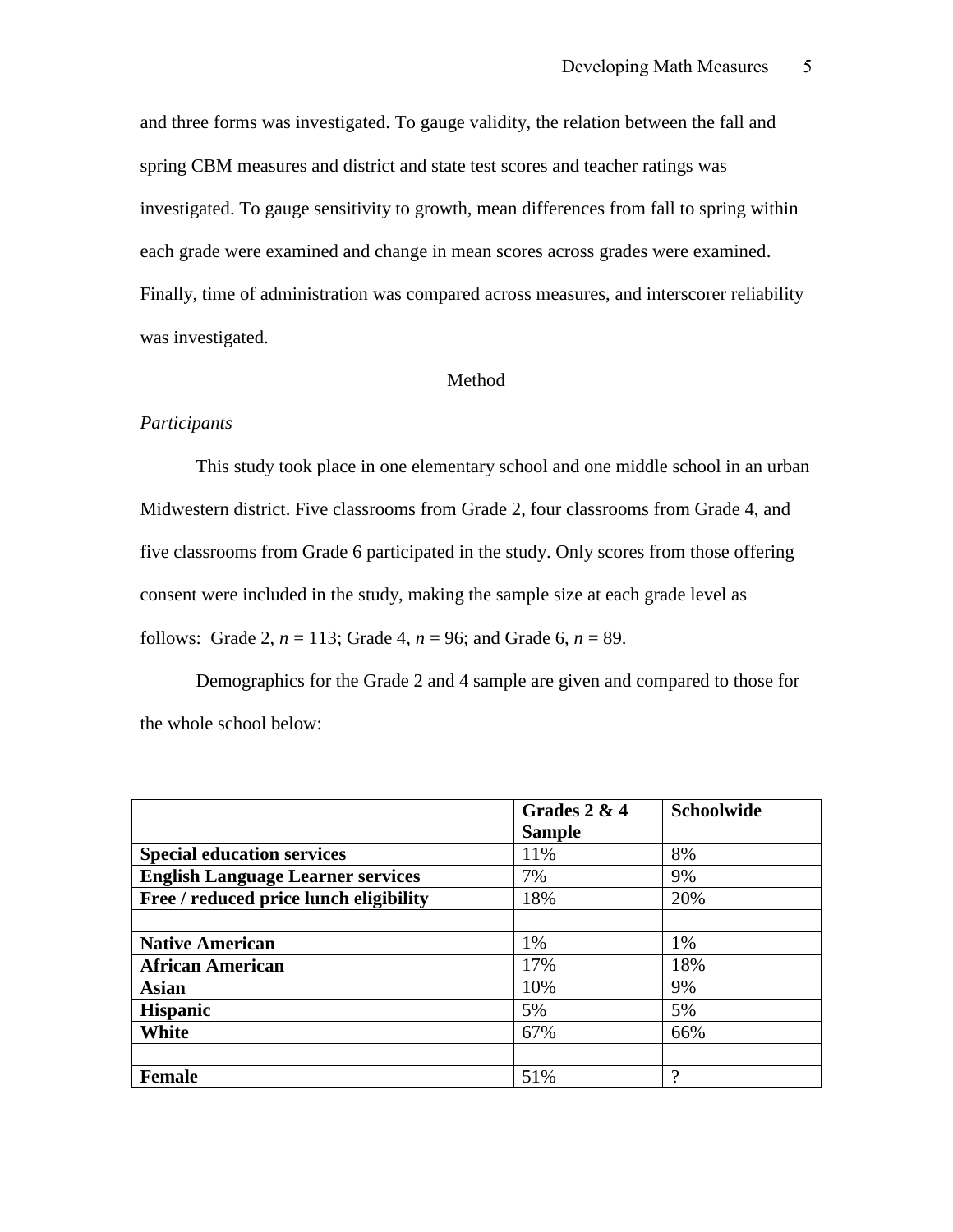and three forms was investigated. To gauge validity, the relation between the fall and spring CBM measures and district and state test scores and teacher ratings was investigated. To gauge sensitivity to growth, mean differences from fall to spring within each grade were examined and change in mean scores across grades were examined. Finally, time of administration was compared across measures, and interscorer reliability was investigated.

## Method

### *Participants*

This study took place in one elementary school and one middle school in an urban Midwestern district. Five classrooms from Grade 2, four classrooms from Grade 4, and five classrooms from Grade 6 participated in the study. Only scores from those offering consent were included in the study, making the sample size at each grade level as follows: Grade 2, $n$ = 113; Grade 4, $n$ = 96; and Grade 6, $n$ = 89.

Demographics for the Grade 2 and 4 sample are given and compared to those for the whole school below:

| | **Grades 2 & 4 Sample** | **Schoolwide** |
|---|---|---|
| **Special education services** | 11% | 8% |
| **English Language Learner services** | 7% | 9% |
| **Free / reduced price lunch eligibility** | 18% | 20% |
| | | |
| **Native American** | 1% | 1% |
| **African American** | 17% | 18% |
| **Asian** | 10% | 9% |
| **Hispanic** | 5% | 5% |
| **White** | 67% | 66% |
| | | |
| **Female** | 51% | ? |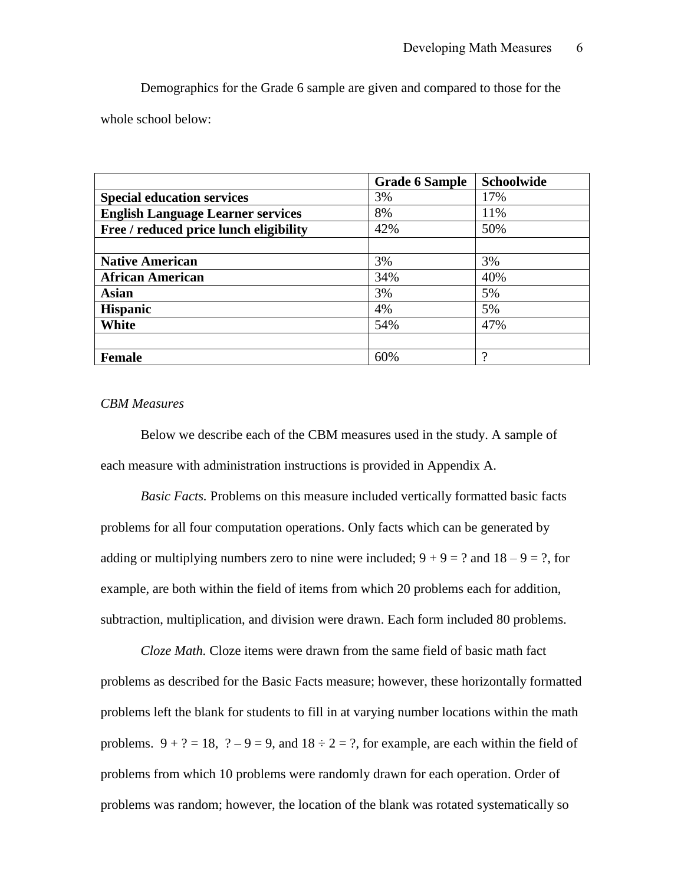Demographics for the Grade 6 sample are given and compared to those for the whole school below:

| | Grade 6 Sample | Schoolwide |
|---|---|---|
| **Special education services** | 3% | 17% |
| **English Language Learner services** | 8% | 11% |
| **Free / reduced price lunch eligibility** | 42% | 50% |
| | | |
| **Native American** | 3% | 3% |
| **African American** | 34% | 40% |
| **Asian** | 3% | 5% |
| **Hispanic** | 4% | 5% |
| **White** | 54% | 47% |
| | | |
| **Female** | 60% | ? |

*CBM Measures*

Below we describe each of the CBM measures used in the study. A sample of each measure with administration instructions is provided in Appendix A.

*Basic Facts.* Problems on this measure included vertically formatted basic facts problems for all four computation operations. Only facts which can be generated by adding or multiplying numbers zero to nine were included; $9 + 9 = ?$ and $18 – 9 = ?$, for example, are both within the field of items from which 20 problems each for addition, subtraction, multiplication, and division were drawn. Each form included 80 problems.

*Cloze Math.* Cloze items were drawn from the same field of basic math fact problems as described for the Basic Facts measure; however, these horizontally formatted problems left the blank for students to fill in at varying number locations within the math problems. $9 + ? = 18$, $? – 9 = 9$, and $18 \div 2 = ?$, for example, are each within the field of problems from which 10 problems were randomly drawn for each operation. Order of problems was random; however, the location of the blank was rotated systematically so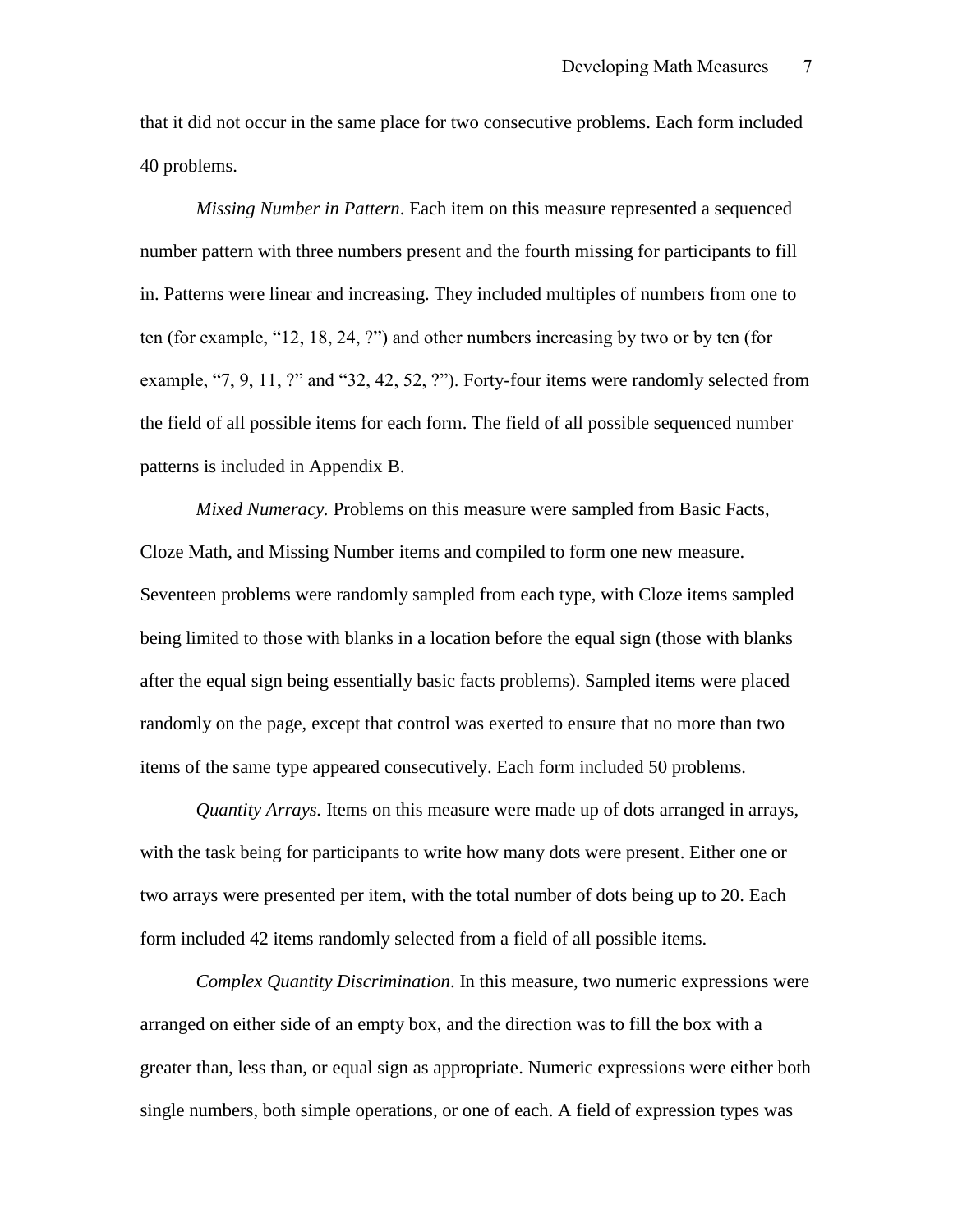that it did not occur in the same place for two consecutive problems. Each form included 40 problems.

*Missing Number in Pattern*. Each item on this measure represented a sequenced number pattern with three numbers present and the fourth missing for participants to fill in. Patterns were linear and increasing. They included multiples of numbers from one to ten (for example, "12, 18, 24, ?") and other numbers increasing by two or by ten (for example, "7, 9, 11, ?" and "32, 42, 52, ?"). Forty-four items were randomly selected from the field of all possible items for each form. The field of all possible sequenced number patterns is included in Appendix B.

*Mixed Numeracy.* Problems on this measure were sampled from Basic Facts, Cloze Math, and Missing Number items and compiled to form one new measure. Seventeen problems were randomly sampled from each type, with Cloze items sampled being limited to those with blanks in a location before the equal sign (those with blanks after the equal sign being essentially basic facts problems). Sampled items were placed randomly on the page, except that control was exerted to ensure that no more than two items of the same type appeared consecutively. Each form included 50 problems.

*Quantity Arrays.* Items on this measure were made up of dots arranged in arrays, with the task being for participants to write how many dots were present. Either one or two arrays were presented per item, with the total number of dots being up to 20. Each form included 42 items randomly selected from a field of all possible items.

*Complex Quantity Discrimination*. In this measure, two numeric expressions were arranged on either side of an empty box, and the direction was to fill the box with a greater than, less than, or equal sign as appropriate. Numeric expressions were either both single numbers, both simple operations, or one of each. A field of expression types was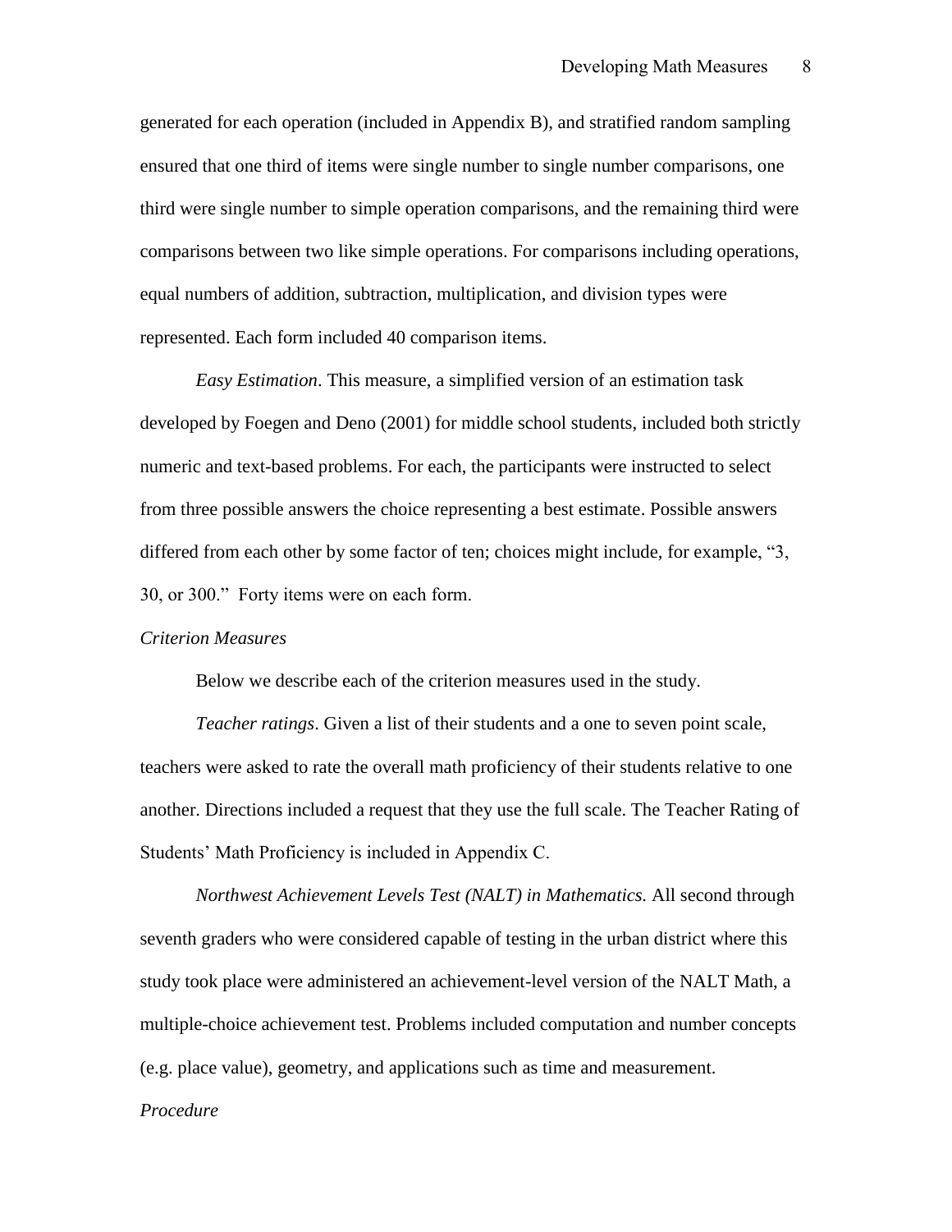generated for each operation (included in Appendix B), and stratified random sampling ensured that one third of items were single number to single number comparisons, one third were single number to simple operation comparisons, and the remaining third were comparisons between two like simple operations. For comparisons including operations, equal numbers of addition, subtraction, multiplication, and division types were represented. Each form included 40 comparison items.

*Easy Estimation*. This measure, a simplified version of an estimation task developed by Foegen and Deno (2001) for middle school students, included both strictly numeric and text-based problems. For each, the participants were instructed to select from three possible answers the choice representing a best estimate. Possible answers differed from each other by some factor of ten; choices might include, for example, "3, 30, or 300." Forty items were on each form.

*Criterion Measures*

Below we describe each of the criterion measures used in the study.

*Teacher ratings*. Given a list of their students and a one to seven point scale, teachers were asked to rate the overall math proficiency of their students relative to one another. Directions included a request that they use the full scale. The Teacher Rating of Students' Math Proficiency is included in Appendix C.

*Northwest Achievement Levels Test (NALT) in Mathematics.* All second through seventh graders who were considered capable of testing in the urban district where this study took place were administered an achievement-level version of the NALT Math, a multiple-choice achievement test. Problems included computation and number concepts (e.g. place value), geometry, and applications such as time and measurement.

*Procedure*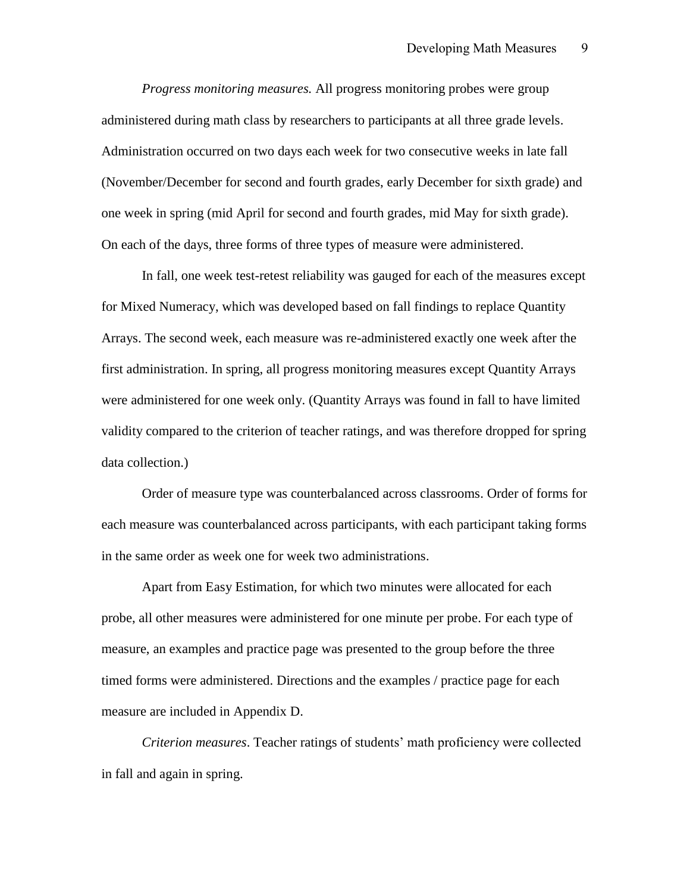*Progress monitoring measures.* All progress monitoring probes were group administered during math class by researchers to participants at all three grade levels. Administration occurred on two days each week for two consecutive weeks in late fall (November/December for second and fourth grades, early December for sixth grade) and one week in spring (mid April for second and fourth grades, mid May for sixth grade). On each of the days, three forms of three types of measure were administered.

In fall, one week test-retest reliability was gauged for each of the measures except for Mixed Numeracy, which was developed based on fall findings to replace Quantity Arrays. The second week, each measure was re-administered exactly one week after the first administration. In spring, all progress monitoring measures except Quantity Arrays were administered for one week only. (Quantity Arrays was found in fall to have limited validity compared to the criterion of teacher ratings, and was therefore dropped for spring data collection.)

Order of measure type was counterbalanced across classrooms. Order of forms for each measure was counterbalanced across participants, with each participant taking forms in the same order as week one for week two administrations.

Apart from Easy Estimation, for which two minutes were allocated for each probe, all other measures were administered for one minute per probe. For each type of measure, an examples and practice page was presented to the group before the three timed forms were administered. Directions and the examples / practice page for each measure are included in Appendix D.

*Criterion measures*. Teacher ratings of students' math proficiency were collected in fall and again in spring.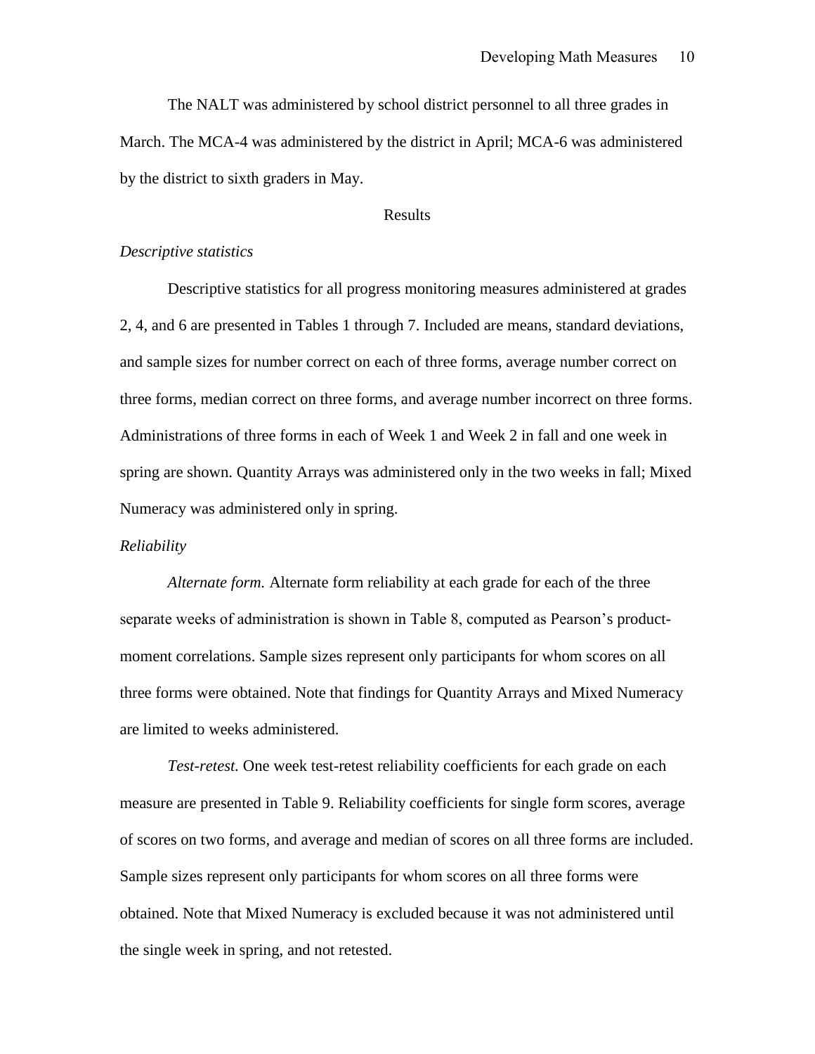The NALT was administered by school district personnel to all three grades in March. The MCA-4 was administered by the district in April; MCA-6 was administered by the district to sixth graders in May.

## Results

### *Descriptive statistics*

Descriptive statistics for all progress monitoring measures administered at grades 2, 4, and 6 are presented in Tables 1 through 7. Included are means, standard deviations, and sample sizes for number correct on each of three forms, average number correct on three forms, median correct on three forms, and average number incorrect on three forms. Administrations of three forms in each of Week 1 and Week 2 in fall and one week in spring are shown. Quantity Arrays was administered only in the two weeks in fall; Mixed Numeracy was administered only in spring.

### *Reliability*

*Alternate form.* Alternate form reliability at each grade for each of the three separate weeks of administration is shown in Table 8, computed as Pearson's product-moment correlations. Sample sizes represent only participants for whom scores on all three forms were obtained. Note that findings for Quantity Arrays and Mixed Numeracy are limited to weeks administered.

*Test-retest.* One week test-retest reliability coefficients for each grade on each measure are presented in Table 9. Reliability coefficients for single form scores, average of scores on two forms, and average and median of scores on all three forms are included. Sample sizes represent only participants for whom scores on all three forms were obtained. Note that Mixed Numeracy is excluded because it was not administered until the single week in spring, and not retested.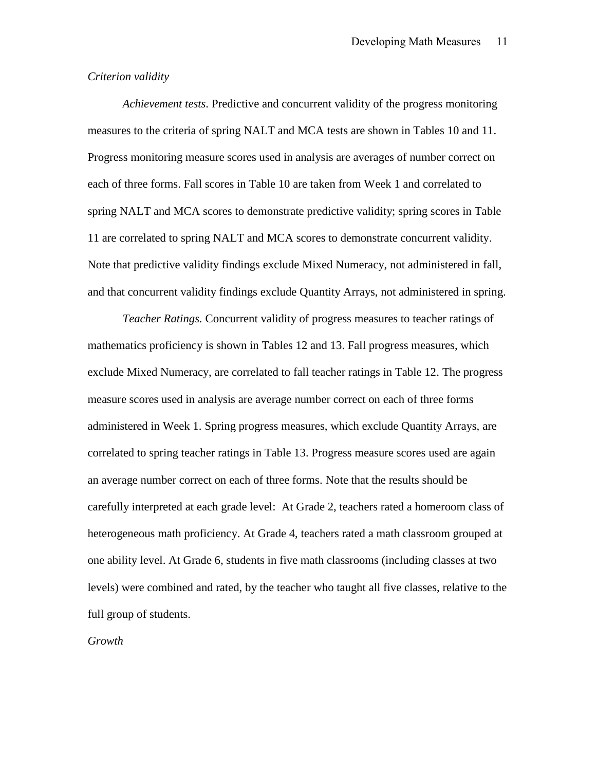### *Criterion validity*

*Achievement tests.* Predictive and concurrent validity of the progress monitoring measures to the criteria of spring NALT and MCA tests are shown in Tables 10 and 11. Progress monitoring measure scores used in analysis are averages of number correct on each of three forms. Fall scores in Table 10 are taken from Week 1 and correlated to spring NALT and MCA scores to demonstrate predictive validity; spring scores in Table 11 are correlated to spring NALT and MCA scores to demonstrate concurrent validity. Note that predictive validity findings exclude Mixed Numeracy, not administered in fall, and that concurrent validity findings exclude Quantity Arrays, not administered in spring.

*Teacher Ratings.* Concurrent validity of progress measures to teacher ratings of mathematics proficiency is shown in Tables 12 and 13. Fall progress measures, which exclude Mixed Numeracy, are correlated to fall teacher ratings in Table 12. The progress measure scores used in analysis are average number correct on each of three forms administered in Week 1. Spring progress measures, which exclude Quantity Arrays, are correlated to spring teacher ratings in Table 13. Progress measure scores used are again an average number correct on each of three forms. Note that the results should be carefully interpreted at each grade level: At Grade 2, teachers rated a homeroom class of heterogeneous math proficiency. At Grade 4, teachers rated a math classroom grouped at one ability level. At Grade 6, students in five math classrooms (including classes at two levels) were combined and rated, by the teacher who taught all five classes, relative to the full group of students.

### *Growth*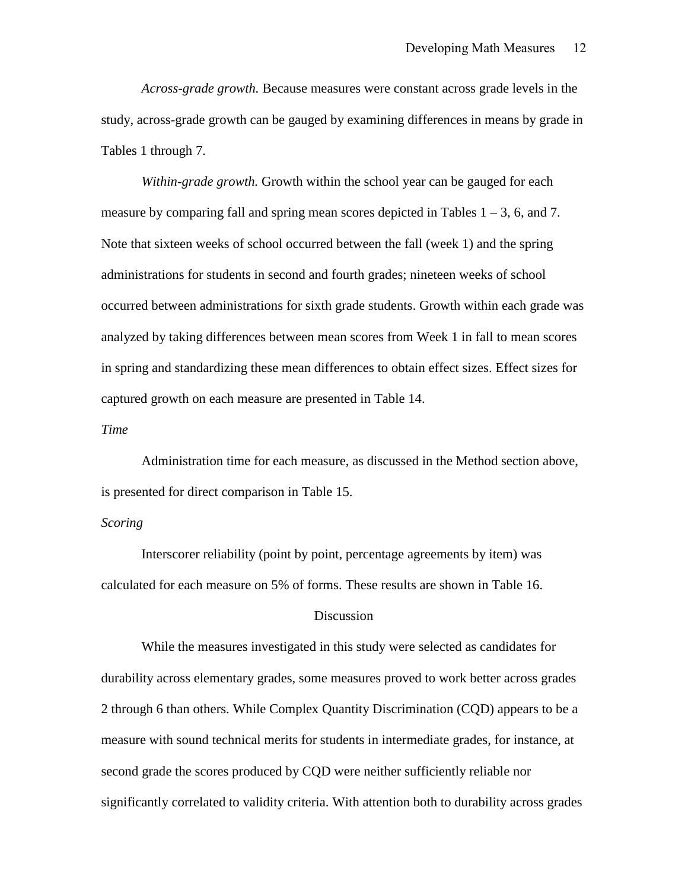*Across-grade growth.* Because measures were constant across grade levels in the study, across-grade growth can be gauged by examining differences in means by grade in Tables 1 through 7.

*Within-grade growth.* Growth within the school year can be gauged for each measure by comparing fall and spring mean scores depicted in Tables 1 – 3, 6, and 7. Note that sixteen weeks of school occurred between the fall (week 1) and the spring administrations for students in second and fourth grades; nineteen weeks of school occurred between administrations for sixth grade students. Growth within each grade was analyzed by taking differences between mean scores from Week 1 in fall to mean scores in spring and standardizing these mean differences to obtain effect sizes. Effect sizes for captured growth on each measure are presented in Table 14.

### *Time*

Administration time for each measure, as discussed in the Method section above, is presented for direct comparison in Table 15.

### *Scoring*

Interscorer reliability (point by point, percentage agreements by item) was calculated for each measure on 5% of forms. These results are shown in Table 16.

## Discussion

While the measures investigated in this study were selected as candidates for durability across elementary grades, some measures proved to work better across grades 2 through 6 than others. While Complex Quantity Discrimination (CQD) appears to be a measure with sound technical merits for students in intermediate grades, for instance, at second grade the scores produced by CQD were neither sufficiently reliable nor significantly correlated to validity criteria. With attention both to durability across grades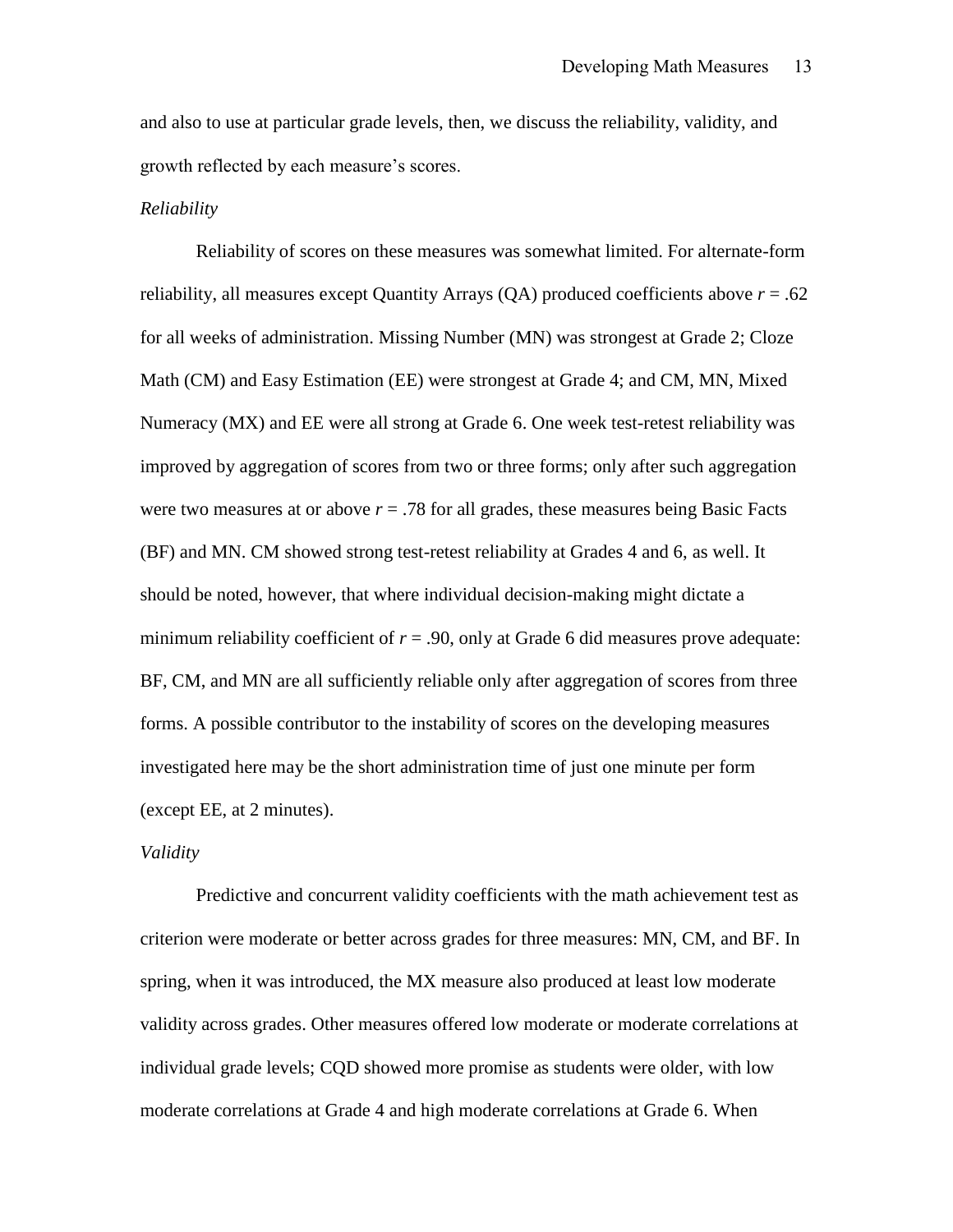and also to use at particular grade levels, then, we discuss the reliability, validity, and growth reflected by each measure's scores.

### *Reliability*

Reliability of scores on these measures was somewhat limited. For alternate-form reliability, all measures except Quantity Arrays (QA) produced coefficients above $r = .62$ for all weeks of administration. Missing Number (MN) was strongest at Grade 2; Cloze Math (CM) and Easy Estimation (EE) were strongest at Grade 4; and CM, MN, Mixed Numeracy (MX) and EE were all strong at Grade 6. One week test-retest reliability was improved by aggregation of scores from two or three forms; only after such aggregation were two measures at or above $r = .78$ for all grades, these measures being Basic Facts (BF) and MN. CM showed strong test-retest reliability at Grades 4 and 6, as well. It should be noted, however, that where individual decision-making might dictate a minimum reliability coefficient of $r = .90$, only at Grade 6 did measures prove adequate: BF, CM, and MN are all sufficiently reliable only after aggregation of scores from three forms. A possible contributor to the instability of scores on the developing measures investigated here may be the short administration time of just one minute per form (except EE, at 2 minutes).

### *Validity*

Predictive and concurrent validity coefficients with the math achievement test as criterion were moderate or better across grades for three measures: MN, CM, and BF. In spring, when it was introduced, the MX measure also produced at least low moderate validity across grades. Other measures offered low moderate or moderate correlations at individual grade levels; CQD showed more promise as students were older, with low moderate correlations at Grade 4 and high moderate correlations at Grade 6. When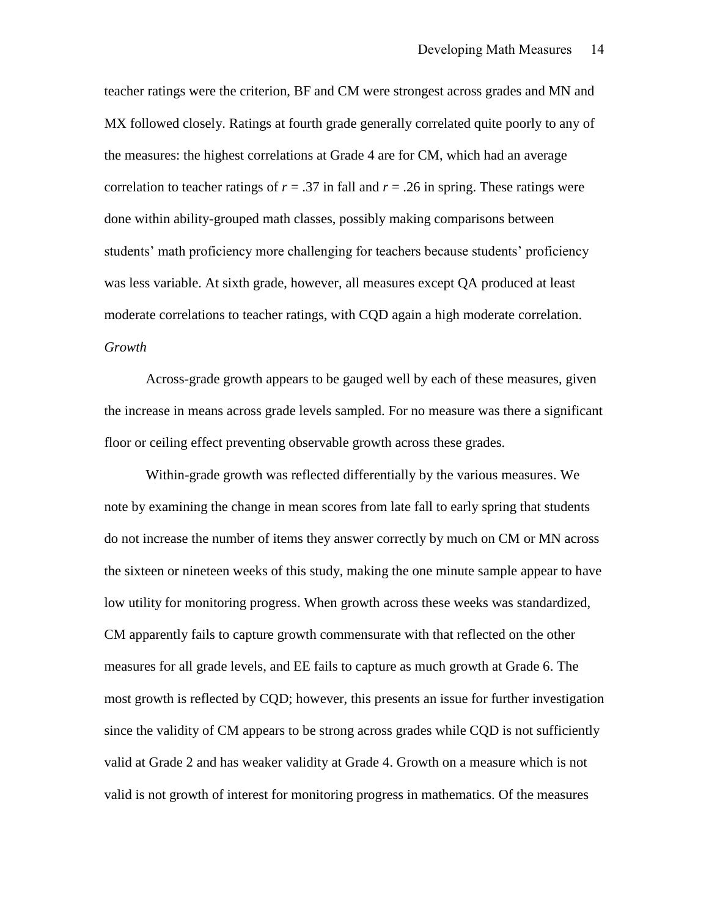teacher ratings were the criterion, BF and CM were strongest across grades and MN and MX followed closely. Ratings at fourth grade generally correlated quite poorly to any of the measures: the highest correlations at Grade 4 are for CM, which had an average correlation to teacher ratings of $r = .37$ in fall and $r = .26$ in spring. These ratings were done within ability-grouped math classes, possibly making comparisons between students' math proficiency more challenging for teachers because students' proficiency was less variable. At sixth grade, however, all measures except QA produced at least moderate correlations to teacher ratings, with CQD again a high moderate correlation.

*Growth*

Across-grade growth appears to be gauged well by each of these measures, given the increase in means across grade levels sampled. For no measure was there a significant floor or ceiling effect preventing observable growth across these grades.

Within-grade growth was reflected differentially by the various measures. We note by examining the change in mean scores from late fall to early spring that students do not increase the number of items they answer correctly by much on CM or MN across the sixteen or nineteen weeks of this study, making the one minute sample appear to have low utility for monitoring progress. When growth across these weeks was standardized, CM apparently fails to capture growth commensurate with that reflected on the other measures for all grade levels, and EE fails to capture as much growth at Grade 6. The most growth is reflected by CQD; however, this presents an issue for further investigation since the validity of CM appears to be strong across grades while CQD is not sufficiently valid at Grade 2 and has weaker validity at Grade 4. Growth on a measure which is not valid is not growth of interest for monitoring progress in mathematics. Of the measures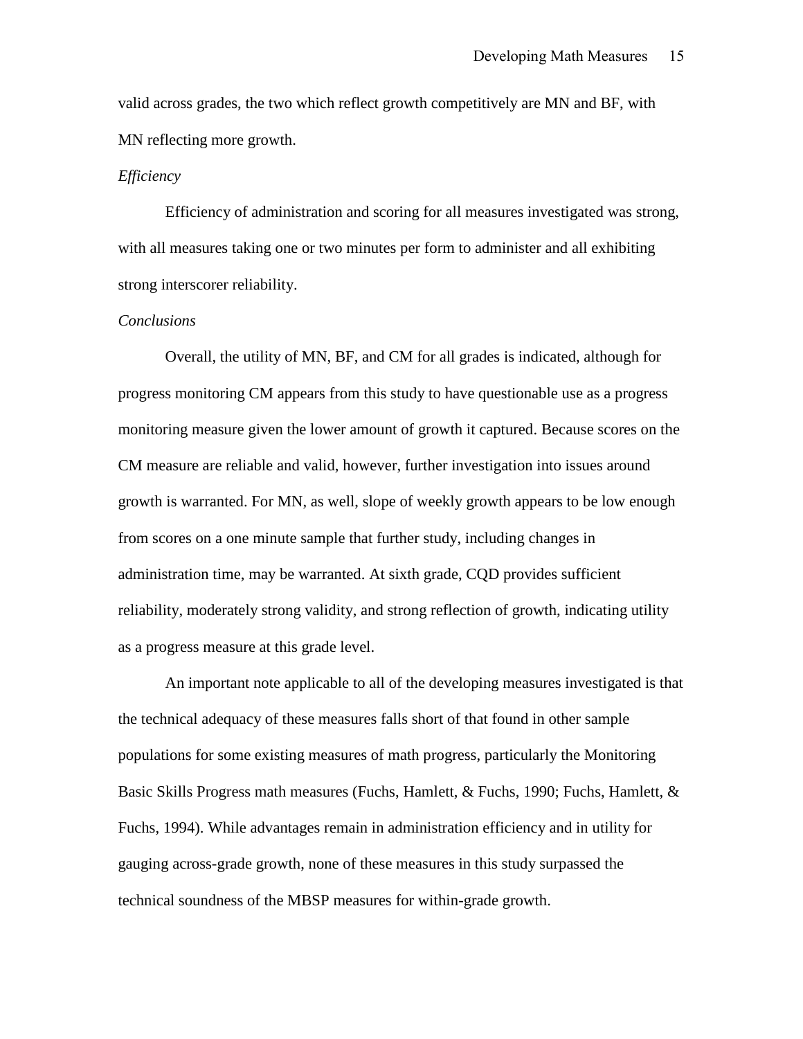valid across grades, the two which reflect growth competitively are MN and BF, with MN reflecting more growth.

*Efficiency*

Efficiency of administration and scoring for all measures investigated was strong, with all measures taking one or two minutes per form to administer and all exhibiting strong interscorer reliability.

*Conclusions*

Overall, the utility of MN, BF, and CM for all grades is indicated, although for progress monitoring CM appears from this study to have questionable use as a progress monitoring measure given the lower amount of growth it captured. Because scores on the CM measure are reliable and valid, however, further investigation into issues around growth is warranted. For MN, as well, slope of weekly growth appears to be low enough from scores on a one minute sample that further study, including changes in administration time, may be warranted. At sixth grade, CQD provides sufficient reliability, moderately strong validity, and strong reflection of growth, indicating utility as a progress measure at this grade level.

An important note applicable to all of the developing measures investigated is that the technical adequacy of these measures falls short of that found in other sample populations for some existing measures of math progress, particularly the Monitoring Basic Skills Progress math measures (Fuchs, Hamlett, & Fuchs, 1990; Fuchs, Hamlett, & Fuchs, 1994). While advantages remain in administration efficiency and in utility for gauging across-grade growth, none of these measures in this study surpassed the technical soundness of the MBSP measures for within-grade growth.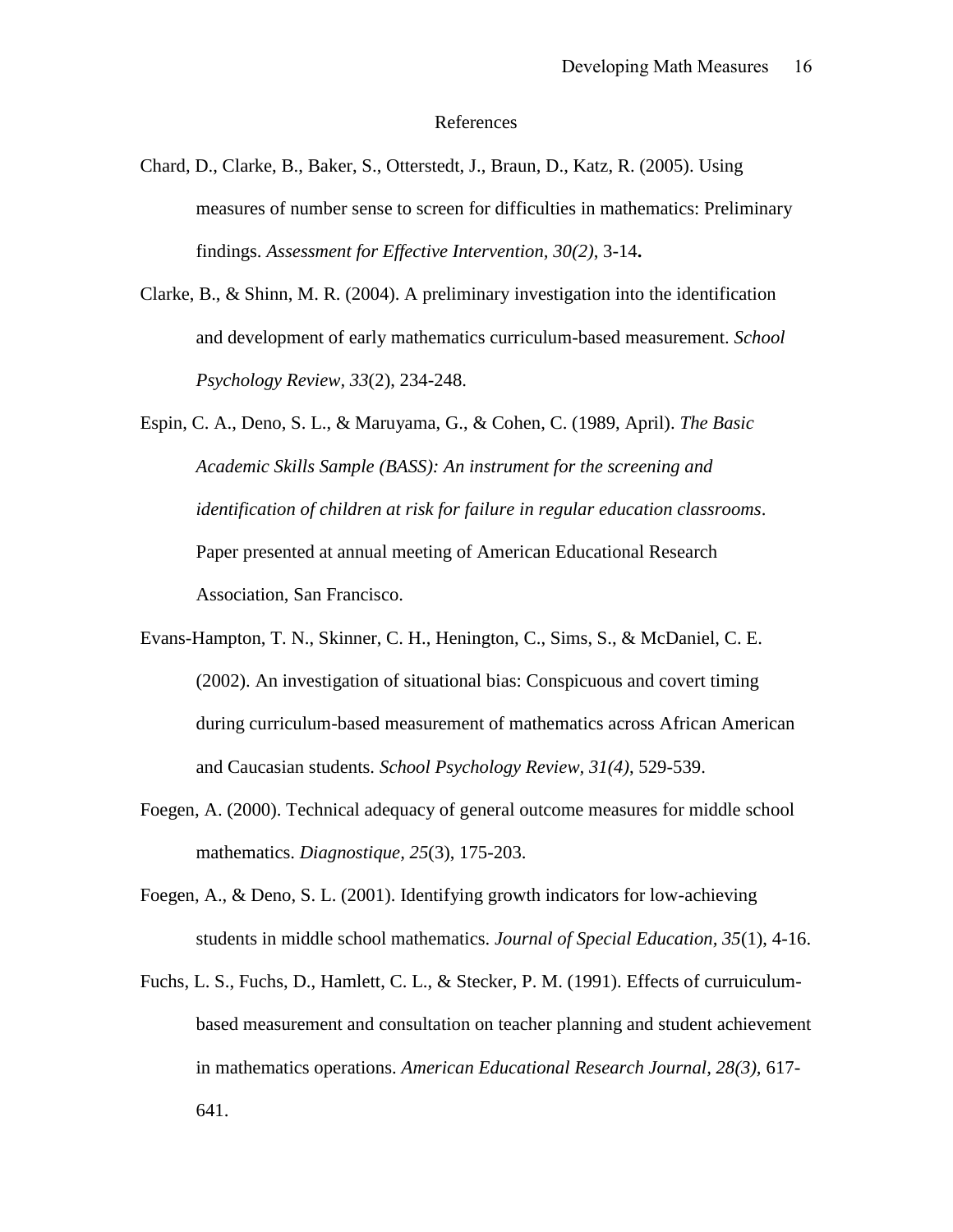# References

Chard, D., Clarke, B., Baker, S., Otterstedt, J., Braun, D., Katz, R. (2005). Using measures of number sense to screen for difficulties in mathematics: Preliminary findings. *Assessment for Effective Intervention, 30(2)*, 3-14**.**

Clarke, B., & Shinn, M. R. (2004). A preliminary investigation into the identification and development of early mathematics curriculum-based measurement. *School Psychology Review, 33*(2), 234-248.

Espin, C. A., Deno, S. L., & Maruyama, G., & Cohen, C. (1989, April). *The Basic Academic Skills Sample (BASS): An instrument for the screening and identification of children at risk for failure in regular education classrooms*. Paper presented at annual meeting of American Educational Research Association, San Francisco.

Evans-Hampton, T. N., Skinner, C. H., Henington, C., Sims, S., & McDaniel, C. E. (2002). An investigation of situational bias: Conspicuous and covert timing during curriculum-based measurement of mathematics across African American and Caucasian students. *School Psychology Review, 31(4)*, 529-539.

Foegen, A. (2000). Technical adequacy of general outcome measures for middle school mathematics. *Diagnostique, 25*(3), 175-203.

Foegen, A., & Deno, S. L. (2001). Identifying growth indicators for low-achieving students in middle school mathematics. *Journal of Special Education, 35*(1), 4-16.

Fuchs, L. S., Fuchs, D., Hamlett, C. L., & Stecker, P. M. (1991). Effects of curruiculum-based measurement and consultation on teacher planning and student achievement in mathematics operations. *American Educational Research Journal, 28(3),* 617-641.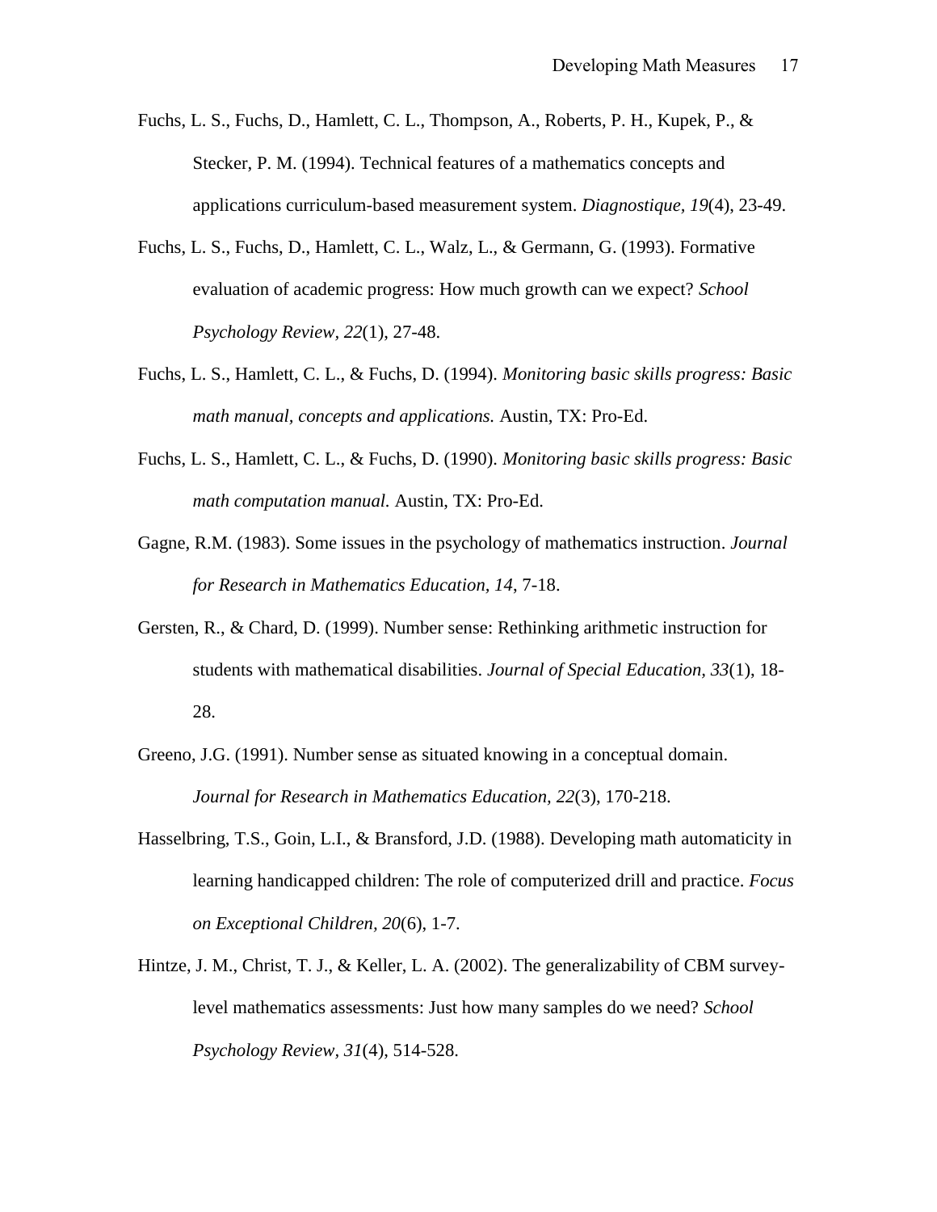Fuchs, L. S., Fuchs, D., Hamlett, C. L., Thompson, A., Roberts, P. H., Kupek, P., & Stecker, P. M. (1994). Technical features of a mathematics concepts and applications curriculum-based measurement system. *Diagnostique, 19*(4), 23-49.

Fuchs, L. S., Fuchs, D., Hamlett, C. L., Walz, L., & Germann, G. (1993). Formative evaluation of academic progress: How much growth can we expect? *School Psychology Review, 22*(1), 27-48.

Fuchs, L. S., Hamlett, C. L., & Fuchs, D. (1994). *Monitoring basic skills progress: Basic math manual, concepts and applications.* Austin, TX: Pro-Ed.

Fuchs, L. S., Hamlett, C. L., & Fuchs, D. (1990). *Monitoring basic skills progress: Basic math computation manual.* Austin, TX: Pro-Ed.

Gagne, R.M. (1983). Some issues in the psychology of mathematics instruction. *Journal for Research in Mathematics Education, 14*, 7-18.

Gersten, R., & Chard, D. (1999). Number sense: Rethinking arithmetic instruction for students with mathematical disabilities. *Journal of Special Education, 33*(1), 18-28.

Greeno, J.G. (1991). Number sense as situated knowing in a conceptual domain. *Journal for Research in Mathematics Education, 22*(3), 170-218.

Hasselbring, T.S., Goin, L.I., & Bransford, J.D. (1988). Developing math automaticity in learning handicapped children: The role of computerized drill and practice. *Focus on Exceptional Children, 20*(6), 1-7.

Hintze, J. M., Christ, T. J., & Keller, L. A. (2002). The generalizability of CBM survey-level mathematics assessments: Just how many samples do we need? *School Psychology Review, 31*(4), 514-528.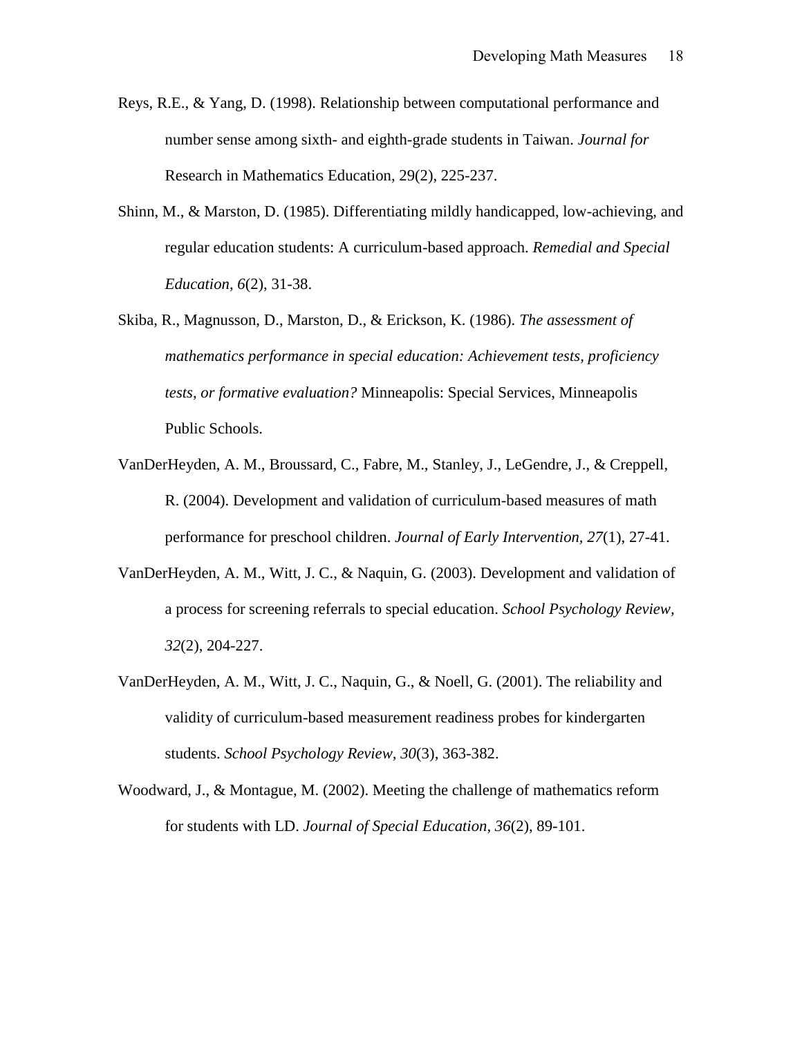Reys, R.E., & Yang, D. (1998). Relationship between computational performance and number sense among sixth- and eighth-grade students in Taiwan. *Journal for* Research in Mathematics Education, 29(2), 225-237.

Shinn, M., & Marston, D. (1985). Differentiating mildly handicapped, low-achieving, and regular education students: A curriculum-based approach. *Remedial and Special Education, 6*(2), 31-38.

Skiba, R., Magnusson, D., Marston, D., & Erickson, K. (1986). *The assessment of mathematics performance in special education: Achievement tests, proficiency tests, or formative evaluation?* Minneapolis: Special Services, Minneapolis Public Schools.

VanDerHeyden, A. M., Broussard, C., Fabre, M., Stanley, J., LeGendre, J., & Creppell, R. (2004). Development and validation of curriculum-based measures of math performance for preschool children. *Journal of Early Intervention, 27*(1), 27-41.

VanDerHeyden, A. M., Witt, J. C., & Naquin, G. (2003). Development and validation of a process for screening referrals to special education. *School Psychology Review, 32*(2), 204-227.

VanDerHeyden, A. M., Witt, J. C., Naquin, G., & Noell, G. (2001). The reliability and validity of curriculum-based measurement readiness probes for kindergarten students. *School Psychology Review, 30*(3), 363-382.

Woodward, J., & Montague, M. (2002). Meeting the challenge of mathematics reform for students with LD. *Journal of Special Education, 36*(2), 89-101.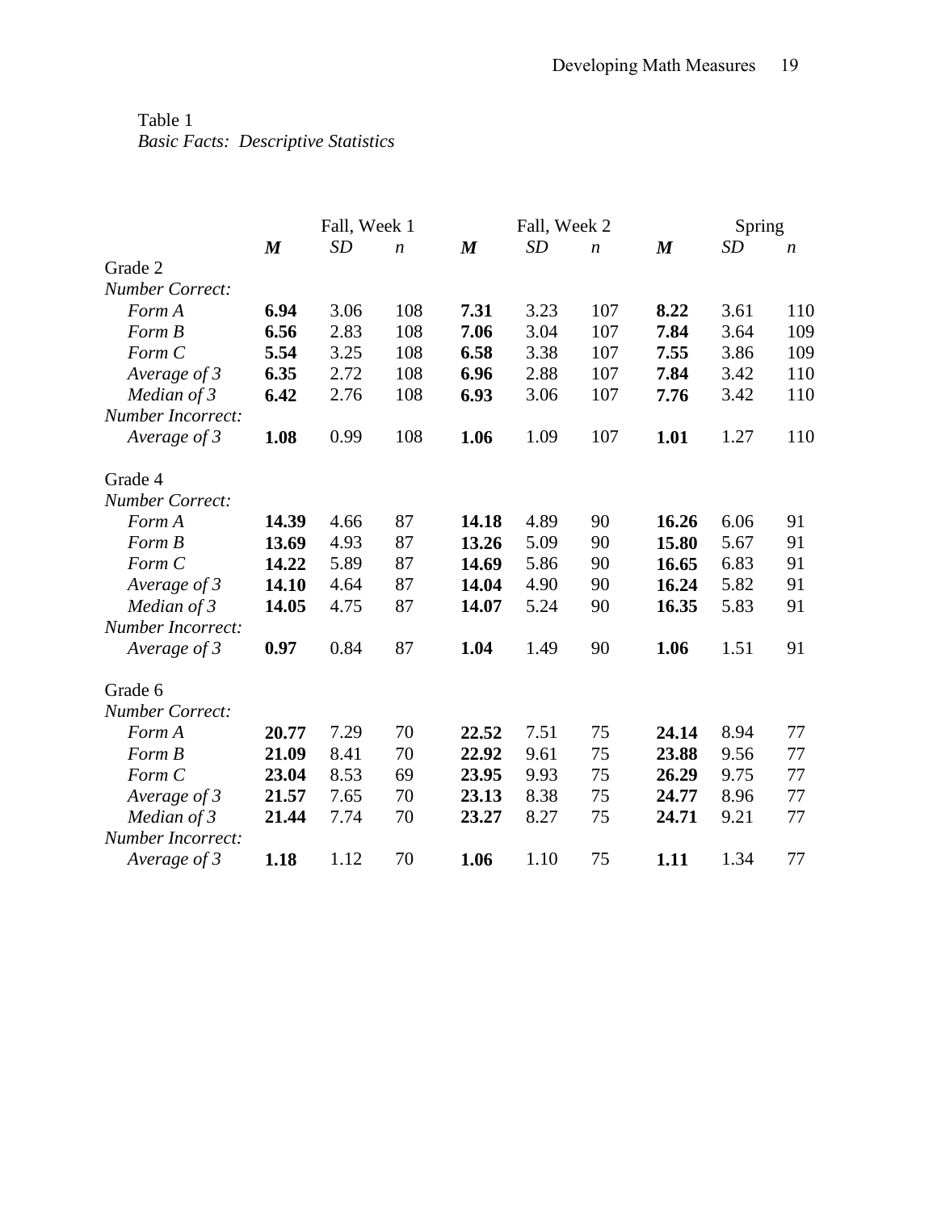Table 1
*Basic Facts: Descriptive Statistics*

| | Fall, Week 1 | | | Fall, Week 2 | | | Spring | | |
|---|---|---|---|---|---|---|---|---|---|
| | ***M*** | *SD* | *n* | ***M*** | *SD* | *n* | ***M*** | *SD* | *n* |
| Grade 2 | | | | | | | | | |
| *Number Correct:* | | | | | | | | | |
| *Form A* | **6.94** | 3.06 | 108 | **7.31** | 3.23 | 107 | **8.22** | 3.61 | 110 |
| *Form B* | **6.56** | 2.83 | 108 | **7.06** | 3.04 | 107 | **7.84** | 3.64 | 109 |
| *Form C* | **5.54** | 3.25 | 108 | **6.58** | 3.38 | 107 | **7.55** | 3.86 | 109 |
| *Average of 3* | **6.35** | 2.72 | 108 | **6.96** | 2.88 | 107 | **7.84** | 3.42 | 110 |
| *Median of 3* | **6.42** | 2.76 | 108 | **6.93** | 3.06 | 107 | **7.76** | 3.42 | 110 |
| *Number Incorrect:* | | | | | | | | | |
| *Average of 3* | **1.08** | 0.99 | 108 | **1.06** | 1.09 | 107 | **1.01** | 1.27 | 110 |
| Grade 4 | | | | | | | | | |
| *Number Correct:* | | | | | | | | | |
| *Form A* | **14.39** | 4.66 | 87 | **14.18** | 4.89 | 90 | **16.26** | 6.06 | 91 |
| *Form B* | **13.69** | 4.93 | 87 | **13.26** | 5.09 | 90 | **15.80** | 5.67 | 91 |
| *Form C* | **14.22** | 5.89 | 87 | **14.69** | 5.86 | 90 | **16.65** | 6.83 | 91 |
| *Average of 3* | **14.10** | 4.64 | 87 | **14.04** | 4.90 | 90 | **16.24** | 5.82 | 91 |
| *Median of 3* | **14.05** | 4.75 | 87 | **14.07** | 5.24 | 90 | **16.35** | 5.83 | 91 |
| *Number Incorrect:* | | | | | | | | | |
| *Average of 3* | **0.97** | 0.84 | 87 | **1.04** | 1.49 | 90 | **1.06** | 1.51 | 91 |
| Grade 6 | | | | | | | | | |
| *Number Correct:* | | | | | | | | | |
| *Form A* | **20.77** | 7.29 | 70 | **22.52** | 7.51 | 75 | **24.14** | 8.94 | 77 |
| *Form B* | **21.09** | 8.41 | 70 | **22.92** | 9.61 | 75 | **23.88** | 9.56 | 77 |
| *Form C* | **23.04** | 8.53 | 69 | **23.95** | 9.93 | 75 | **26.29** | 9.75 | 77 |
| *Average of 3* | **21.57** | 7.65 | 70 | **23.13** | 8.38 | 75 | **24.77** | 8.96 | 77 |
| *Median of 3* | **21.44** | 7.74 | 70 | **23.27** | 8.27 | 75 | **24.71** | 9.21 | 77 |
| *Number Incorrect:* | | | | | | | | | |
| *Average of 3* | **1.18** | 1.12 | 70 | **1.06** | 1.10 | 75 | **1.11** | 1.34 | 77 |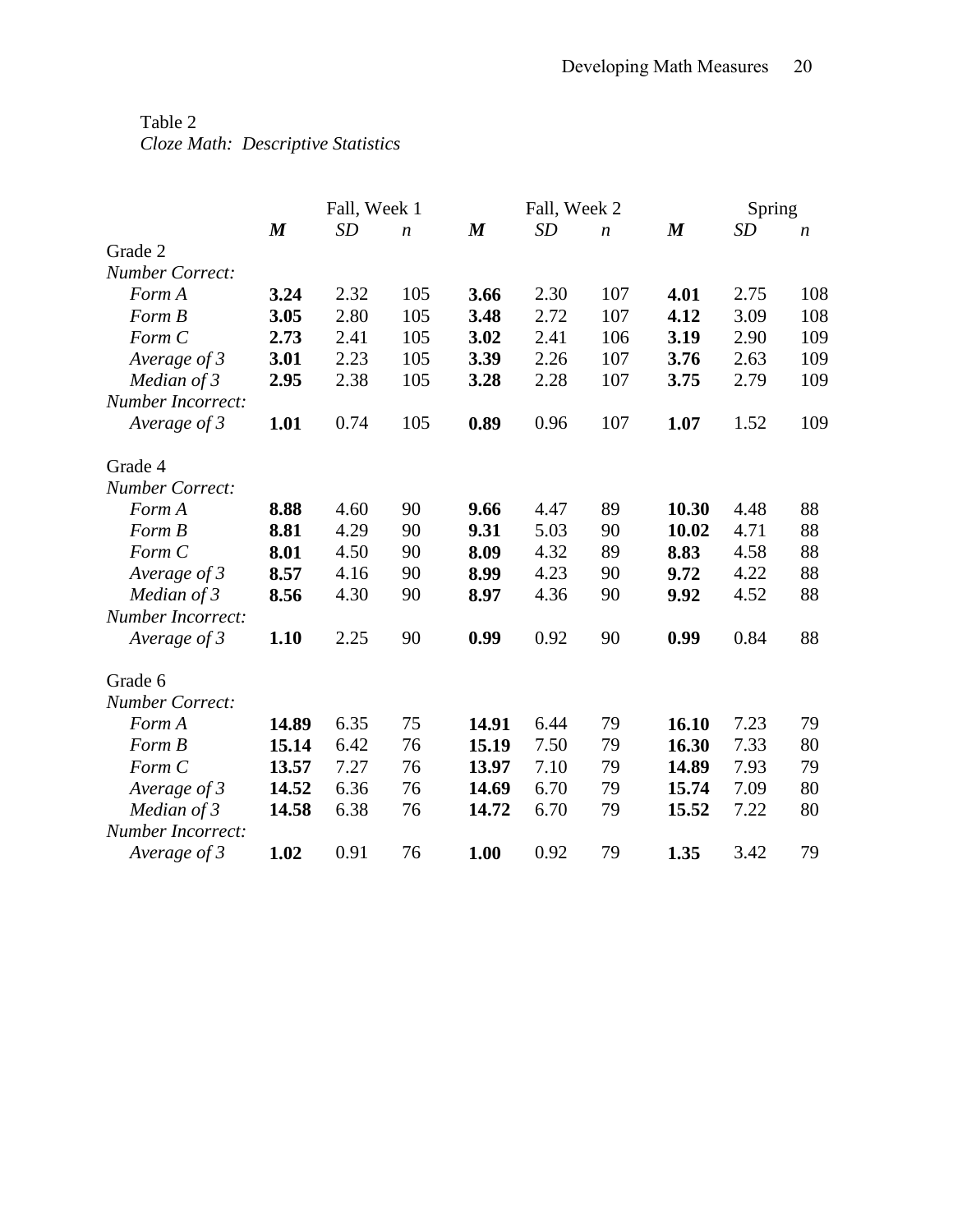Table 2
*Cloze Math: Descriptive Statistics*

| | Fall, Week 1 | | | Fall, Week 2 | | | Spring | | |
|---|---|---|---|---|---|---|---|---|---|
| | ***M*** | *SD* | *n* | ***M*** | *SD* | *n* | ***M*** | *SD* | *n* |
| Grade 2 | | | | | | | | | |
| *Number Correct:* | | | | | | | | | |
| *Form A* | **3.24** | 2.32 | 105 | **3.66** | 2.30 | 107 | **4.01** | 2.75 | 108 |
| *Form B* | **3.05** | 2.80 | 105 | **3.48** | 2.72 | 107 | **4.12** | 3.09 | 108 |
| *Form C* | **2.73** | 2.41 | 105 | **3.02** | 2.41 | 106 | **3.19** | 2.90 | 109 |
| *Average of 3* | **3.01** | 2.23 | 105 | **3.39** | 2.26 | 107 | **3.76** | 2.63 | 109 |
| *Median of 3* | **2.95** | 2.38 | 105 | **3.28** | 2.28 | 107 | **3.75** | 2.79 | 109 |
| *Number Incorrect:* | | | | | | | | | |
| *Average of 3* | **1.01** | 0.74 | 105 | **0.89** | 0.96 | 107 | **1.07** | 1.52 | 109 |
| Grade 4 | | | | | | | | | |
| *Number Correct:* | | | | | | | | | |
| *Form A* | **8.88** | 4.60 | 90 | **9.66** | 4.47 | 89 | **10.30** | 4.48 | 88 |
| *Form B* | **8.81** | 4.29 | 90 | **9.31** | 5.03 | 90 | **10.02** | 4.71 | 88 |
| *Form C* | **8.01** | 4.50 | 90 | **8.09** | 4.32 | 89 | **8.83** | 4.58 | 88 |
| *Average of 3* | **8.57** | 4.16 | 90 | **8.99** | 4.23 | 90 | **9.72** | 4.22 | 88 |
| *Median of 3* | **8.56** | 4.30 | 90 | **8.97** | 4.36 | 90 | **9.92** | 4.52 | 88 |
| *Number Incorrect:* | | | | | | | | | |
| *Average of 3* | **1.10** | 2.25 | 90 | **0.99** | 0.92 | 90 | **0.99** | 0.84 | 88 |
| Grade 6 | | | | | | | | | |
| *Number Correct:* | | | | | | | | | |
| *Form A* | **14.89** | 6.35 | 75 | **14.91** | 6.44 | 79 | **16.10** | 7.23 | 79 |
| *Form B* | **15.14** | 6.42 | 76 | **15.19** | 7.50 | 79 | **16.30** | 7.33 | 80 |
| *Form C* | **13.57** | 7.27 | 76 | **13.97** | 7.10 | 79 | **14.89** | 7.93 | 79 |
| *Average of 3* | **14.52** | 6.36 | 76 | **14.69** | 6.70 | 79 | **15.74** | 7.09 | 80 |
| *Median of 3* | **14.58** | 6.38 | 76 | **14.72** | 6.70 | 79 | **15.52** | 7.22 | 80 |
| *Number Incorrect:* | | | | | | | | | |
| *Average of 3* | **1.02** | 0.91 | 76 | **1.00** | 0.92 | 79 | **1.35** | 3.42 | 79 |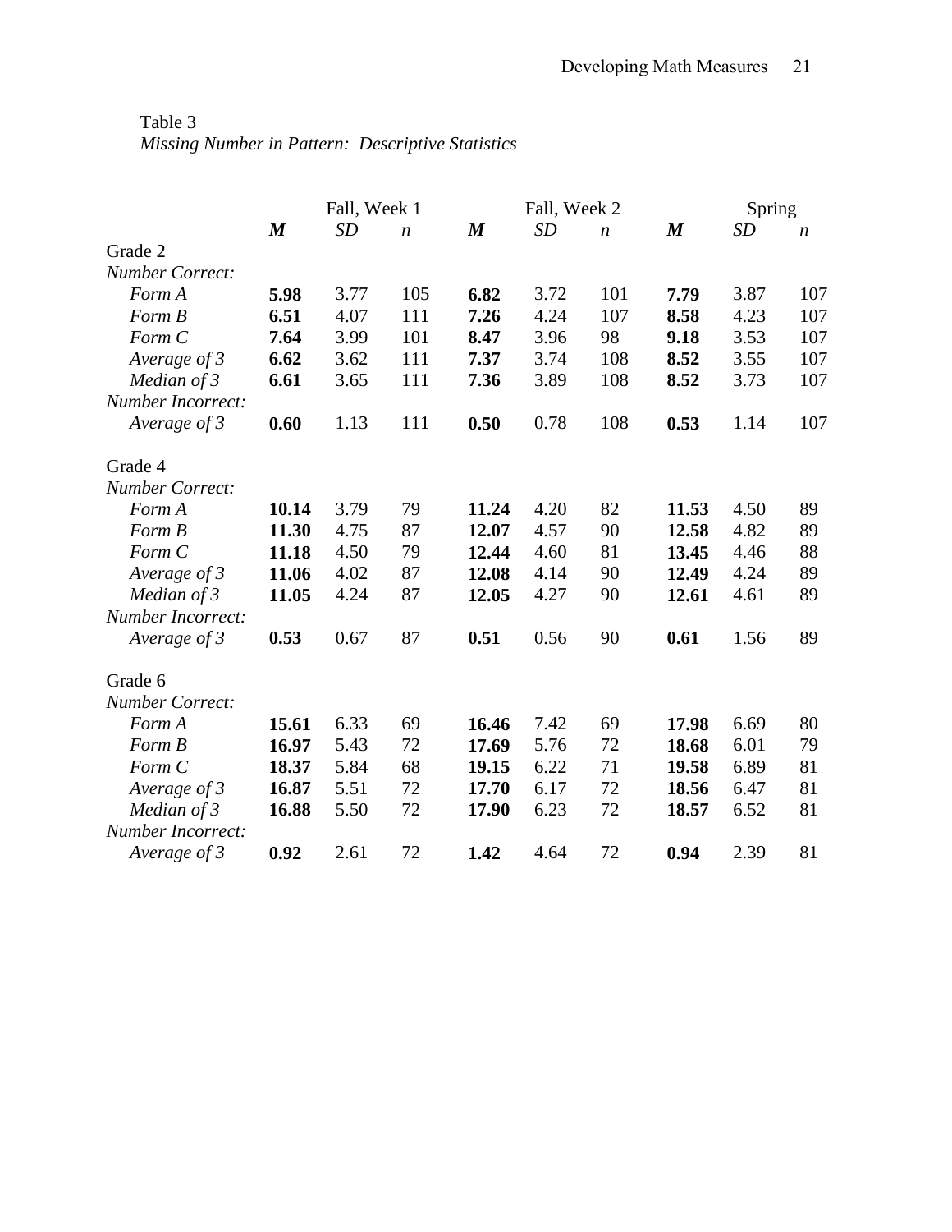Table 3

*Missing Number in Pattern: Descriptive Statistics*

| | Fall, Week 1 | | | Fall, Week 2 | | | Spring | | |
|---|---|---|---|---|---|---|---|---|---|
| | ***M*** | *SD* | *n* | ***M*** | *SD* | *n* | ***M*** | *SD* | *n* |
| Grade 2 | | | | | | | | | |
| *Number Correct:* | | | | | | | | | |
| *Form A* | **5.98** | 3.77 | 105 | **6.82** | 3.72 | 101 | **7.79** | 3.87 | 107 |
| *Form B* | **6.51** | 4.07 | 111 | **7.26** | 4.24 | 107 | **8.58** | 4.23 | 107 |
| *Form C* | **7.64** | 3.99 | 101 | **8.47** | 3.96 | 98 | **9.18** | 3.53 | 107 |
| *Average of 3* | **6.62** | 3.62 | 111 | **7.37** | 3.74 | 108 | **8.52** | 3.55 | 107 |
| *Median of 3* | **6.61** | 3.65 | 111 | **7.36** | 3.89 | 108 | **8.52** | 3.73 | 107 |
| *Number Incorrect:* | | | | | | | | | |
| *Average of 3* | **0.60** | 1.13 | 111 | **0.50** | 0.78 | 108 | **0.53** | 1.14 | 107 |
| Grade 4 | | | | | | | | | |
| *Number Correct:* | | | | | | | | | |
| *Form A* | **10.14** | 3.79 | 79 | **11.24** | 4.20 | 82 | **11.53** | 4.50 | 89 |
| *Form B* | **11.30** | 4.75 | 87 | **12.07** | 4.57 | 90 | **12.58** | 4.82 | 89 |
| *Form C* | **11.18** | 4.50 | 79 | **12.44** | 4.60 | 81 | **13.45** | 4.46 | 88 |
| *Average of 3* | **11.06** | 4.02 | 87 | **12.08** | 4.14 | 90 | **12.49** | 4.24 | 89 |
| *Median of 3* | **11.05** | 4.24 | 87 | **12.05** | 4.27 | 90 | **12.61** | 4.61 | 89 |
| *Number Incorrect:* | | | | | | | | | |
| *Average of 3* | **0.53** | 0.67 | 87 | **0.51** | 0.56 | 90 | **0.61** | 1.56 | 89 |
| Grade 6 | | | | | | | | | |
| *Number Correct:* | | | | | | | | | |
| *Form A* | **15.61** | 6.33 | 69 | **16.46** | 7.42 | 69 | **17.98** | 6.69 | 80 |
| *Form B* | **16.97** | 5.43 | 72 | **17.69** | 5.76 | 72 | **18.68** | 6.01 | 79 |
| *Form C* | **18.37** | 5.84 | 68 | **19.15** | 6.22 | 71 | **19.58** | 6.89 | 81 |
| *Average of 3* | **16.87** | 5.51 | 72 | **17.70** | 6.17 | 72 | **18.56** | 6.47 | 81 |
| *Median of 3* | **16.88** | 5.50 | 72 | **17.90** | 6.23 | 72 | **18.57** | 6.52 | 81 |
| *Number Incorrect:* | | | | | | | | | |
| *Average of 3* | **0.92** | 2.61 | 72 | **1.42** | 4.64 | 72 | **0.94** | 2.39 | 81 |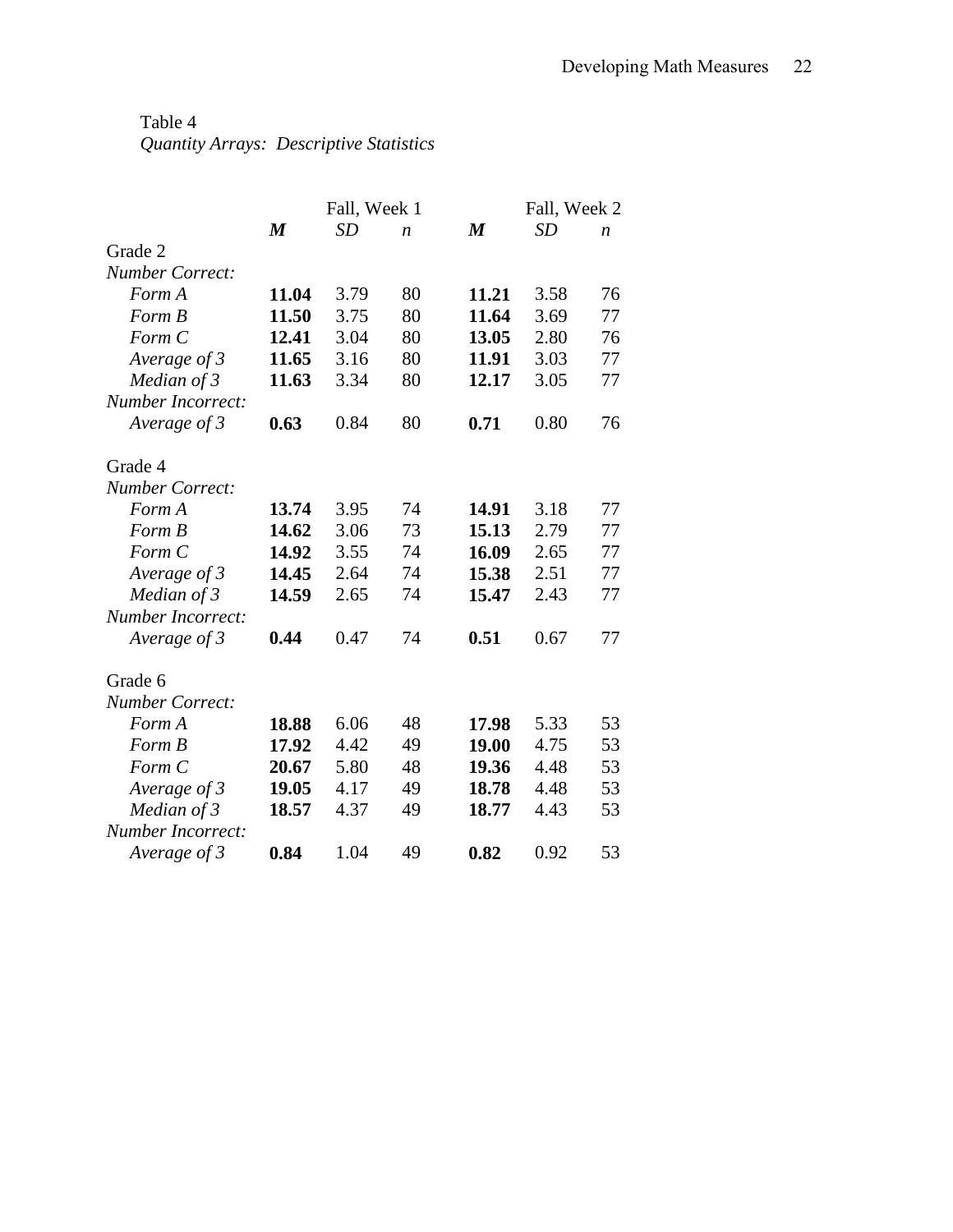Table 4

*Quantity Arrays: Descriptive Statistics*

| | Fall, Week 1 | | | Fall, Week 2 | | |
|---|---|---|---|---|---|---|
| | ***M*** | *SD* | *n* | ***M*** | *SD* | *n* |
| Grade 2 | | | | | | |
| *Number Correct:* | | | | | | |
| *Form A* | **11.04** | 3.79 | 80 | **11.21** | 3.58 | 76 |
| *Form B* | **11.50** | 3.75 | 80 | **11.64** | 3.69 | 77 |
| *Form C* | **12.41** | 3.04 | 80 | **13.05** | 2.80 | 76 |
| *Average of 3* | **11.65** | 3.16 | 80 | **11.91** | 3.03 | 77 |
| *Median of 3* | **11.63** | 3.34 | 80 | **12.17** | 3.05 | 77 |
| *Number Incorrect:* | | | | | | |
| *Average of 3* | **0.63** | 0.84 | 80 | **0.71** | 0.80 | 76 |
| | | | | | | |
| Grade 4 | | | | | | |
| *Number Correct:* | | | | | | |
| *Form A* | **13.74** | 3.95 | 74 | **14.91** | 3.18 | 77 |
| *Form B* | **14.62** | 3.06 | 73 | **15.13** | 2.79 | 77 |
| *Form C* | **14.92** | 3.55 | 74 | **16.09** | 2.65 | 77 |
| *Average of 3* | **14.45** | 2.64 | 74 | **15.38** | 2.51 | 77 |
| *Median of 3* | **14.59** | 2.65 | 74 | **15.47** | 2.43 | 77 |
| *Number Incorrect:* | | | | | | |
| *Average of 3* | **0.44** | 0.47 | 74 | **0.51** | 0.67 | 77 |
| | | | | | | |
| Grade 6 | | | | | | |
| *Number Correct:* | | | | | | |
| *Form A* | **18.88** | 6.06 | 48 | **17.98** | 5.33 | 53 |
| *Form B* | **17.92** | 4.42 | 49 | **19.00** | 4.75 | 53 |
| *Form C* | **20.67** | 5.80 | 48 | **19.36** | 4.48 | 53 |
| *Average of 3* | **19.05** | 4.17 | 49 | **18.78** | 4.48 | 53 |
| *Median of 3* | **18.57** | 4.37 | 49 | **18.77** | 4.43 | 53 |
| *Number Incorrect:* | | | | | | |
| *Average of 3* | **0.84** | 1.04 | 49 | **0.82** | 0.92 | 53 |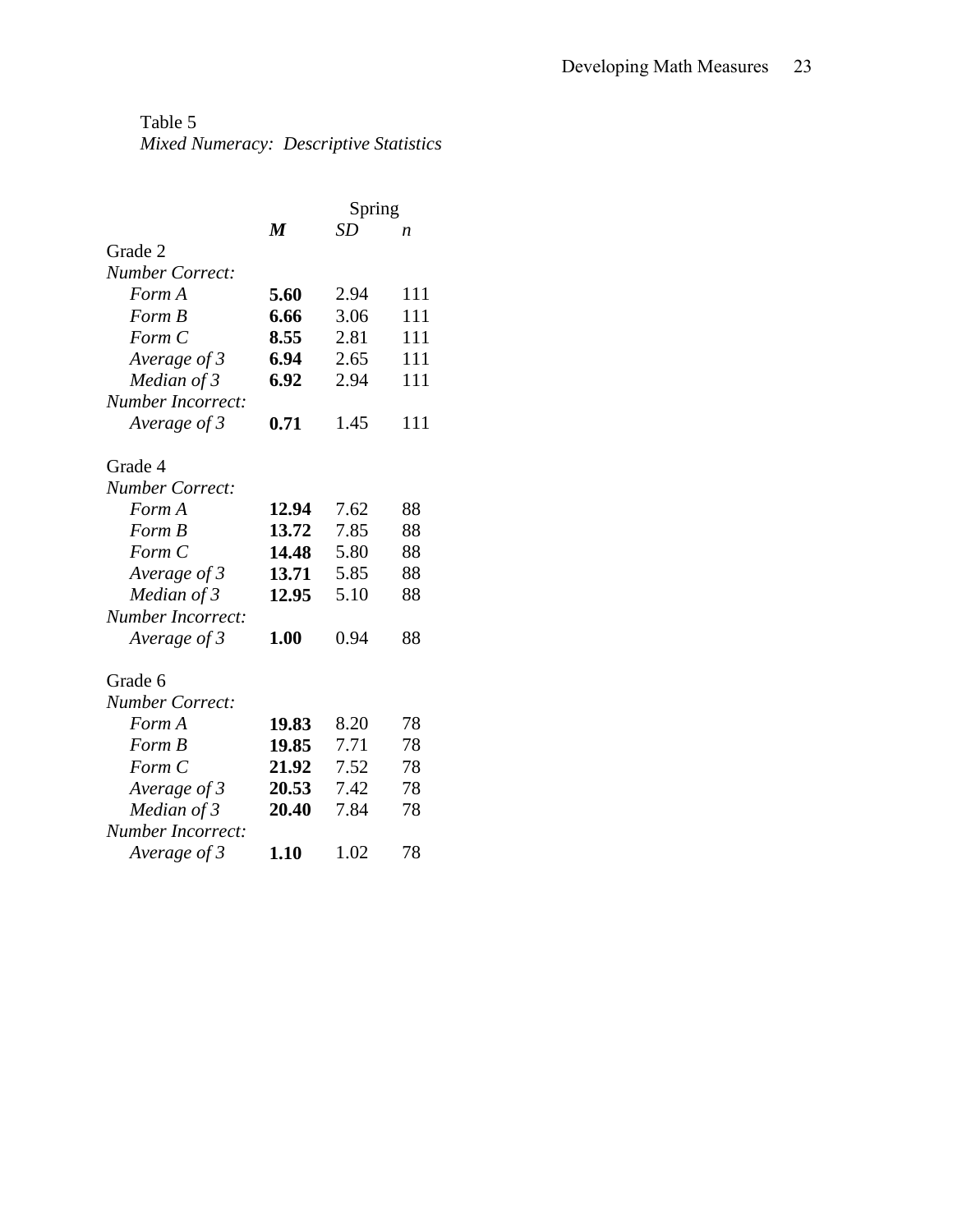Table 5

*Mixed Numeracy: Descriptive Statistics*

| | Spring | | |
|---|---|---|---|
| | ***M*** | *SD* | *n* |
| Grade 2 | | | |
| *Number Correct:* | | | |
| *Form A* | **5.60** | 2.94 | 111 |
| *Form B* | **6.66** | 3.06 | 111 |
| *Form C* | **8.55** | 2.81 | 111 |
| *Average of 3* | **6.94** | 2.65 | 111 |
| *Median of 3* | **6.92** | 2.94 | 111 |
| *Number Incorrect:* | | | |
| *Average of 3* | **0.71** | 1.45 | 111 |
| Grade 4 | | | |
| *Number Correct:* | | | |
| *Form A* | **12.94** | 7.62 | 88 |
| *Form B* | **13.72** | 7.85 | 88 |
| *Form C* | **14.48** | 5.80 | 88 |
| *Average of 3* | **13.71** | 5.85 | 88 |
| *Median of 3* | **12.95** | 5.10 | 88 |
| *Number Incorrect:* | | | |
| *Average of 3* | **1.00** | 0.94 | 88 |
| Grade 6 | | | |
| *Number Correct:* | | | |
| *Form A* | **19.83** | 8.20 | 78 |
| *Form B* | **19.85** | 7.71 | 78 |
| *Form C* | **21.92** | 7.52 | 78 |
| *Average of 3* | **20.53** | 7.42 | 78 |
| *Median of 3* | **20.40** | 7.84 | 78 |
| *Number Incorrect:* | | | |
| *Average of 3* | **1.10** | 1.02 | 78 |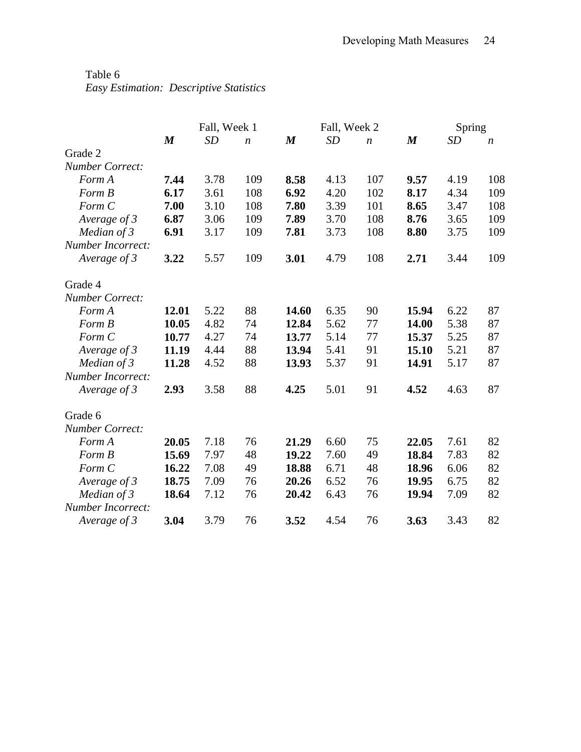Table 6

*Easy Estimation: Descriptive Statistics*

| | Fall, Week 1 | | | Fall, Week 2 | | | Spring | | |
|---|---|---|---|---|---|---|---|---|---|
| | ***M*** | *SD* | *n* | ***M*** | *SD* | *n* | ***M*** | *SD* | *n* |
| Grade 2 | | | | | | | | | |
| *Number Correct:* | | | | | | | | | |
| *Form A* | **7.44** | 3.78 | 109 | **8.58** | 4.13 | 107 | **9.57** | 4.19 | 108 |
| *Form B* | **6.17** | 3.61 | 108 | **6.92** | 4.20 | 102 | **8.17** | 4.34 | 109 |
| *Form C* | **7.00** | 3.10 | 108 | **7.80** | 3.39 | 101 | **8.65** | 3.47 | 108 |
| *Average of 3* | **6.87** | 3.06 | 109 | **7.89** | 3.70 | 108 | **8.76** | 3.65 | 109 |
| *Median of 3* | **6.91** | 3.17 | 109 | **7.81** | 3.73 | 108 | **8.80** | 3.75 | 109 |
| *Number Incorrect:* | | | | | | | | | |
| *Average of 3* | **3.22** | 5.57 | 109 | **3.01** | 4.79 | 108 | **2.71** | 3.44 | 109 |
| Grade 4 | | | | | | | | | |
| *Number Correct:* | | | | | | | | | |
| *Form A* | **12.01** | 5.22 | 88 | **14.60** | 6.35 | 90 | **15.94** | 6.22 | 87 |
| *Form B* | **10.05** | 4.82 | 74 | **12.84** | 5.62 | 77 | **14.00** | 5.38 | 87 |
| *Form C* | **10.77** | 4.27 | 74 | **13.77** | 5.14 | 77 | **15.37** | 5.25 | 87 |
| *Average of 3* | **11.19** | 4.44 | 88 | **13.94** | 5.41 | 91 | **15.10** | 5.21 | 87 |
| *Median of 3* | **11.28** | 4.52 | 88 | **13.93** | 5.37 | 91 | **14.91** | 5.17 | 87 |
| *Number Incorrect:* | | | | | | | | | |
| *Average of 3* | **2.93** | 3.58 | 88 | **4.25** | 5.01 | 91 | **4.52** | 4.63 | 87 |
| Grade 6 | | | | | | | | | |
| *Number Correct:* | | | | | | | | | |
| *Form A* | **20.05** | 7.18 | 76 | **21.29** | 6.60 | 75 | **22.05** | 7.61 | 82 |
| *Form B* | **15.69** | 7.97 | 48 | **19.22** | 7.60 | 49 | **18.84** | 7.83 | 82 |
| *Form C* | **16.22** | 7.08 | 49 | **18.88** | 6.71 | 48 | **18.96** | 6.06 | 82 |
| *Average of 3* | **18.75** | 7.09 | 76 | **20.26** | 6.52 | 76 | **19.95** | 6.75 | 82 |
| *Median of 3* | **18.64** | 7.12 | 76 | **20.42** | 6.43 | 76 | **19.94** | 7.09 | 82 |
| *Number Incorrect:* | | | | | | | | | |
| *Average of 3* | **3.04** | 3.79 | 76 | **3.52** | 4.54 | 76 | **3.63** | 3.43 | 82 |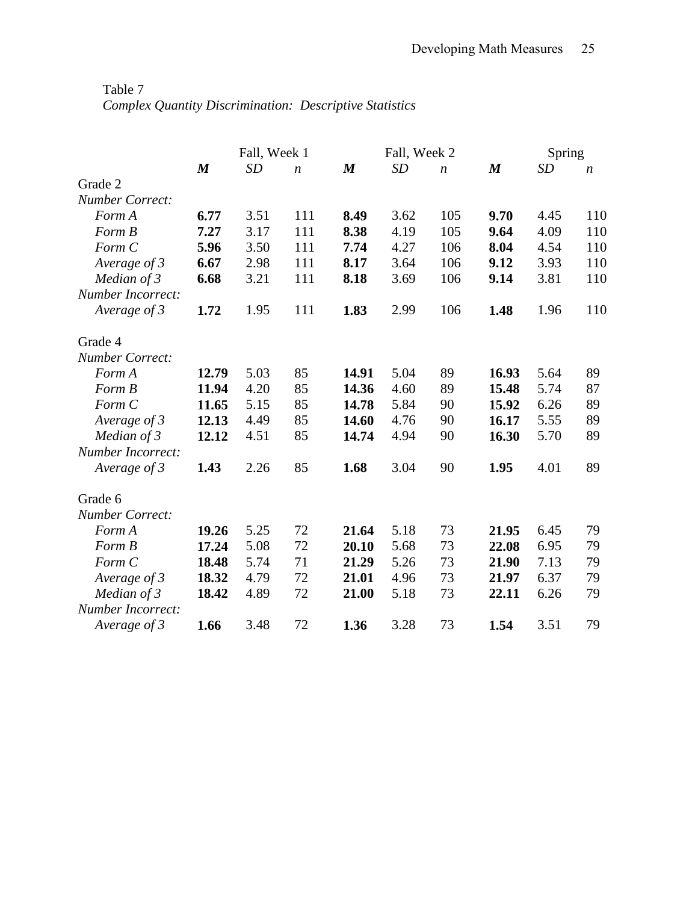Table 7

*Complex Quantity Discrimination: Descriptive Statistics*

| | Fall, Week 1 | | | Fall, Week 2 | | | Spring | | |
|---|---|---|---|---|---|---|---|---|---|
| | ***M*** | *SD* | *n* | ***M*** | *SD* | *n* | ***M*** | *SD* | *n* |
| Grade 2 | | | | | | | | | |
| *Number Correct:* | | | | | | | | | |
| *Form A* | **6.77** | 3.51 | 111 | **8.49** | 3.62 | 105 | **9.70** | 4.45 | 110 |
| *Form B* | **7.27** | 3.17 | 111 | **8.38** | 4.19 | 105 | **9.64** | 4.09 | 110 |
| *Form C* | **5.96** | 3.50 | 111 | **7.74** | 4.27 | 106 | **8.04** | 4.54 | 110 |
| *Average of 3* | **6.67** | 2.98 | 111 | **8.17** | 3.64 | 106 | **9.12** | 3.93 | 110 |
| *Median of 3* | **6.68** | 3.21 | 111 | **8.18** | 3.69 | 106 | **9.14** | 3.81 | 110 |
| *Number Incorrect:* | | | | | | | | | |
| *Average of 3* | **1.72** | 1.95 | 111 | **1.83** | 2.99 | 106 | **1.48** | 1.96 | 110 |
| Grade 4 | | | | | | | | | |
| *Number Correct:* | | | | | | | | | |
| *Form A* | **12.79** | 5.03 | 85 | **14.91** | 5.04 | 89 | **16.93** | 5.64 | 89 |
| *Form B* | **11.94** | 4.20 | 85 | **14.36** | 4.60 | 89 | **15.48** | 5.74 | 87 |
| *Form C* | **11.65** | 5.15 | 85 | **14.78** | 5.84 | 90 | **15.92** | 6.26 | 89 |
| *Average of 3* | **12.13** | 4.49 | 85 | **14.60** | 4.76 | 90 | **16.17** | 5.55 | 89 |
| *Median of 3* | **12.12** | 4.51 | 85 | **14.74** | 4.94 | 90 | **16.30** | 5.70 | 89 |
| *Number Incorrect:* | | | | | | | | | |
| *Average of 3* | **1.43** | 2.26 | 85 | **1.68** | 3.04 | 90 | **1.95** | 4.01 | 89 |
| Grade 6 | | | | | | | | | |
| *Number Correct:* | | | | | | | | | |
| *Form A* | **19.26** | 5.25 | 72 | **21.64** | 5.18 | 73 | **21.95** | 6.45 | 79 |
| *Form B* | **17.24** | 5.08 | 72 | **20.10** | 5.68 | 73 | **22.08** | 6.95 | 79 |
| *Form C* | **18.48** | 5.74 | 71 | **21.29** | 5.26 | 73 | **21.90** | 7.13 | 79 |
| *Average of 3* | **18.32** | 4.79 | 72 | **21.01** | 4.96 | 73 | **21.97** | 6.37 | 79 |
| *Median of 3* | **18.42** | 4.89 | 72 | **21.00** | 5.18 | 73 | **22.11** | 6.26 | 79 |
| *Number Incorrect:* | | | | | | | | | |
| *Average of 3* | **1.66** | 3.48 | 72 | **1.36** | 3.28 | 73 | **1.54** | 3.51 | 79 |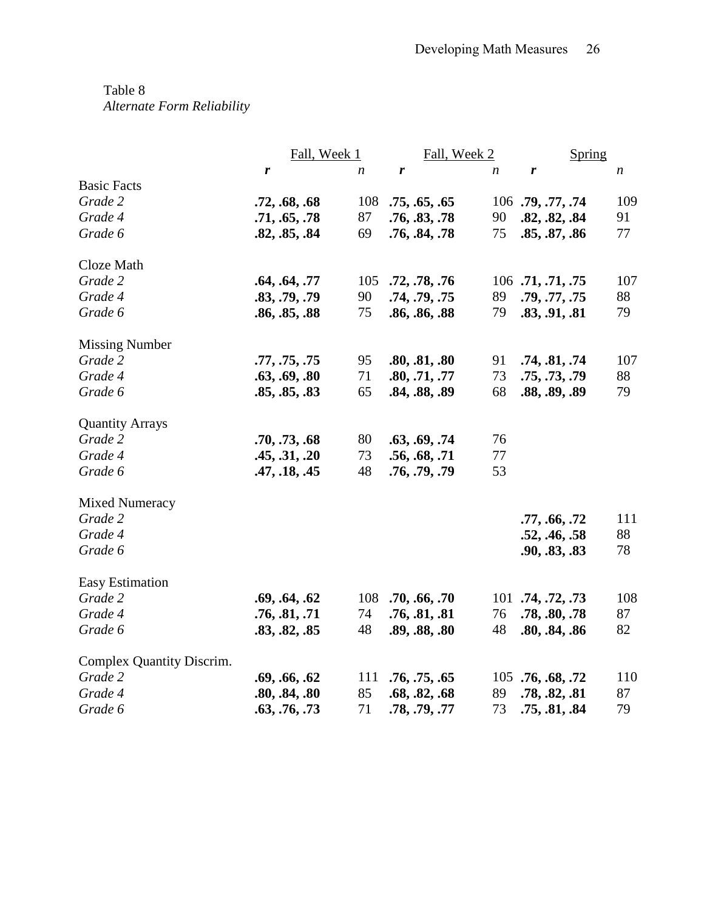Table 8
*Alternate Form Reliability*

| | Fall, Week 1 | | Fall, Week 2 | | Spring | |
|---|---|---|---|---|---|---|
| | ***r*** | *n* | ***r*** | *n* | ***r*** | *n* |
| Basic Facts | | | | | | |
| *Grade 2* | **.72, .68, .68** | 108 | **.75, .65, .65** | 106 | **.79, .77, .74** | 109 |
| *Grade 4* | **.71, .65, .78** | 87 | **.76, .83, .78** | 90 | **.82, .82, .84** | 91 |
| *Grade 6* | **.82, .85, .84** | 69 | **.76, .84, .78** | 75 | **.85, .87, .86** | 77 |
| Cloze Math | | | | | | |
| *Grade 2* | **.64, .64, .77** | 105 | **.72, .78, .76** | 106 | **.71, .71, .75** | 107 |
| *Grade 4* | **.83, .79, .79** | 90 | **.74, .79, .75** | 89 | **.79, .77, .75** | 88 |
| *Grade 6* | **.86, .85, .88** | 75 | **.86, .86, .88** | 79 | **.83, .91, .81** | 79 |
| Missing Number | | | | | | |
| *Grade 2* | **.77, .75, .75** | 95 | **.80, .81, .80** | 91 | **.74, .81, .74** | 107 |
| *Grade 4* | **.63, .69, .80** | 71 | **.80, .71, .77** | 73 | **.75, .73, .79** | 88 |
| *Grade 6* | **.85, .85, .83** | 65 | **.84, .88, .89** | 68 | **.88, .89, .89** | 79 |
| Quantity Arrays | | | | | | |
| *Grade 2* | **.70, .73, .68** | 80 | **.63, .69, .74** | 76 | | |
| *Grade 4* | **.45, .31, .20** | 73 | **.56, .68, .71** | 77 | | |
| *Grade 6* | **.47, .18, .45** | 48 | **.76, .79, .79** | 53 | | |
| Mixed Numeracy | | | | | | |
| *Grade 2* | | | | | **.77, .66, .72** | 111 |
| *Grade 4* | | | | | **.52, .46, .58** | 88 |
| *Grade 6* | | | | | **.90, .83, .83** | 78 |
| Easy Estimation | | | | | | |
| *Grade 2* | **.69, .64, .62** | 108 | **.70, .66, .70** | 101 | **.74, .72, .73** | 108 |
| *Grade 4* | **.76, .81, .71** | 74 | **.76, .81, .81** | 76 | **.78, .80, .78** | 87 |
| *Grade 6* | **.83, .82, .85** | 48 | **.89, .88, .80** | 48 | **.80, .84, .86** | 82 |
| Complex Quantity Discrim. | | | | | | |
| *Grade 2* | **.69, .66, .62** | 111 | **.76, .75, .65** | 105 | **.76, .68, .72** | 110 |
| *Grade 4* | **.80, .84, .80** | 85 | **.68, .82, .68** | 89 | **.78, .82, .81** | 87 |
| *Grade 6* | **.63, .76, .73** | 71 | **.78, .79, .77** | 73 | **.75, .81, .84** | 79 |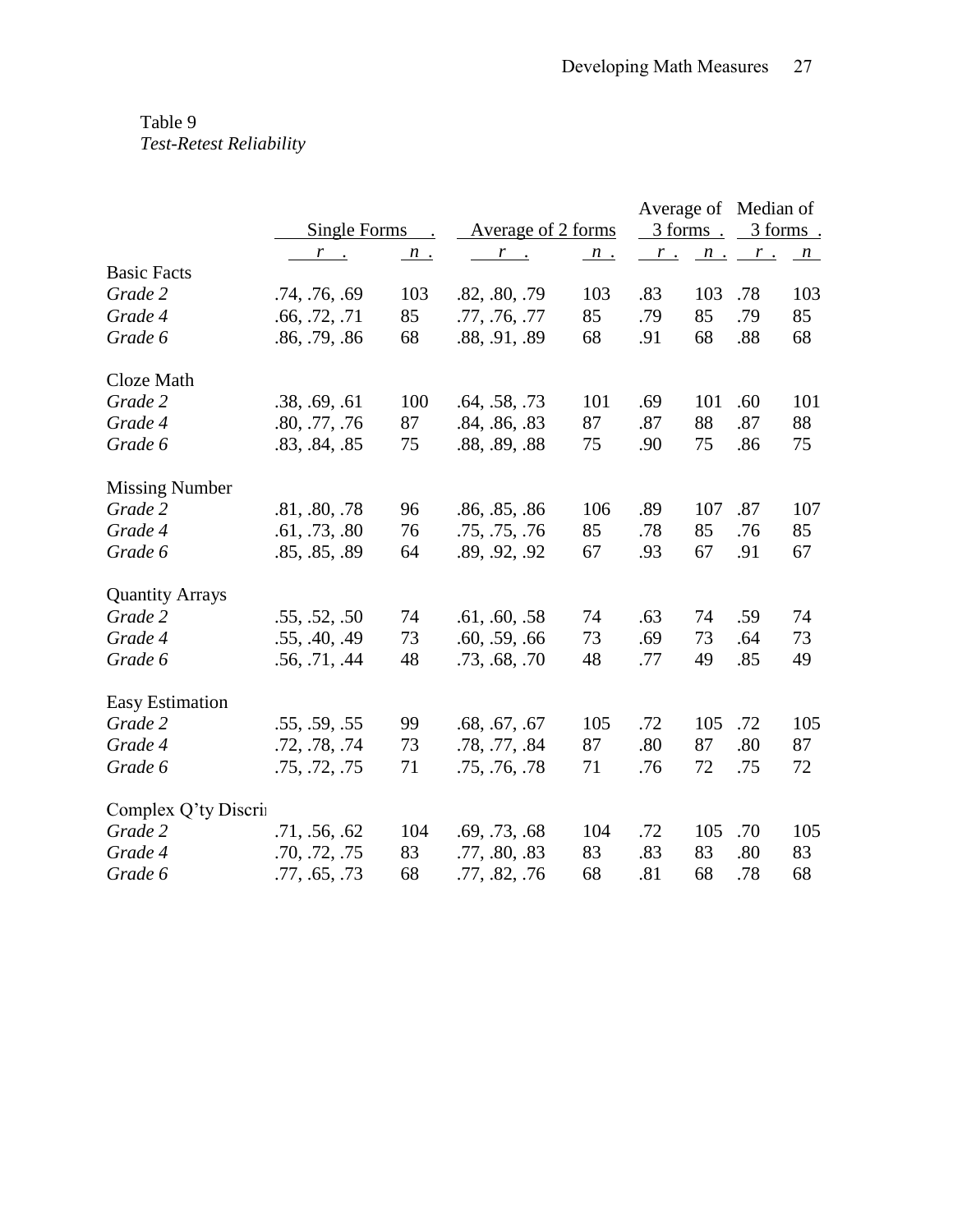Table 9
*Test-Retest Reliability*

| | Single Forms | | Average of 2 forms | | Average of 3 forms | | Median of 3 forms | |
|---|---|---|---|---|---|---|---|---|
| | *r* | *n* | *r* | *n* | *r* | *n* | *r* | *n* |
| Basic Facts | | | | | | | | |
| *Grade 2* | .74, .76, .69 | 103 | .82, .80, .79 | 103 | .83 | 103 | .78 | 103 |
| *Grade 4* | .66, .72, .71 | 85 | .77, .76, .77 | 85 | .79 | 85 | .79 | 85 |
| *Grade 6* | .86, .79, .86 | 68 | .88, .91, .89 | 68 | .91 | 68 | .88 | 68 |
| Cloze Math | | | | | | | | |
| *Grade 2* | .38, .69, .61 | 100 | .64, .58, .73 | 101 | .69 | 101 | .60 | 101 |
| *Grade 4* | .80, .77, .76 | 87 | .84, .86, .83 | 87 | .87 | 88 | .87 | 88 |
| *Grade 6* | .83, .84, .85 | 75 | .88, .89, .88 | 75 | .90 | 75 | .86 | 75 |
| Missing Number | | | | | | | | |
| *Grade 2* | .81, .80, .78 | 96 | .86, .85, .86 | 106 | .89 | 107 | .87 | 107 |
| *Grade 4* | .61, .73, .80 | 76 | .75, .75, .76 | 85 | .78 | 85 | .76 | 85 |
| *Grade 6* | .85, .85, .89 | 64 | .89, .92, .92 | 67 | .93 | 67 | .91 | 67 |
| Quantity Arrays | | | | | | | | |
| *Grade 2* | .55, .52, .50 | 74 | .61, .60, .58 | 74 | .63 | 74 | .59 | 74 |
| *Grade 4* | .55, .40, .49 | 73 | .60, .59, .66 | 73 | .69 | 73 | .64 | 73 |
| *Grade 6* | .56, .71, .44 | 48 | .73, .68, .70 | 48 | .77 | 49 | .85 | 49 |
| Easy Estimation | | | | | | | | |
| *Grade 2* | .55, .59, .55 | 99 | .68, .67, .67 | 105 | .72 | 105 | .72 | 105 |
| *Grade 4* | .72, .78, .74 | 73 | .78, .77, .84 | 87 | .80 | 87 | .80 | 87 |
| *Grade 6* | .75, .72, .75 | 71 | .75, .76, .78 | 71 | .76 | 72 | .75 | 72 |
| Complex Q'ty Discri | | | | | | | | |
| *Grade 2* | .71, .56, .62 | 104 | .69, .73, .68 | 104 | .72 | 105 | .70 | 105 |
| *Grade 4* | .70, .72, .75 | 83 | .77, .80, .83 | 83 | .83 | 83 | .80 | 83 |
| *Grade 6* | .77, .65, .73 | 68 | .77, .82, .76 | 68 | .81 | 68 | .78 | 68 |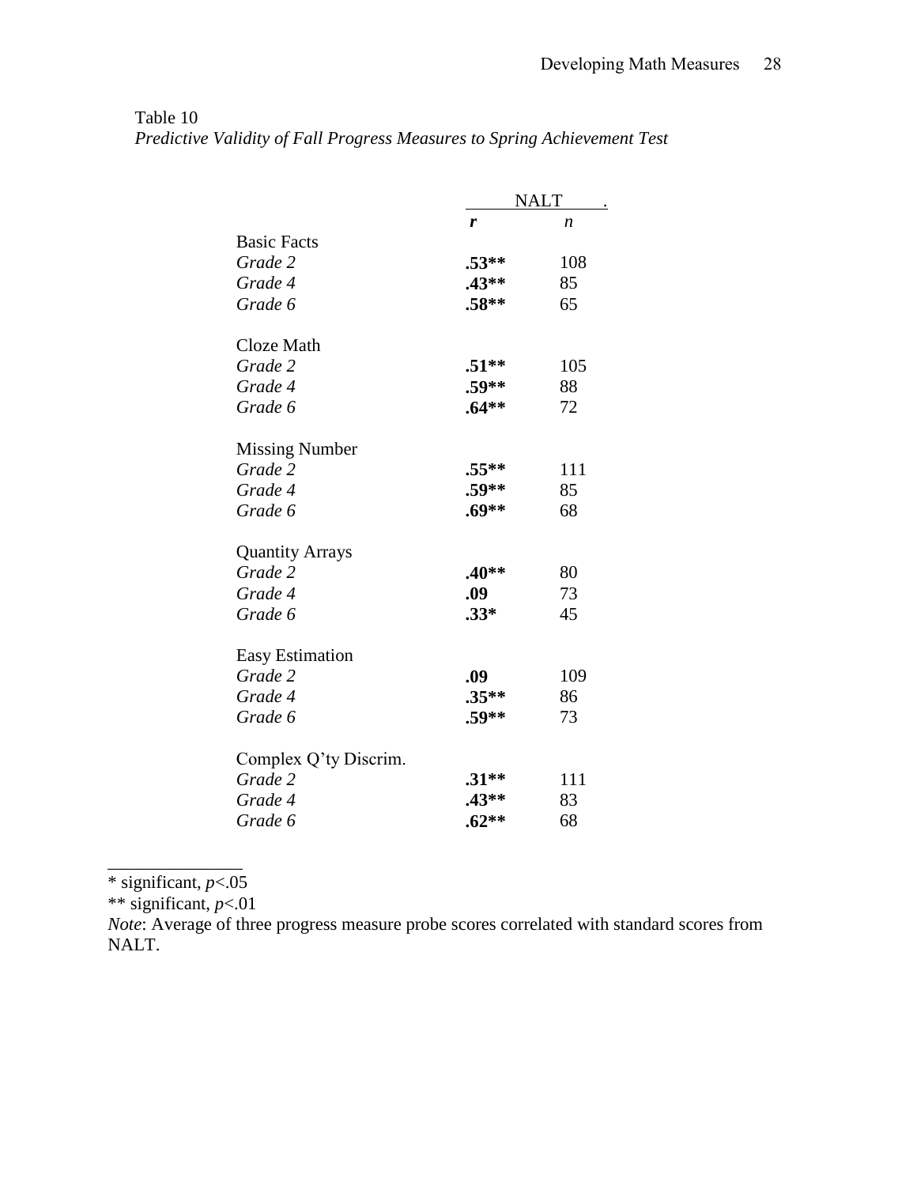Table 10

*Predictive Validity of Fall Progress Measures to Spring Achievement Test*

| | NALT | |
|---|---|---|
| | ***r*** | *n* |
| Basic Facts | | |
| *Grade 2* | **.53**** | 108 |
| *Grade 4* | **.43**** | 85 |
| *Grade 6* | **.58**** | 65 |
| Cloze Math | | |
| *Grade 2* | **.51**** | 105 |
| *Grade 4* | **.59**** | 88 |
| *Grade 6* | **.64**** | 72 |
| Missing Number | | |
| *Grade 2* | **.55**** | 111 |
| *Grade 4* | **.59**** | 85 |
| *Grade 6* | **.69**** | 68 |
| Quantity Arrays | | |
| *Grade 2* | **.40**** | 80 |
| *Grade 4* | **.09** | 73 |
| *Grade 6* | **.33*** | 45 |
| Easy Estimation | | |
| *Grade 2* | **.09** | 109 |
| *Grade 4* | **.35**** | 86 |
| *Grade 6* | **.59**** | 73 |
| Complex Q'ty Discrim. | | |
| *Grade 2* | **.31**** | 111 |
| *Grade 4* | **.43**** | 83 |
| *Grade 6* | **.62**** | 68 |

* significant, $p<.05$

** significant, $p<.01$

*Note*: Average of three progress measure probe scores correlated with standard scores from NALT.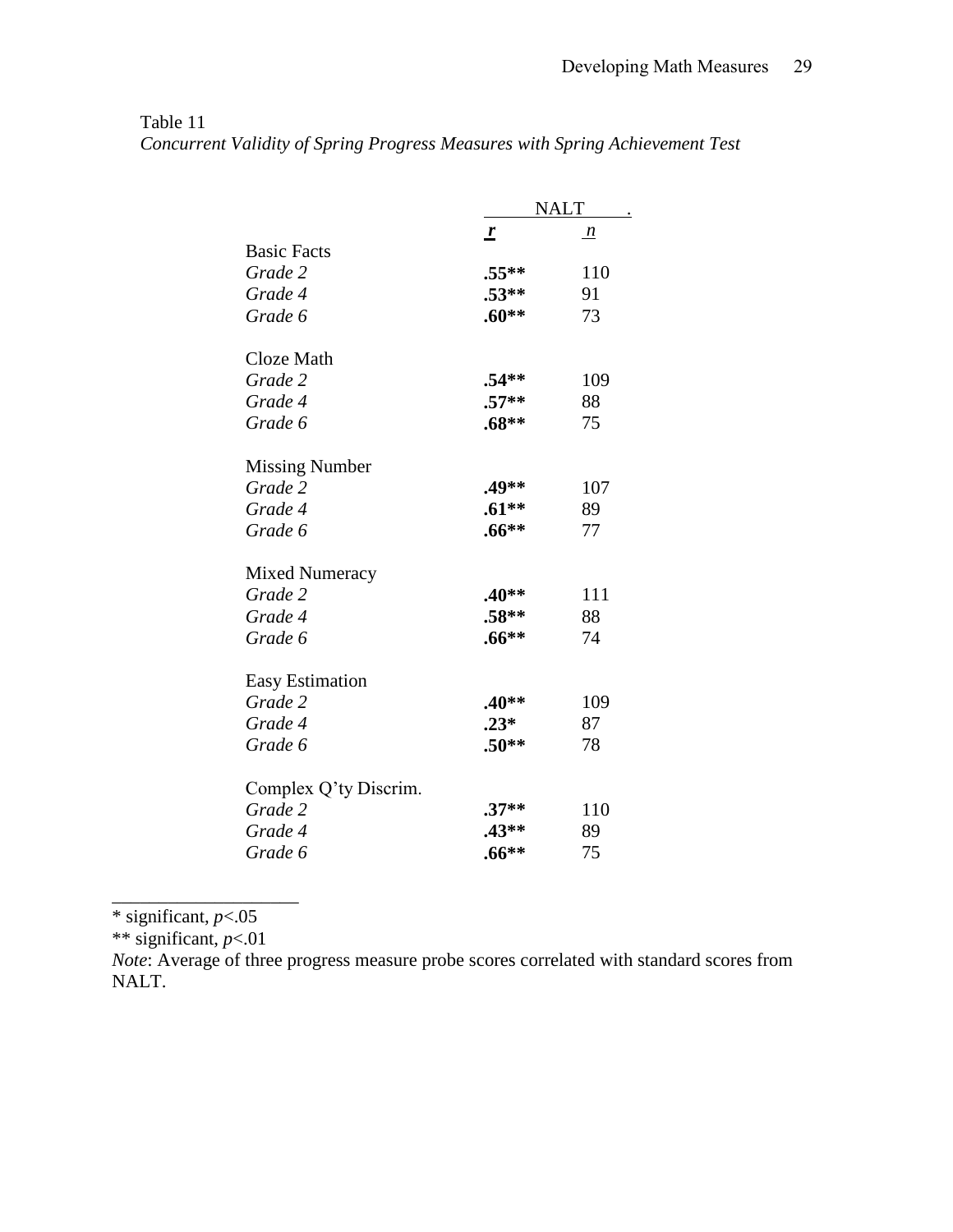Table 11

*Concurrent Validity of Spring Progress Measures with Spring Achievement Test*

| | NALT | |
|---|---|---|
| | ***r*** | *n* |
| Basic Facts | | |
| *Grade 2* | **.55**** | 110 |
| *Grade 4* | **.53**** | 91 |
| *Grade 6* | **.60**** | 73 |
| Cloze Math | | |
| *Grade 2* | **.54**** | 109 |
| *Grade 4* | **.57**** | 88 |
| *Grade 6* | **.68**** | 75 |
| Missing Number | | |
| *Grade 2* | **.49**** | 107 |
| *Grade 4* | **.61**** | 89 |
| *Grade 6* | **.66**** | 77 |
| Mixed Numeracy | | |
| *Grade 2* | **.40**** | 111 |
| *Grade 4* | **.58**** | 88 |
| *Grade 6* | **.66**** | 74 |
| Easy Estimation | | |
| *Grade 2* | **.40**** | 109 |
| *Grade 4* | **.23*** | 87 |
| *Grade 6* | **.50**** | 78 |
| Complex Q'ty Discrim. | | |
| *Grade 2* | **.37**** | 110 |
| *Grade 4* | **.43**** | 89 |
| *Grade 6* | **.66**** | 75 |

\* significant, $p<.05$

\*\* significant, $p<.01$

*Note*: Average of three progress measure probe scores correlated with standard scores from NALT.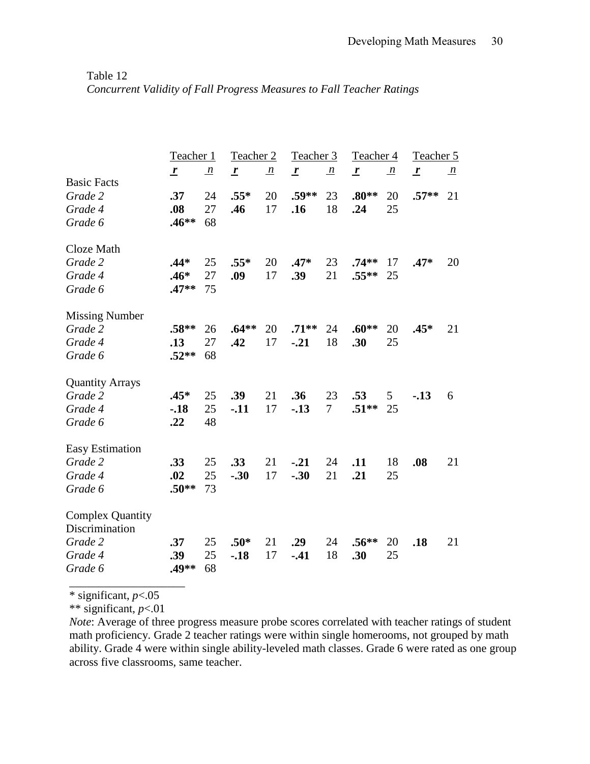Table 12
*Concurrent Validity of Fall Progress Measures to Fall Teacher Ratings*

| | Teacher 1 | | Teacher 2 | | Teacher 3 | | Teacher 4 | | Teacher 5 | |
|---|---|---|---|---|---|---|---|---|---|---|
| | ***r*** | *n* | ***r*** | *n* | ***r*** | *n* | ***r*** | *n* | ***r*** | *n* |
| Basic Facts | | | | | | | | | | |
| *Grade 2* | **.37** | 24 | **.55*** | 20 | **.59**** | 23 | **.80**** | 20 | **.57**** | 21 |
| *Grade 4* | **.08** | 27 | **.46** | 17 | **.16** | 18 | **.24** | 25 | | |
| *Grade 6* | **.46**** | 68 | | | | | | | | |
| Cloze Math | | | | | | | | | | |
| *Grade 2* | **.44*** | 25 | **.55*** | 20 | **.47*** | 23 | **.74**** | 17 | **.47*** | 20 |
| *Grade 4* | **.46*** | 27 | **.09** | 17 | **.39** | 21 | **.55**** | 25 | | |
| *Grade 6* | **.47**** | 75 | | | | | | | | |
| Missing Number | | | | | | | | | | |
| *Grade 2* | **.58**** | 26 | **.64**** | 20 | **.71**** | 24 | **.60**** | 20 | **.45*** | 21 |
| *Grade 4* | **.13** | 27 | **.42** | 17 | **-.21** | 18 | **.30** | 25 | | |
| *Grade 6* | **.52**** | 68 | | | | | | | | |
| Quantity Arrays | | | | | | | | | | |
| *Grade 2* | **.45*** | 25 | **.39** | 21 | **.36** | 23 | **.53** | 5 | **-.13** | 6 |
| *Grade 4* | **-.18** | 25 | **-.11** | 17 | **-.13** | 7 | **.51**** | 25 | | |
| *Grade 6* | **.22** | 48 | | | | | | | | |
| Easy Estimation | | | | | | | | | | |
| *Grade 2* | **.33** | 25 | **.33** | 21 | **-.21** | 24 | **.11** | 18 | **.08** | 21 |
| *Grade 4* | **.02** | 25 | **-.30** | 17 | **-.30** | 21 | **.21** | 25 | | |
| *Grade 6* | **.50**** | 73 | | | | | | | | |
| Complex Quantity Discrimination | | | | | | | | | | |
| *Grade 2* | **.37** | 25 | **.50*** | 21 | **.29** | 24 | **.56**** | 20 | **.18** | 21 |
| *Grade 4* | **.39** | 25 | **-.18** | 17 | **-.41** | 18 | **.30** | 25 | | |
| *Grade 6* | **.49**** | 68 | | | | | | | | |

\* significant, $p<.05$

\*\* significant, $p<.01$

*Note*: Average of three progress measure probe scores correlated with teacher ratings of student math proficiency. Grade 2 teacher ratings were within single homerooms, not grouped by math ability. Grade 4 were within single ability-leveled math classes. Grade 6 were rated as one group across five classrooms, same teacher.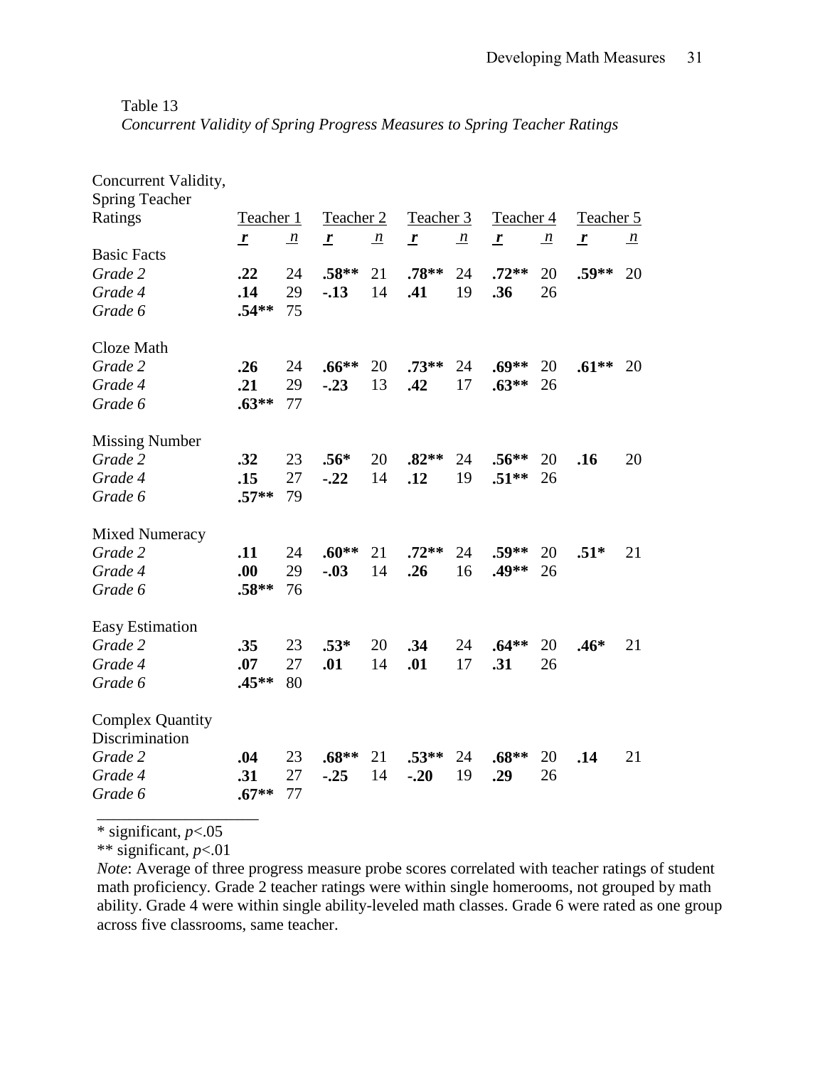Table 13

*Concurrent Validity of Spring Progress Measures to Spring Teacher Ratings*

| Concurrent Validity, Spring Teacher Ratings | Teacher 1 | | Teacher 2 | | Teacher 3 | | Teacher 4 | | Teacher 5 | |
|---|---|---|---|---|---|---|---|---|---|---|
| | ***r*** | *n* | ***r*** | *n* | ***r*** | *n* | ***r*** | *n* | ***r*** | *n* |
| Basic Facts | | | | | | | | | | |
| *Grade 2* | **.22** | 24 | **.58\*\*** | 21 | **.78\*\*** | 24 | **.72\*\*** | 20 | **.59\*\*** | 20 |
| *Grade 4* | **.14** | 29 | **-.13** | 14 | **.41** | 19 | **.36** | 26 | | |
| *Grade 6* | **.54\*\*** | 75 | | | | | | | | |
| Cloze Math | | | | | | | | | | |
| *Grade 2* | **.26** | 24 | **.66\*\*** | 20 | **.73\*\*** | 24 | **.69\*\*** | 20 | **.61\*\*** | 20 |
| *Grade 4* | **.21** | 29 | **-.23** | 13 | **.42** | 17 | **.63\*\*** | 26 | | |
| *Grade 6* | **.63\*\*** | 77 | | | | | | | | |
| Missing Number | | | | | | | | | | |
| *Grade 2* | **.32** | 23 | **.56\*** | 20 | **.82\*\*** | 24 | **.56\*\*** | 20 | **.16** | 20 |
| *Grade 4* | **.15** | 27 | **-.22** | 14 | **.12** | 19 | **.51\*\*** | 26 | | |
| *Grade 6* | **.57\*\*** | 79 | | | | | | | | |
| Mixed Numeracy | | | | | | | | | | |
| *Grade 2* | **.11** | 24 | **.60\*\*** | 21 | **.72\*\*** | 24 | **.59\*\*** | 20 | **.51\*** | 21 |
| *Grade 4* | **.00** | 29 | **-.03** | 14 | **.26** | 16 | **.49\*\*** | 26 | | |
| *Grade 6* | **.58\*\*** | 76 | | | | | | | | |
| Easy Estimation | | | | | | | | | | |
| *Grade 2* | **.35** | 23 | **.53\*** | 20 | **.34** | 24 | **.64\*\*** | 20 | **.46\*** | 21 |
| *Grade 4* | **.07** | 27 | **.01** | 14 | **.01** | 17 | **.31** | 26 | | |
| *Grade 6* | **.45\*\*** | 80 | | | | | | | | |
| Complex Quantity Discrimination | | | | | | | | | | |
| *Grade 2* | **.04** | 23 | **.68\*\*** | 21 | **.53\*\*** | 24 | **.68\*\*** | 20 | **.14** | 21 |
| *Grade 4* | **.31** | 27 | **-.25** | 14 | **-.20** | 19 | **.29** | 26 | | |
| *Grade 6* | **.67\*\*** | 77 | | | | | | | | |

\* significant, $p<.05$

\*\* significant, $p<.01$

*Note*: Average of three progress measure probe scores correlated with teacher ratings of student math proficiency. Grade 2 teacher ratings were within single homerooms, not grouped by math ability. Grade 4 were within single ability-leveled math classes. Grade 6 were rated as one group across five classrooms, same teacher.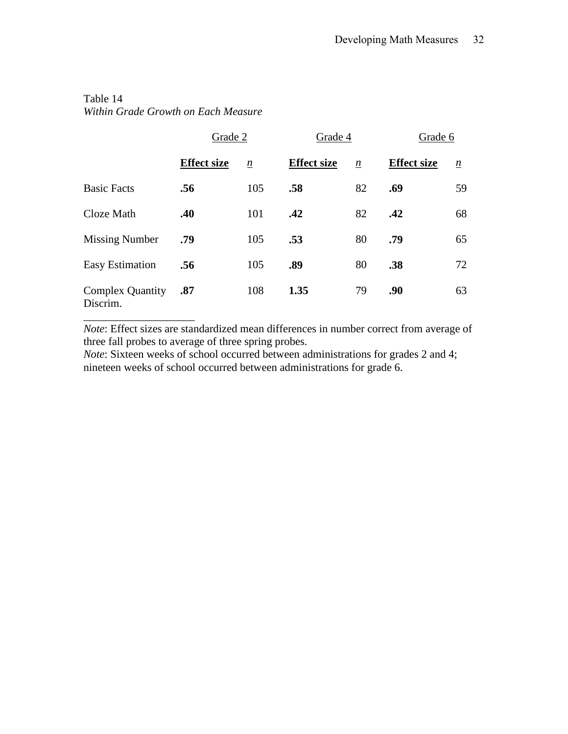Table 14

*Within Grade Growth on Each Measure*

| | Grade 2 | | Grade 4 | | Grade 6 | |
|---|---|---|---|---|---|---|
| | **Effect size** | *n* | **Effect size** | *n* | **Effect size** | *n* |
| Basic Facts | **.56** | 105 | **.58** | 82 | **.69** | 59 |
| Cloze Math | **.40** | 101 | **.42** | 82 | **.42** | 68 |
| Missing Number | **.79** | 105 | **.53** | 80 | **.79** | 65 |
| Easy Estimation | **.56** | 105 | **.89** | 80 | **.38** | 72 |
| Complex Quantity Discrim. | **.87** | 108 | **1.35** | 79 | **.90** | 63 |

*Note*: Effect sizes are standardized mean differences in number correct from average of three fall probes to average of three spring probes.

*Note*: Sixteen weeks of school occurred between administrations for grades 2 and 4; nineteen weeks of school occurred between administrations for grade 6.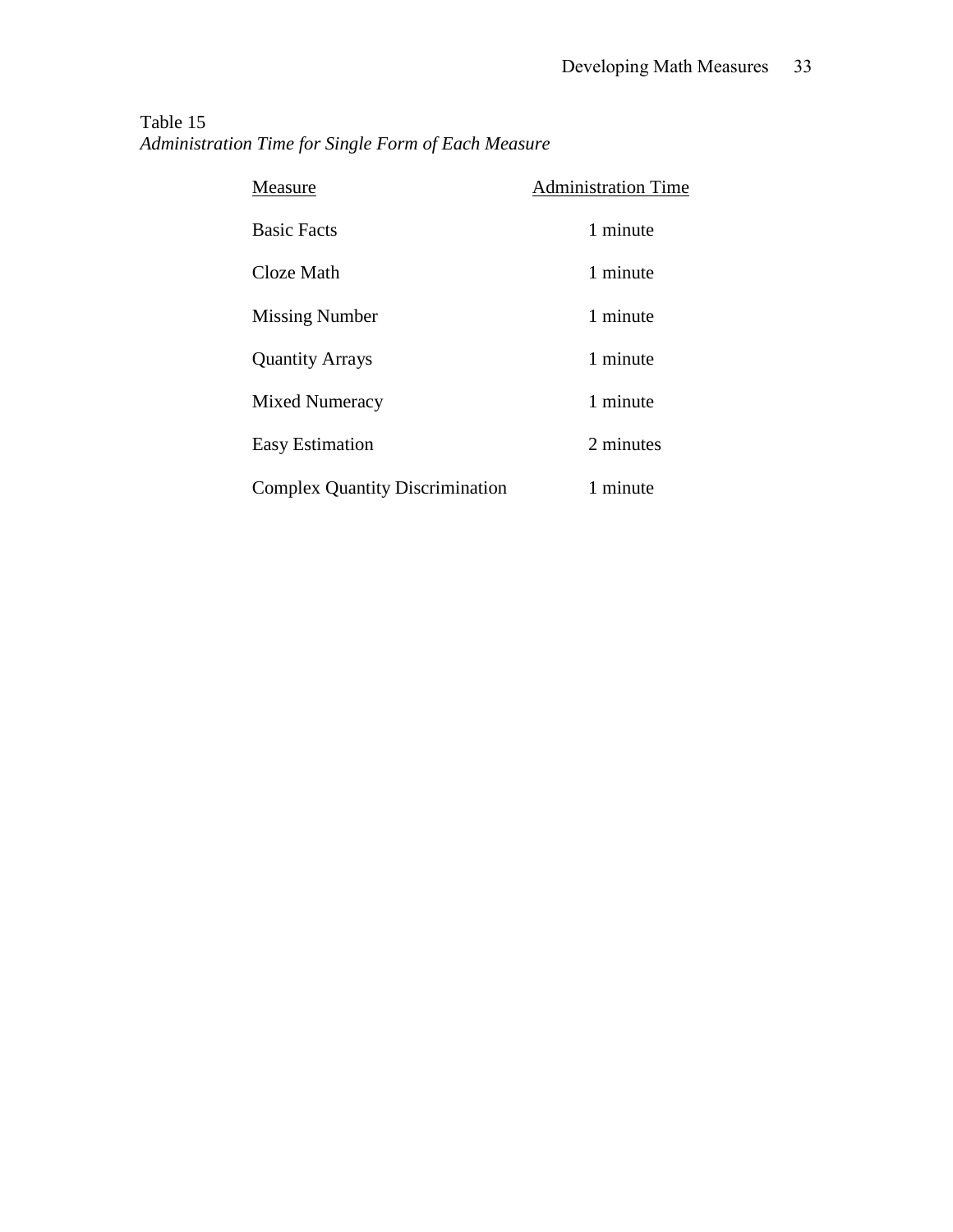Table 15

*Administration Time for Single Form of Each Measure*

| Measure | Administration Time |
|---|---|
| Basic Facts | 1 minute |
| Cloze Math | 1 minute |
| Missing Number | 1 minute |
| Quantity Arrays | 1 minute |
| Mixed Numeracy | 1 minute |
| Easy Estimation | 2 minutes |
| Complex Quantity Discrimination | 1 minute |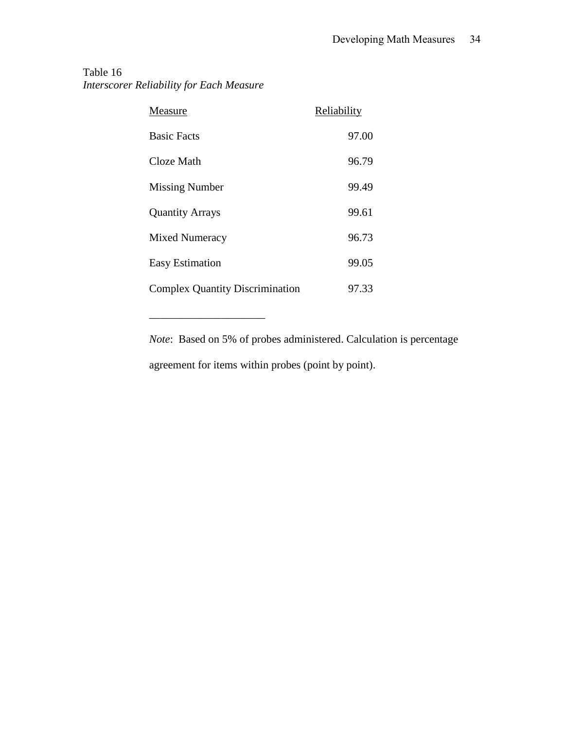Table 16

*Interscorer Reliability for Each Measure*

| Measure | Reliability |
|---|---|
| Basic Facts | 97.00 |
| Cloze Math | 96.79 |
| Missing Number | 99.49 |
| Quantity Arrays | 99.61 |
| Mixed Numeracy | 96.73 |
| Easy Estimation | 99.05 |
| Complex Quantity Discrimination | 97.33 |

*Note*: Based on 5% of probes administered. Calculation is percentage agreement for items within probes (point by point).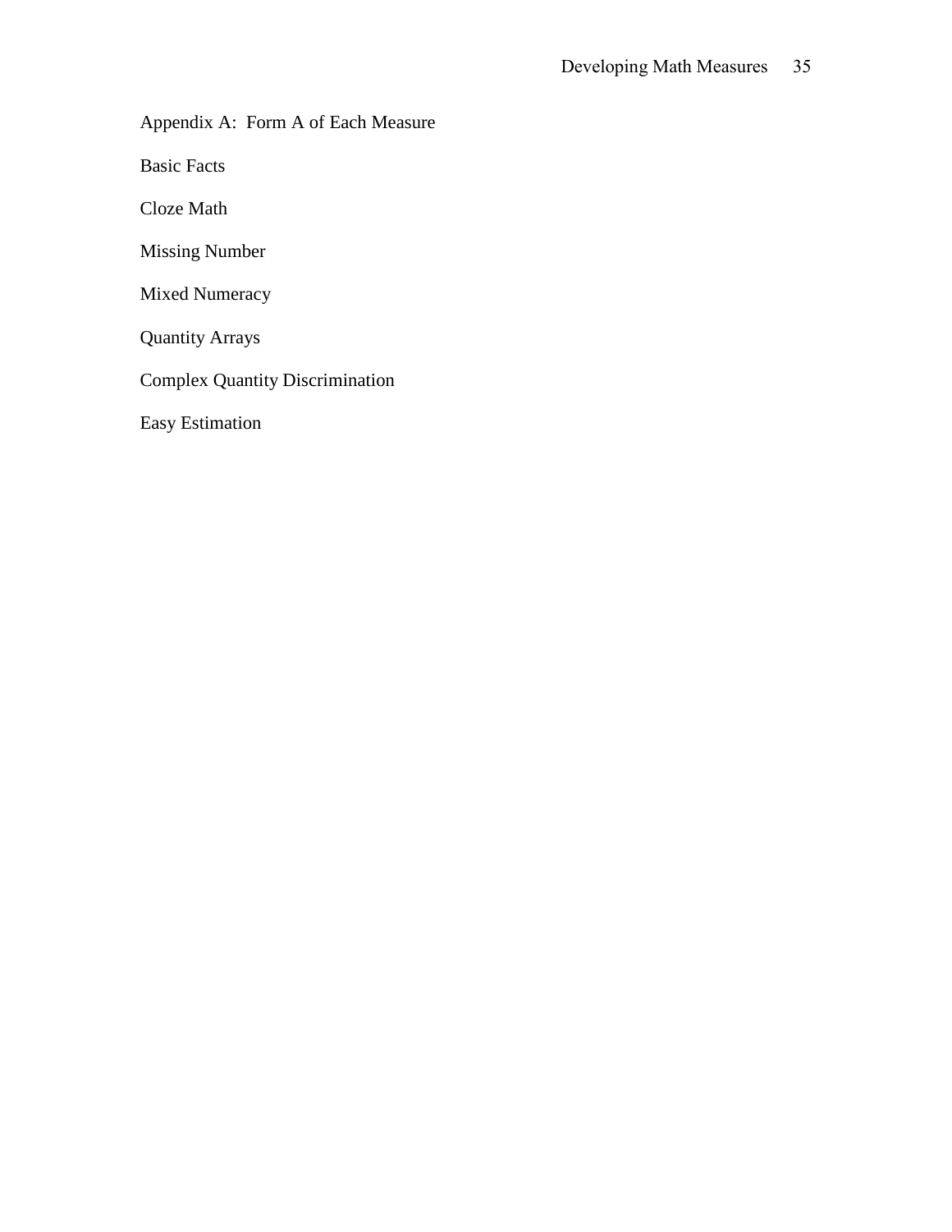# Appendix A: Form A of Each Measure

Basic Facts

Cloze Math

Missing Number

Mixed Numeracy

Quantity Arrays

Complex Quantity Discrimination

Easy Estimation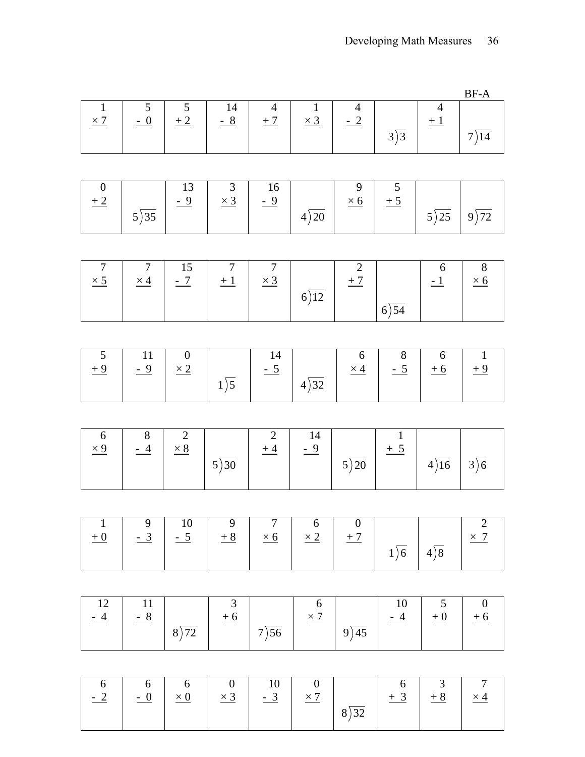BF-A

| | | | | | | | | | |
|---|---|---|---|---|---|---|---|---|---|
| $1 \times 7$ | $5 - 0$ | $5 + 2$ | $14 - 8$ | $4 + 7$ | $1 \times 3$ | $4 - 2$ | $3\overline{)3}$ | $4 + 1$ | $7\overline{)14}$ |

| | | | | | | | | | |
|---|---|---|---|---|---|---|---|---|---|
| $0 + 2$ | $5\overline{)35}$ | $13 - 9$ | $3 \times 3$ | $16 - 9$ | $4\overline{)20}$ | $9 \times 6$ | $5 + 5$ | $5\overline{)25}$ | $9\overline{)72}$ |

| | | | | | | | | | |
|---|---|---|---|---|---|---|---|---|---|
| $7 \times 5$ | $7 \times 4$ | $15 - 7$ | $7 + 1$ | $7 \times 3$ | $6\overline{)12}$ | $2 + 7$ | $6\overline{)54}$ | $6 - 1$ | $8 \times 6$ |

| | | | | | | | | | |
|---|---|---|---|---|---|---|---|---|---|
| $5 + 9$ | $11 - 9$ | $0 \times 2$ | $1\overline{)5}$ | $14 - 5$ | $4\overline{)32}$ | $6 \times 4$ | $8 - 5$ | $6 + 6$ | $1 + 9$ |

| | | | | | | | | | |
|---|---|---|---|---|---|---|---|---|---|
| $6 \times 9$ | $8 - 4$ | $2 \times 8$ | $5\overline{)30}$ | $2 + 4$ | $14 - 9$ | $5\overline{)20}$ | $1 + 5$ | $4\overline{)16}$ | $3\overline{)6}$ |

| | | | | | | | | | |
|---|---|---|---|---|---|---|---|---|---|
| $1 + 0$ | $9 - 3$ | $10 - 5$ | $9 + 8$ | $7 \times 6$ | $6 \times 2$ | $0 + 7$ | $1\overline{)6}$ | $4\overline{)8}$ | $2 \times 7$ |

| | | | | | | | | | |
|---|---|---|---|---|---|---|---|---|---|
| $12 - 4$ | $11 - 8$ | $8\overline{)72}$ | $3 + 6$ | $7\overline{)56}$ | $6 \times 7$ | $9\overline{)45}$ | $10 - 4$ | $5 + 0$ | $0 + 6$ |

| | | | | | | | | | |
|---|---|---|---|---|---|---|---|---|---|
| $6 - 2$ | $6 - 0$ | $6 \times 0$ | $0 \times 3$ | $10 - 3$ | $0 \times 7$ | $8\overline{)32}$ | $6 + 3$ | $3 + 8$ | $7 \times 4$ |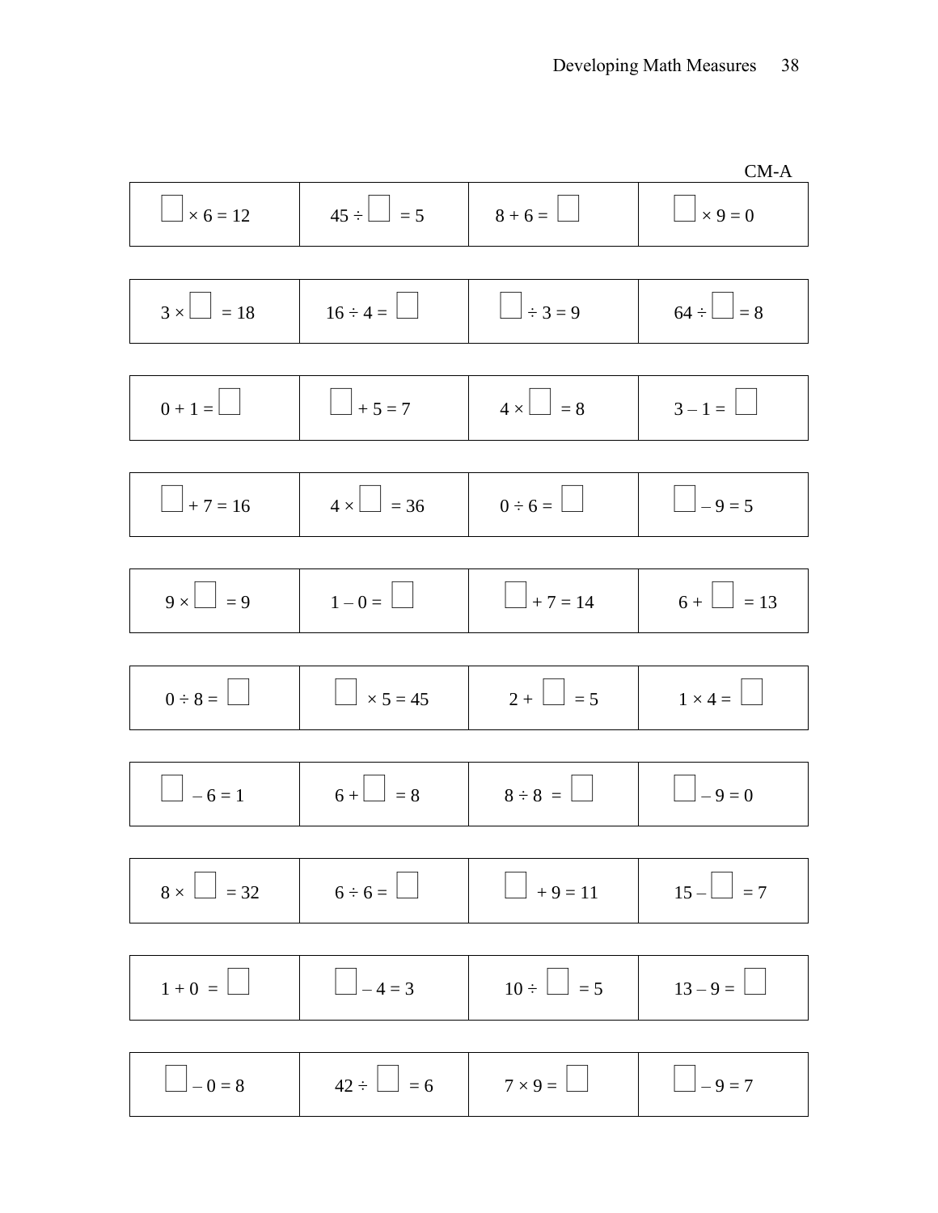CM-A

| | | | |
|---|---|---|---|
| $\square \times 6 = 12$ | $45 \div \square = 5$ | $8 + 6 = \square$ | $\square \times 9 = 0$ |
| $3 \times \square = 18$ | $16 \div 4 = \square$ | $\square \div 3 = 9$ | $64 \div \square = 8$ |
| $0 + 1 = \square$ | $\square + 5 = 7$ | $4 \times \square = 8$ | $3 - 1 = \square$ |
| $\square + 7 = 16$ | $4 \times \square = 36$ | $0 \div 6 = \square$ | $\square - 9 = 5$ |
| $9 \times \square = 9$ | $1 - 0 = \square$ | $\square + 7 = 14$ | $6 + \square = 13$ |
| $0 \div 8 = \square$ | $\square \times 5 = 45$ | $2 + \square = 5$ | $1 \times 4 = \square$ |
| $\square - 6 = 1$ | $6 + \square = 8$ | $8 \div 8 = \square$ | $\square - 9 = 0$ |
| $8 \times \square = 32$ | $6 \div 6 = \square$ | $\square + 9 = 11$ | $15 - \square = 7$ |
| $1 + 0 = \square$ | $\square - 4 = 3$ | $10 \div \square = 5$ | $13 - 9 = \square$ |
| $\square - 0 = 8$ | $42 \div \square = 6$ | $7 \times 9 = \square$ | $\square - 9 = 7$ |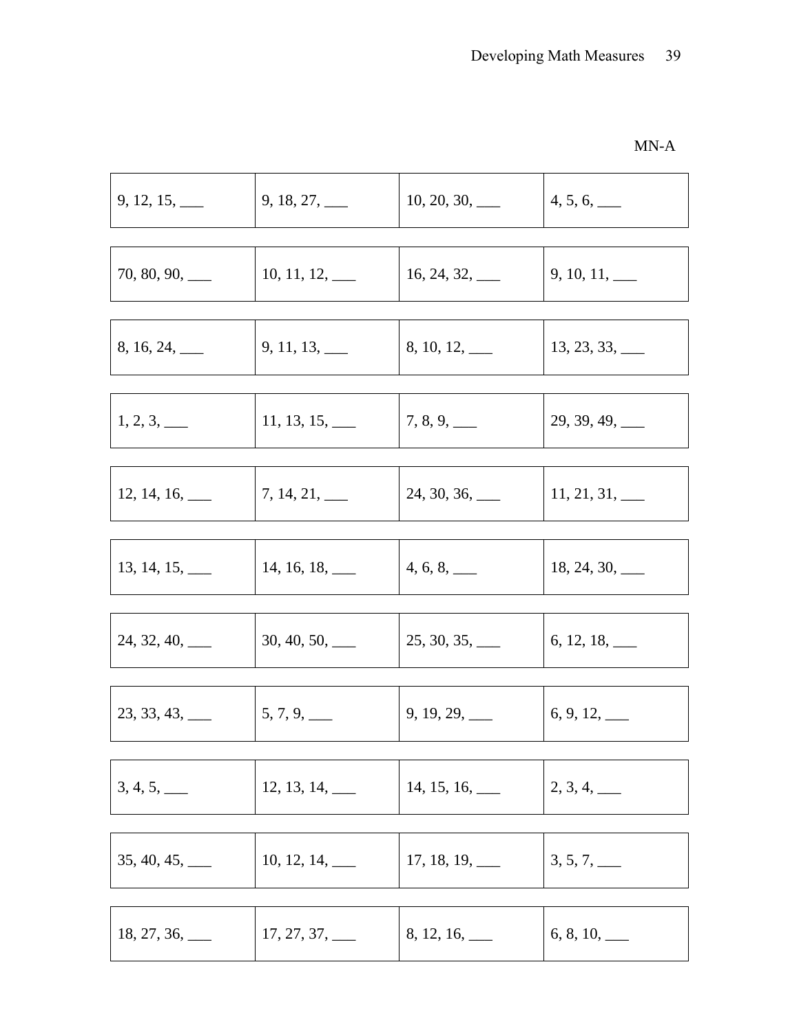MN-A

| | | | |
|---|---|---|---|
| 9, 12, 15, ___ | 9, 18, 27, ___ | 10, 20, 30, ___ | 4, 5, 6, ___ |
| 70, 80, 90, ___ | 10, 11, 12, ___ | 16, 24, 32, ___ | 9, 10, 11, ___ |
| 8, 16, 24, ___ | 9, 11, 13, ___ | 8, 10, 12, ___ | 13, 23, 33, ___ |
| 1, 2, 3, ___ | 11, 13, 15, ___ | 7, 8, 9, ___ | 29, 39, 49, ___ |
| 12, 14, 16, ___ | 7, 14, 21, ___ | 24, 30, 36, ___ | 11, 21, 31, ___ |
| 13, 14, 15, ___ | 14, 16, 18, ___ | 4, 6, 8, ___ | 18, 24, 30, ___ |
| 24, 32, 40, ___ | 30, 40, 50, ___ | 25, 30, 35, ___ | 6, 12, 18, ___ |
| 23, 33, 43, ___ | 5, 7, 9, ___ | 9, 19, 29, ___ | 6, 9, 12, ___ |
| 3, 4, 5, ___ | 12, 13, 14, ___ | 14, 15, 16, ___ | 2, 3, 4, ___ |
| 35, 40, 45, ___ | 10, 12, 14, ___ | 17, 18, 19, ___ | 3, 5, 7, ___ |
| 18, 27, 36, ___ | 17, 27, 37, ___ | 8, 12, 16, ___ | 6, 8, 10, ___ |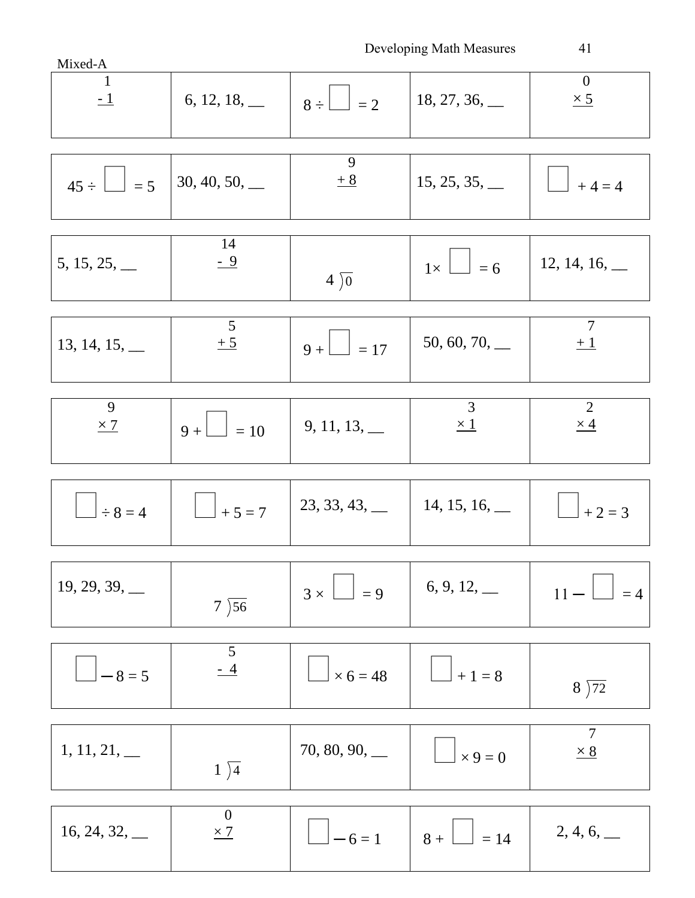Mixed-A

| | | | | |
|---|---|---|---|---|
| $\begin{array}{r} 1 \\ -\ 1 \\ \hline \end{array}$ | 6, 12, 18, __ | $8 \div \square = 2$ | 18, 27, 36, __ | $\begin{array}{r} 0 \\ \times\ 5 \\ \hline \end{array}$ |
| $45 \div \square = 5$ | 30, 40, 50, __ | $\begin{array}{r} 9 \\ +\ 8 \\ \hline \end{array}$ | 15, 25, 35, __ | $\square + 4 = 4$ |
| 5, 15, 25, __ | $\begin{array}{r} 14 \\ -\ 9 \\ \hline \end{array}$ | $4\overline{)0}$ | $1 \times \square = 6$ | 12, 14, 16, __ |
| 13, 14, 15, __ | $\begin{array}{r} 5 \\ +\ 5 \\ \hline \end{array}$ | $9 + \square = 17$ | 50, 60, 70, __ | $\begin{array}{r} 7 \\ +\ 1 \\ \hline \end{array}$ |
| $\begin{array}{r} 9 \\ \times\ 7 \\ \hline \end{array}$ | $9 + \square = 10$ | 9, 11, 13, __ | $\begin{array}{r} 3 \\ \times\ 1 \\ \hline \end{array}$ | $\begin{array}{r} 2 \\ \times\ 4 \\ \hline \end{array}$ |
| $\square \div 8 = 4$ | $\square + 5 = 7$ | 23, 33, 43, __ | 14, 15, 16, __ | $\square + 2 = 3$ |
| 19, 29, 39, __ | $7\overline{)56}$ | $3 \times \square = 9$ | 6, 9, 12, __ | $11 - \square = 4$ |
| $\square - 8 = 5$ | $\begin{array}{r} 5 \\ -\ 4 \\ \hline \end{array}$ | $\square \times 6 = 48$ | $\square + 1 = 8$ | $8\overline{)72}$ |
| 1, 11, 21, __ | $1\overline{)4}$ | 70, 80, 90, __ | $\square \times 9 = 0$ | $\begin{array}{r} 7 \\ \times\ 8 \\ \hline \end{array}$ |
| 16, 24, 32, __ | $\begin{array}{r} 0 \\ \times\ 7 \\ \hline \end{array}$ | $\square - 6 = 1$ | $8 + \square = 14$ | 2, 4, 6, __ |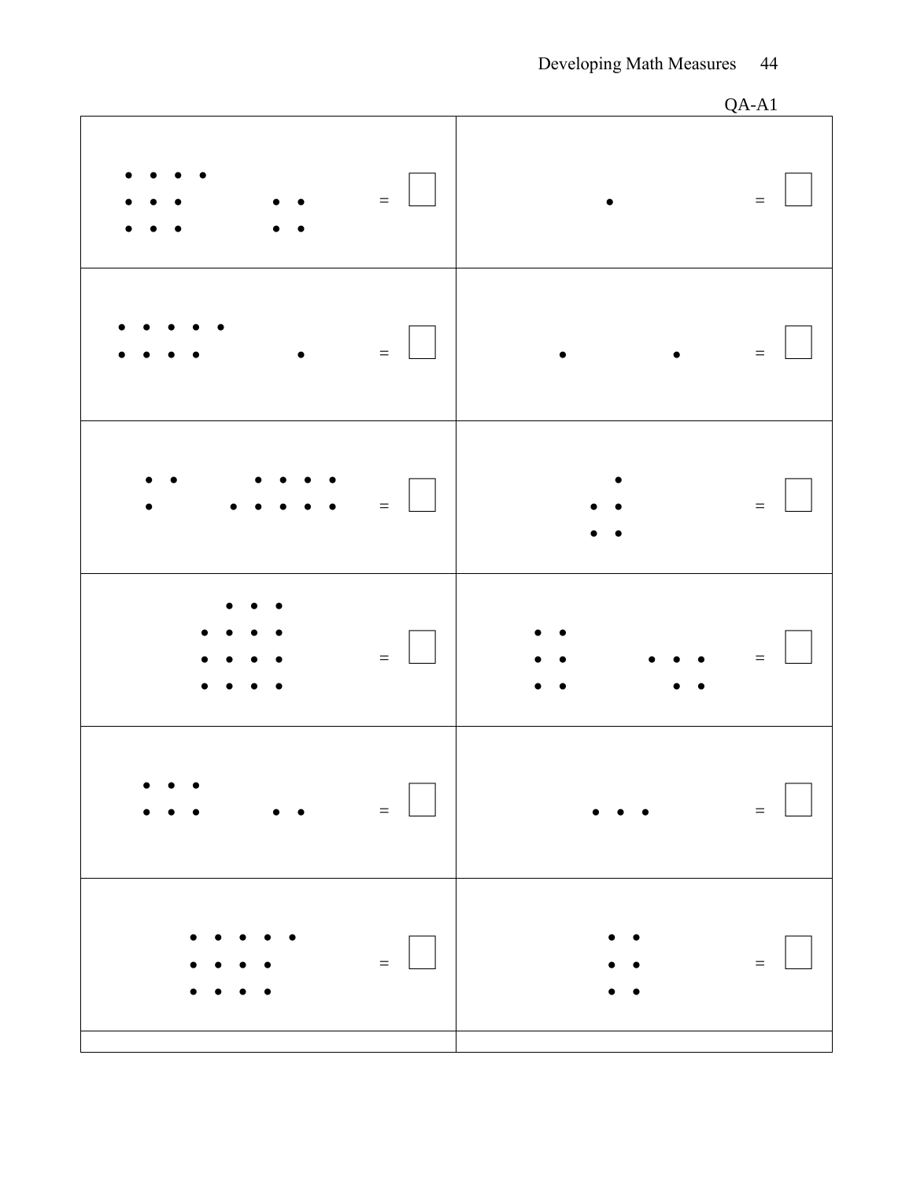QA-A1

| | |
|---|---|
| • • • •<br>• • •  • •<br>• • •  • • = ☐ | • = ☐ |
| • • • • •<br>• • • •  • = ☐ | •  • = ☐ |
| • •  • • • •<br>•  • • • • • = ☐ | •<br>• •<br>• • = ☐ |
| • • •<br>• • • •<br>• • • •<br>• • • • = ☐ | • •<br>• •  • • •<br>• •  • • = ☐ |
| • • •<br>• • •  • • = ☐ | • • • = ☐ |
| • • • • •<br>• • • •<br>• • • • = ☐ | • •<br>• •<br>• • = ☐ |
| | |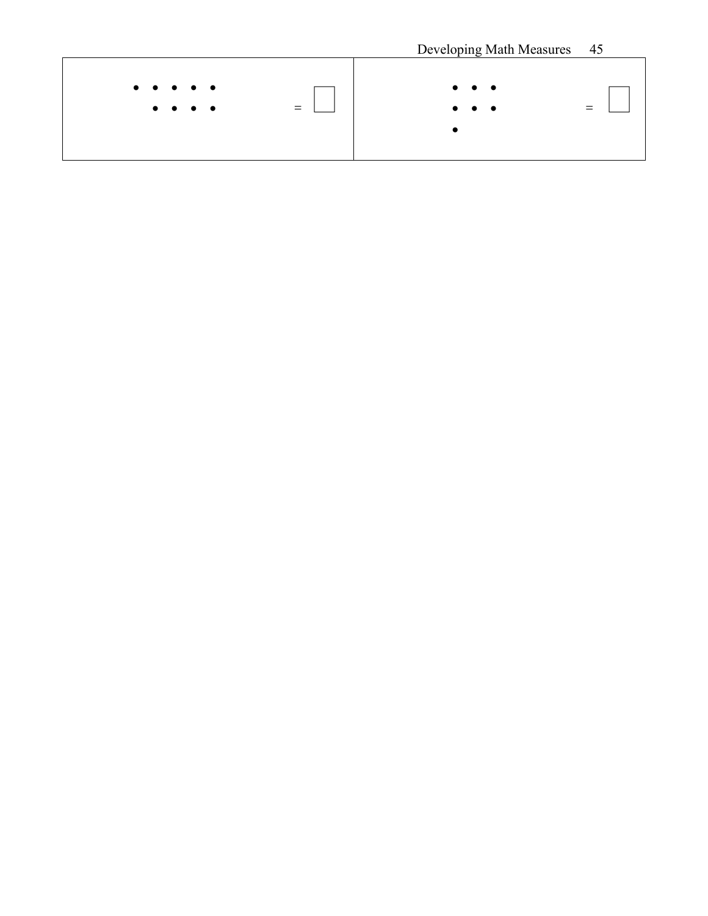| | |
|---|---|
| • • • • •<br>• • • •    = ☐ | • • •<br>• • •<br>•    = ☐ |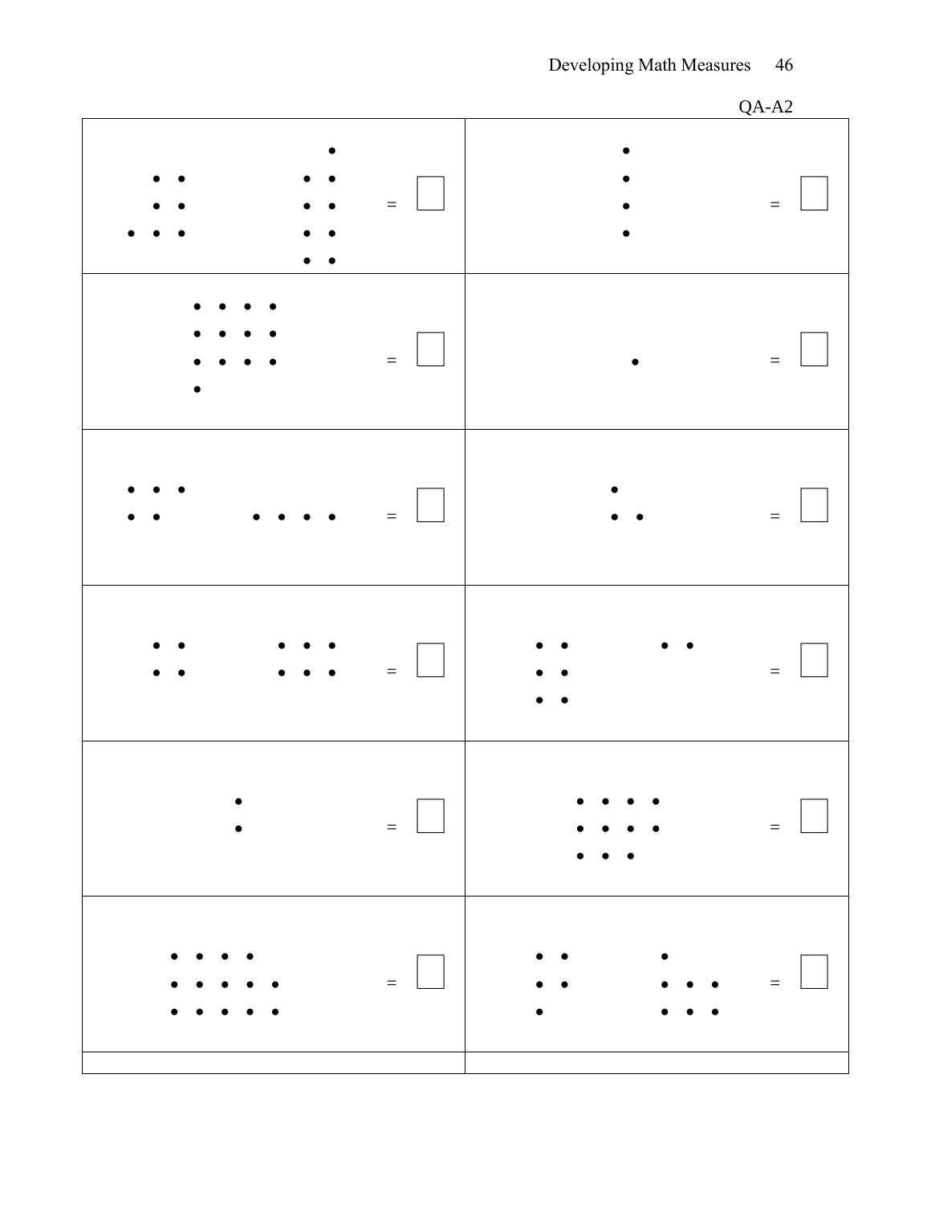QA-A2

| | |
|---|---|
| • • &nbsp;&nbsp;&nbsp;&nbsp; • <br> • • &nbsp;&nbsp;&nbsp;&nbsp; • • <br> • • • &nbsp;&nbsp;&nbsp;&nbsp; • • <br> &nbsp;&nbsp;&nbsp;&nbsp; • • <br> &nbsp;&nbsp;&nbsp;&nbsp; • • &nbsp;&nbsp; = ☐ | • <br> • <br> • <br> • &nbsp;&nbsp; = ☐ |
| • • • • <br> • • • • <br> • • • • <br> • &nbsp;&nbsp; = ☐ | • &nbsp;&nbsp; = ☐ |
| • • • <br> • • &nbsp;&nbsp;&nbsp;&nbsp; • • • • &nbsp;&nbsp; = ☐ | • <br> • • &nbsp;&nbsp; = ☐ |
| • • &nbsp;&nbsp;&nbsp;&nbsp; • • • <br> • • &nbsp;&nbsp;&nbsp;&nbsp; • • • &nbsp;&nbsp; = ☐ | • • &nbsp;&nbsp;&nbsp;&nbsp; • • <br> • • <br> • • &nbsp;&nbsp; = ☐ |
| • <br> • &nbsp;&nbsp; = ☐ | • • • • <br> • • • • <br> • • • &nbsp;&nbsp; = ☐ |
| • • • • <br> • • • • • <br> • • • • • &nbsp;&nbsp; = ☐ | • • &nbsp;&nbsp;&nbsp;&nbsp; • <br> • • &nbsp;&nbsp;&nbsp;&nbsp; • • • <br> • &nbsp;&nbsp;&nbsp;&nbsp; • • • &nbsp;&nbsp; = ☐ |
| | |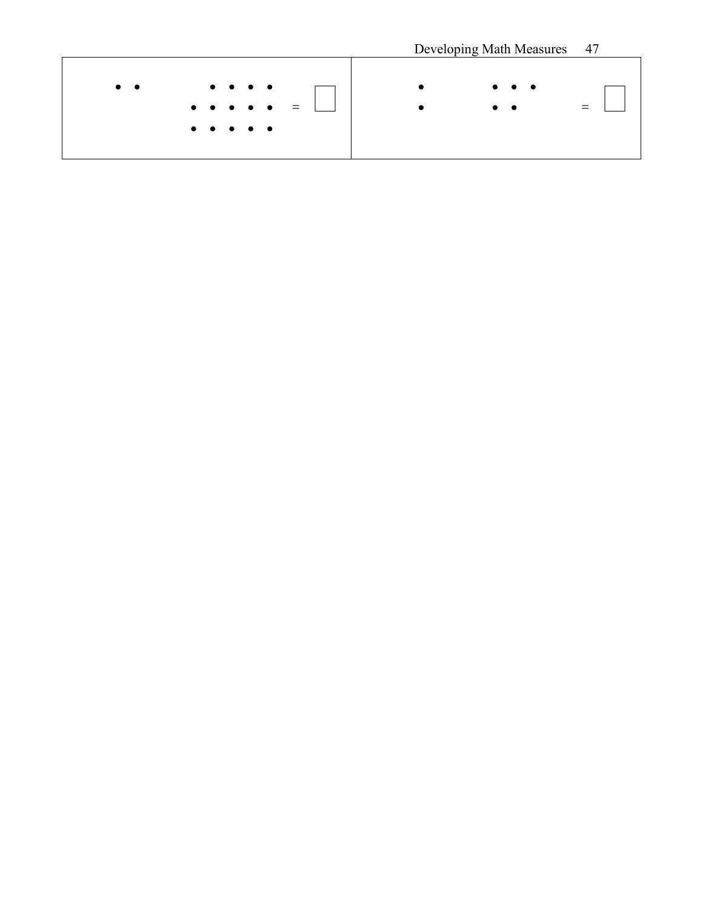| | |
|---|---|
| • • &nbsp;&nbsp;&nbsp;&nbsp;&nbsp;&nbsp;&nbsp;&nbsp; • • • •<br>&nbsp;&nbsp;&nbsp;&nbsp;&nbsp;&nbsp;&nbsp;&nbsp;&nbsp;&nbsp;&nbsp;&nbsp;&nbsp;&nbsp;&nbsp;&nbsp; • • • • • &nbsp;&nbsp; = ☐<br>&nbsp;&nbsp;&nbsp;&nbsp;&nbsp;&nbsp;&nbsp;&nbsp;&nbsp;&nbsp;&nbsp;&nbsp;&nbsp;&nbsp;&nbsp;&nbsp; • • • • • | • &nbsp;&nbsp;&nbsp;&nbsp;&nbsp;&nbsp;&nbsp;&nbsp; • • •<br>• &nbsp;&nbsp;&nbsp;&nbsp;&nbsp;&nbsp;&nbsp;&nbsp; • • &nbsp;&nbsp;&nbsp;&nbsp;&nbsp;&nbsp; = ☐ |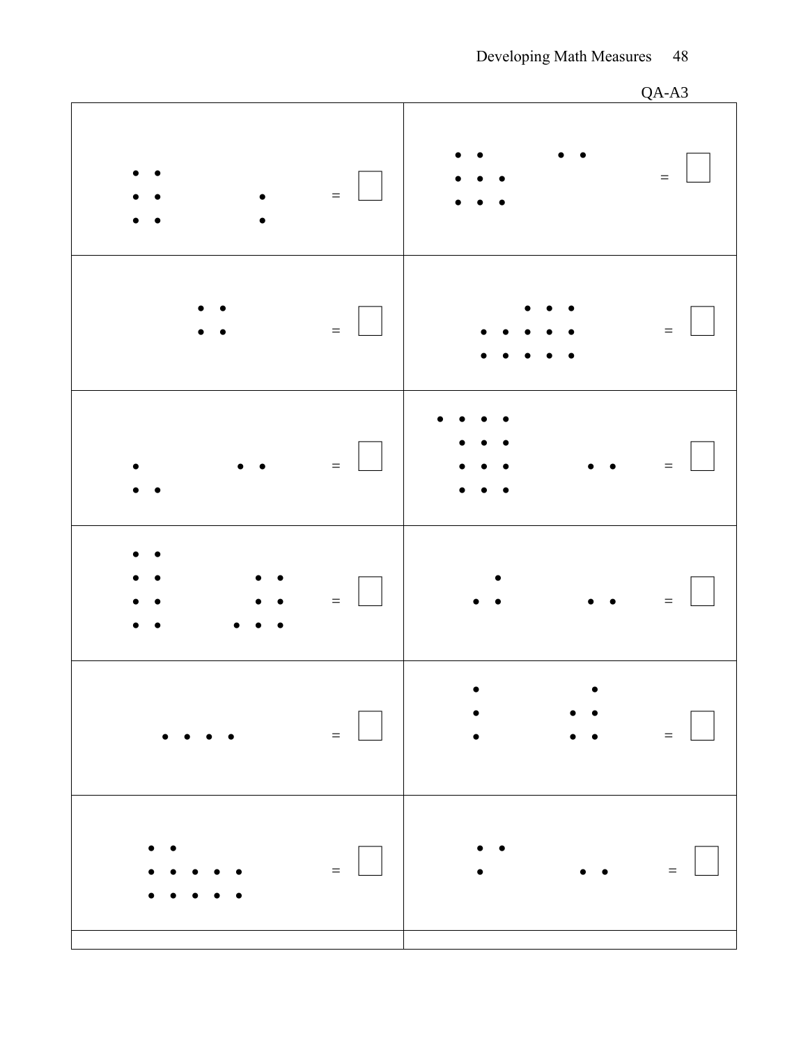QA-A3

| | |
|---|---|
| • •<br>• •   •<br>• •   • = ☐ | • •   • •<br>• • •<br>• • • = ☐ |
| • •<br>• • = ☐ | • • •<br>• • • • •<br>• • • • • = ☐ |
| •   • •<br>• • = ☐ | • • • •<br>• • •<br>• • •   • •<br>• • • = ☐ |
| • •<br>• •   • •<br>• •   • •<br>• •   • • • = ☐ | •<br>• •   • • = ☐ |
| • • • • = ☐ | •   •<br>•   • •<br>•   • • = ☐ |
| • •<br>• • • • •<br>• • • • • = ☐ | • •<br>•   • • = ☐ |
| | |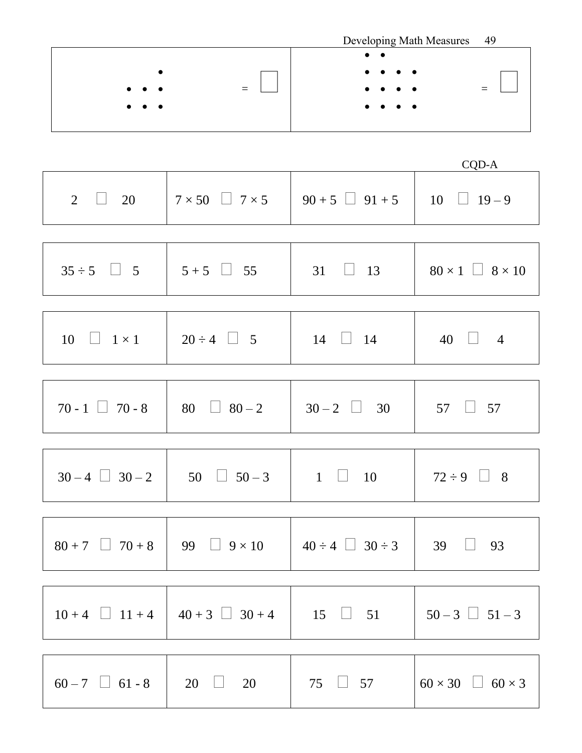| • <br> • • • <br> • • • = □ | • • <br> • • • • <br> • • • • <br> • • • • = □ |
|---|---|

CQD-A

| | | | |
|---|---|---|---|
| 2 □ 20 | 7 × 50 □ 7 × 5 | 90 + 5 □ 91 + 5 | 10 □ 19 – 9 |
| 35 ÷ 5 □ 5 | 5 + 5 □ 55 | 31 □ 13 | 80 × 1 □ 8 × 10 |
| 10 □ 1 × 1 | 20 ÷ 4 □ 5 | 14 □ 14 | 40 □ 4 |
| 70 - 1 □ 70 - 8 | 80 □ 80 – 2 | 30 – 2 □ 30 | 57 □ 57 |
| 30 – 4 □ 30 – 2 | 50 □ 50 – 3 | 1 □ 10 | 72 ÷ 9 □ 8 |
| 80 + 7 □ 70 + 8 | 99 □ 9 × 10 | 40 ÷ 4 □ 30 ÷ 3 | 39 □ 93 |
| 10 + 4 □ 11 + 4 | 40 + 3 □ 30 + 4 | 15 □ 51 | 50 – 3 □ 51 – 3 |
| 60 – 7 □ 61 - 8 | 20 □ 20 | 75 □ 57 | 60 × 30 □ 60 × 3 |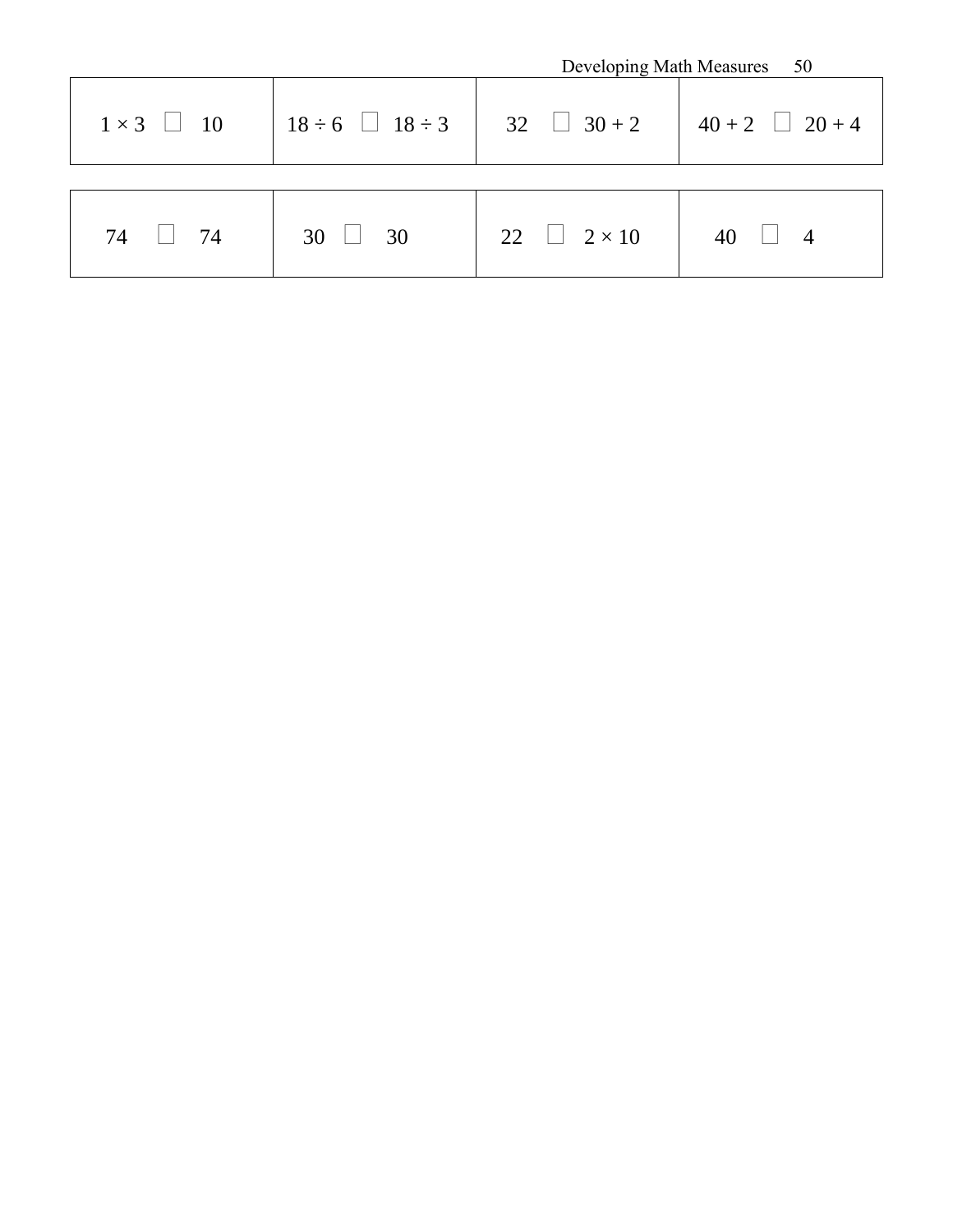| $1 \times 3$ □ 10 | $18 \div 6$ □ $18 \div 3$ | 32 □ $30 + 2$ | $40 + 2$ □ $20 + 4$ |
|---|---|---|---|

| 74 □ 74 | 30 □ 30 | 22 □ $2 \times 10$ | 40 □ 4 |
|---|---|---|---|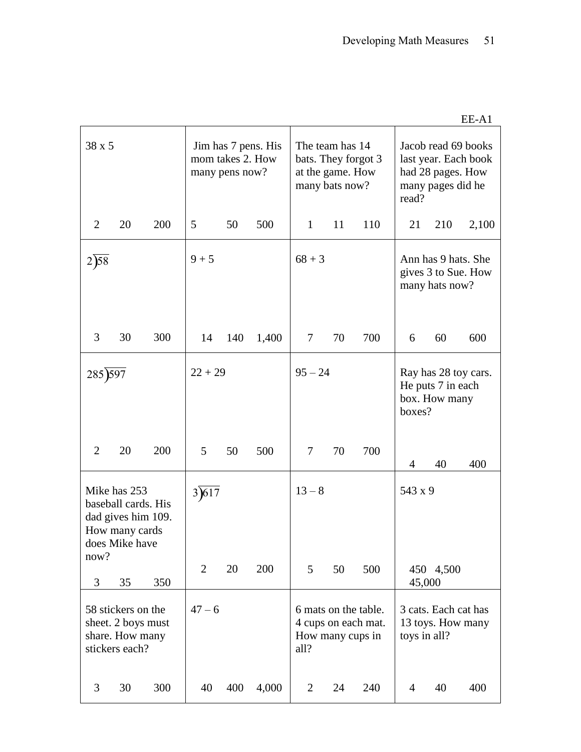EE-A1

| | | | |
|---|---|---|---|
| 38 x 5<br><br>2 20 200 | Jim has 7 pens. His mom takes 2. How many pens now?<br><br>5 50 500 | The team has 14 bats. They forgot 3 at the game. How many bats now?<br><br>1 11 110 | Jacob read 69 books last year. Each book had 28 pages. How many pages did he read?<br><br>21 210 2,100 |
| $2\overline{)58}$<br><br>3 30 300 | 9 + 5<br><br>14 140 1,400 | 68 + 3<br><br>7 70 700 | Ann has 9 hats. She gives 3 to Sue. How many hats now?<br><br>6 60 600 |
| $285\overline{)597}$<br><br>2 20 200 | 22 + 29<br><br>5 50 500 | 95 – 24<br><br>7 70 700 | Ray has 28 toy cars. He puts 7 in each box. How many boxes?<br><br>4 40 400 |
| Mike has 253 baseball cards. His dad gives him 109. How many cards does Mike have now?<br><br>3 35 350 | $3\overline{)617}$<br><br>2 20 200 | 13 – 8<br><br>5 50 500 | 543 x 9<br><br>450 4,500 45,000 |
| 58 stickers on the sheet. 2 boys must share. How many stickers each?<br><br>3 30 300 | 47 – 6<br><br>40 400 4,000 | 6 mats on the table. 4 cups on each mat. How many cups in all?<br><br>2 24 240 | 3 cats. Each cat has 13 toys. How many toys in all?<br><br>4 40 400 |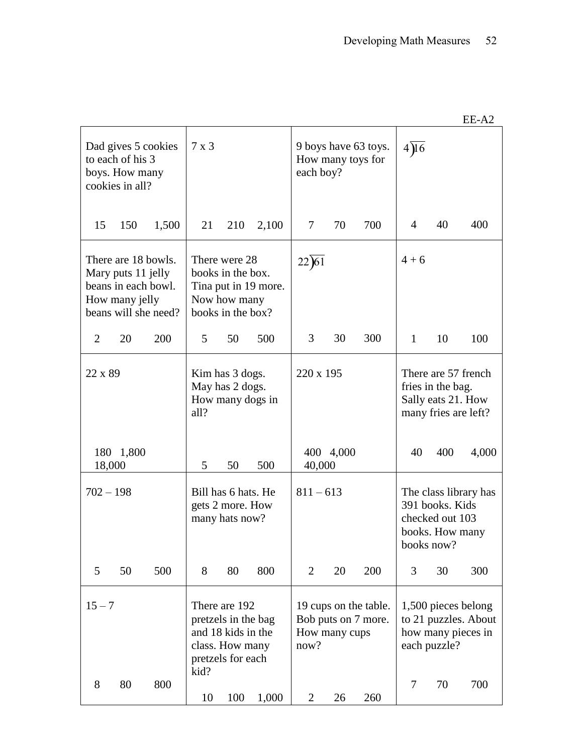EE-A2

| | | | |
|---|---|---|---|
| Dad gives 5 cookies to each of his 3 boys. How many cookies in all?<br><br>15 150 1,500 | 7 x 3<br><br>21 210 2,100 | 9 boys have 63 toys. How many toys for each boy?<br><br>7 70 700 | $4\overline{)16}$<br><br>4 40 400 |
| There are 18 bowls. Mary puts 11 jelly beans in each bowl. How many jelly beans will she need?<br><br>2 20 200 | There were 28 books in the box. Tina put in 19 more. Now how many books in the box?<br><br>5 50 500 | $22\overline{)61}$<br><br>3 30 300 | 4 + 6<br><br>1 10 100 |
| 22 x 89<br><br>180 1,800 18,000 | Kim has 3 dogs. May has 2 dogs. How many dogs in all?<br><br>5 50 500 | 220 x 195<br><br>400 4,000 40,000 | There are 57 french fries in the bag. Sally eats 21. How many fries are left?<br><br>40 400 4,000 |
| 702 – 198<br><br>5 50 500 | Bill has 6 hats. He gets 2 more. How many hats now?<br><br>8 80 800 | 811 – 613<br><br>2 20 200 | The class library has 391 books. Kids checked out 103 books. How many books now?<br><br>3 30 300 |
| 15 – 7<br><br>8 80 800 | There are 192 pretzels in the bag and 18 kids in the class. How many pretzels for each kid?<br><br>10 100 1,000 | 19 cups on the table. Bob puts on 7 more. How many cups now?<br><br>2 26 260 | 1,500 pieces belong to 21 puzzles. About how many pieces in each puzzle?<br><br>7 70 700 |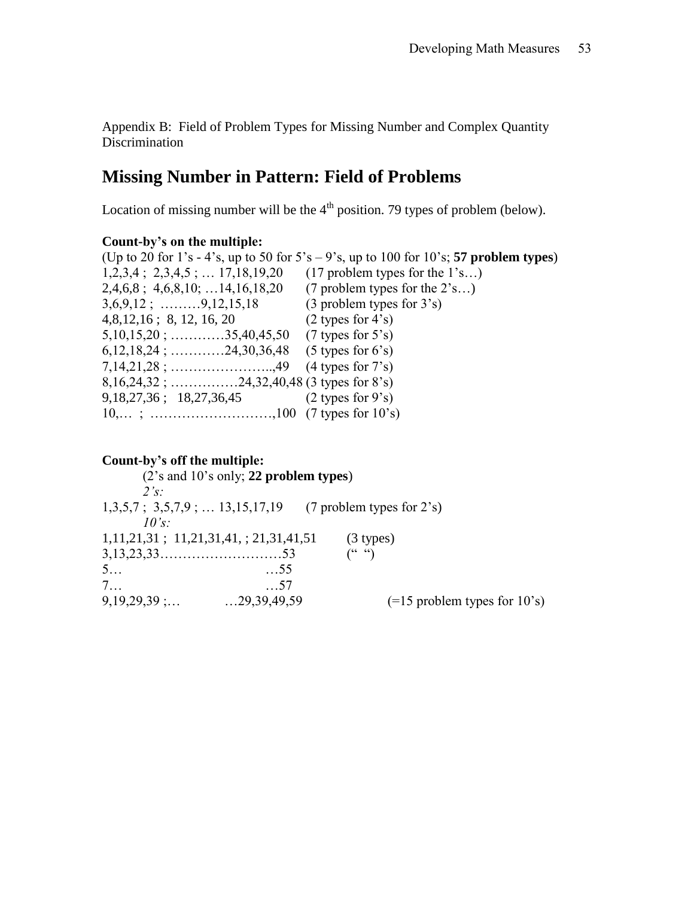Appendix B: Field of Problem Types for Missing Number and Complex Quantity Discrimination

# Missing Number in Pattern: Field of Problems

Location of missing number will be the 4th position. 79 types of problem (below).

**Count-by's on the multiple:**

(Up to 20 for 1's - 4's, up to 50 for 5's – 9's, up to 100 for 10's; **57 problem types**)

1,2,3,4 ; 2,3,4,5 ; … 17,18,19,20 (17 problem types for the 1's…)
2,4,6,8 ; 4,6,8,10; …14,16,18,20 (7 problem types for the 2's…)
3,6,9,12 ; ………9,12,15,18 (3 problem types for 3's)
4,8,12,16 ; 8, 12, 16, 20 (2 types for 4's)
5,10,15,20 ; …………35,40,45,50 (7 types for 5's)
6,12,18,24 ; …………24,30,36,48 (5 types for 6's)
7,14,21,28 ; …………………..,49 (4 types for 7's)
8,16,24,32 ; ……………24,32,40,48 (3 types for 8's)
9,18,27,36 ; 18,27,36,45 (2 types for 9's)
10,… ; ……………………….,100 (7 types for 10's)

**Count-by's off the multiple:**

(2's and 10's only; **22 problem types**)

*2's:*

1,3,5,7 ; 3,5,7,9 ; … 13,15,17,19 (7 problem types for 2's)

*10's:*

1,11,21,31 ; 11,21,31,41, ; 21,31,41,51 (3 types)
3,13,23,33………………………53 (" ")
5… …55
7… …57
9,19,29,39 ;… …29,39,49,59 (=15 problem types for 10's)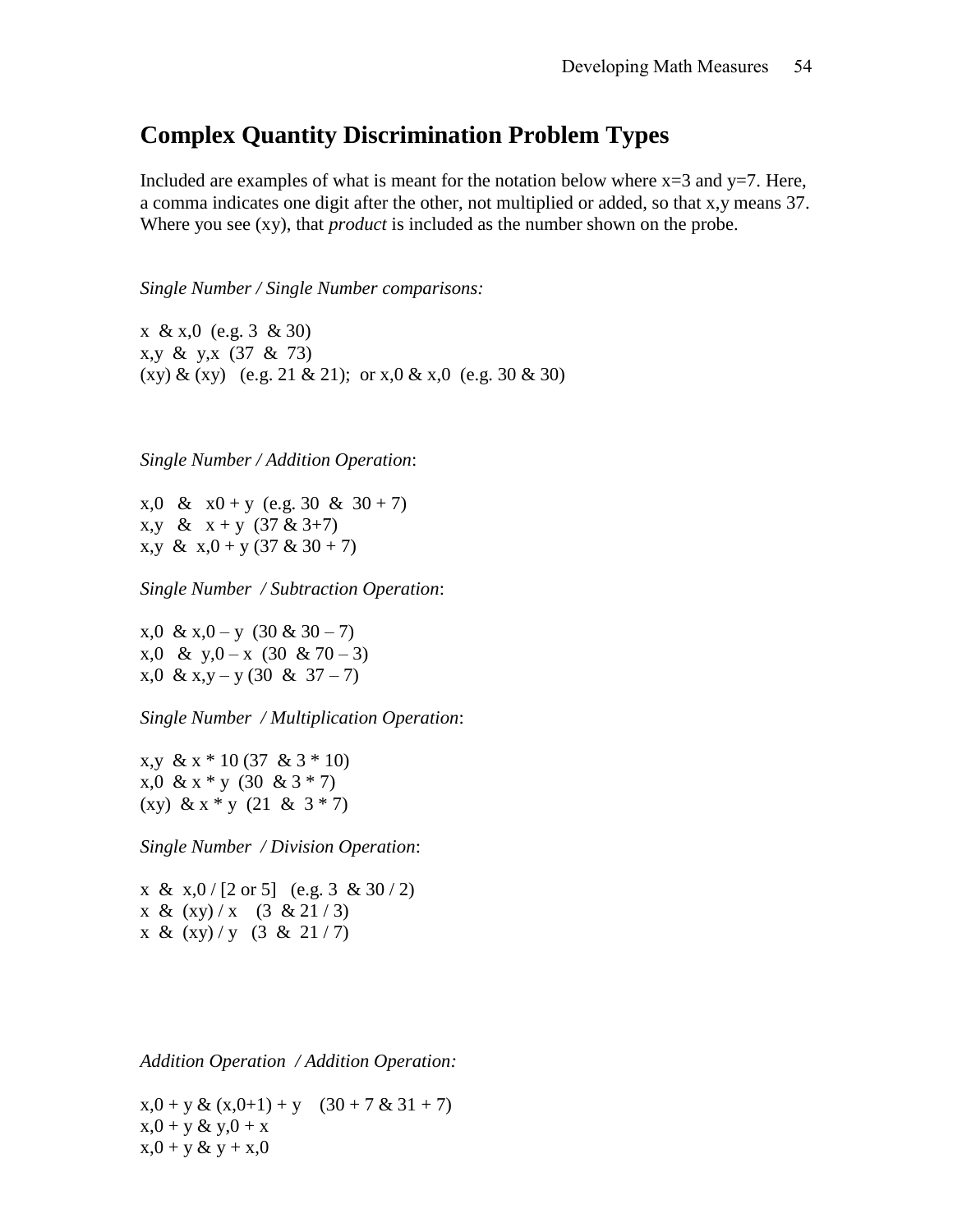## Complex Quantity Discrimination Problem Types

Included are examples of what is meant for the notation below where x=3 and y=7. Here, a comma indicates one digit after the other, not multiplied or added, so that x,y means 37. Where you see (xy), that *product* is included as the number shown on the probe.

*Single Number / Single Number comparisons:*

x & x,0 (e.g. 3 & 30)
x,y & y,x (37 & 73)
(xy) & (xy) (e.g. 21 & 21); or x,0 & x,0 (e.g. 30 & 30)

*Single Number / Addition Operation*:

x,0 & x0 + y (e.g. 30 & 30 + 7)
x,y & x + y (37 & 3+7)
x,y & x,0 + y (37 & 30 + 7)

*Single Number / Subtraction Operation*:

x,0 & x,0 – y (30 & 30 – 7)
x,0 & y,0 – x (30 & 70 – 3)
x,0 & x,y – y (30 & 37 – 7)

*Single Number / Multiplication Operation*:

x,y & x * 10 (37 & 3 * 10)
x,0 & x * y (30 & 3 * 7)
(xy) & x * y (21 & 3 * 7)

*Single Number / Division Operation*:

x & x,0 / [2 or 5] (e.g. 3 & 30 / 2)
x & (xy) / x (3 & 21 / 3)
x & (xy) / y (3 & 21 / 7)

*Addition Operation / Addition Operation:*

x,0 + y & (x,0+1) + y (30 + 7 & 31 + 7)
x,0 + y & y,0 + x
x,0 + y & y + x,0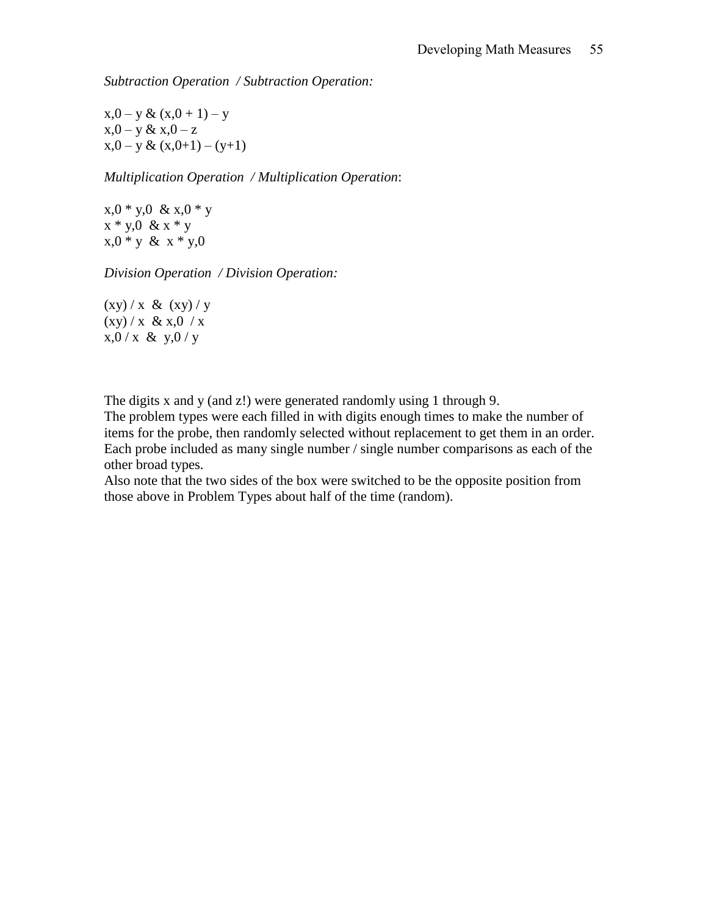*Subtraction Operation / Subtraction Operation:*

$x{,}0 - y$ & $(x{,}0 + 1) - y$
$x{,}0 - y$ & $x{,}0 - z$
$x{,}0 - y$ & $(x{,}0+1) - (y+1)$

*Multiplication Operation / Multiplication Operation*:

$x{,}0 * y{,}0$ & $x{,}0 * y$
$x * y{,}0$ & $x * y$
$x{,}0 * y$ & $x * y{,}0$

*Division Operation / Division Operation:*

$(xy) / x$ & $(xy) / y$
$(xy) / x$ & $x{,}0 / x$
$x{,}0 / x$ & $y{,}0 / y$

The digits x and y (and z!) were generated randomly using 1 through 9.
The problem types were each filled in with digits enough times to make the number of items for the probe, then randomly selected without replacement to get them in an order.
Each probe included as many single number / single number comparisons as each of the other broad types.
Also note that the two sides of the box were switched to be the opposite position from those above in Problem Types about half of the time (random).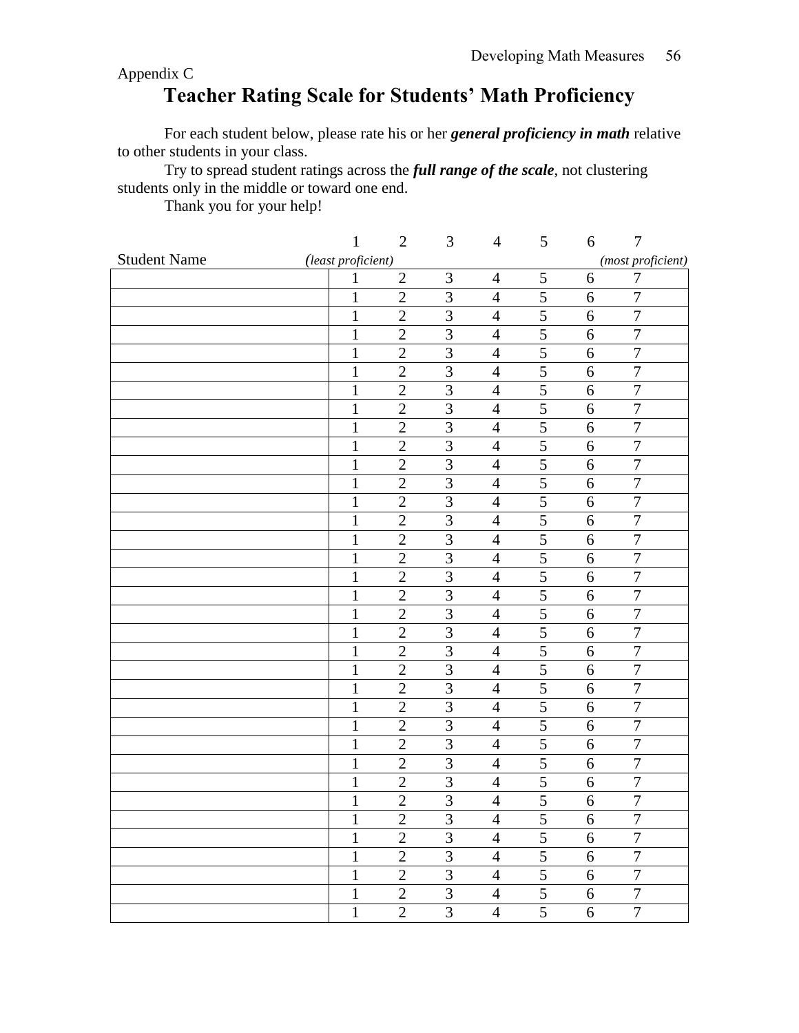Appendix C

# Teacher Rating Scale for Students' Math Proficiency

For each student below, please rate his or her ***general proficiency in math*** relative to other students in your class.

Try to spread student ratings across the ***full range of the scale***, not clustering students only in the middle or toward one end.

Thank you for your help!

| Student Name | 1 *(least proficient)* | 2 | 3 | 4 | 5 | 6 | 7 *(most proficient)* |
|---|---|---|---|---|---|---|---|
| | 1 | 2 | 3 | 4 | 5 | 6 | 7 |
| | 1 | 2 | 3 | 4 | 5 | 6 | 7 |
| | 1 | 2 | 3 | 4 | 5 | 6 | 7 |
| | 1 | 2 | 3 | 4 | 5 | 6 | 7 |
| | 1 | 2 | 3 | 4 | 5 | 6 | 7 |
| | 1 | 2 | 3 | 4 | 5 | 6 | 7 |
| | 1 | 2 | 3 | 4 | 5 | 6 | 7 |
| | 1 | 2 | 3 | 4 | 5 | 6 | 7 |
| | 1 | 2 | 3 | 4 | 5 | 6 | 7 |
| | 1 | 2 | 3 | 4 | 5 | 6 | 7 |
| | 1 | 2 | 3 | 4 | 5 | 6 | 7 |
| | 1 | 2 | 3 | 4 | 5 | 6 | 7 |
| | 1 | 2 | 3 | 4 | 5 | 6 | 7 |
| | 1 | 2 | 3 | 4 | 5 | 6 | 7 |
| | 1 | 2 | 3 | 4 | 5 | 6 | 7 |
| | 1 | 2 | 3 | 4 | 5 | 6 | 7 |
| | 1 | 2 | 3 | 4 | 5 | 6 | 7 |
| | 1 | 2 | 3 | 4 | 5 | 6 | 7 |
| | 1 | 2 | 3 | 4 | 5 | 6 | 7 |
| | 1 | 2 | 3 | 4 | 5 | 6 | 7 |
| | 1 | 2 | 3 | 4 | 5 | 6 | 7 |
| | 1 | 2 | 3 | 4 | 5 | 6 | 7 |
| | 1 | 2 | 3 | 4 | 5 | 6 | 7 |
| | 1 | 2 | 3 | 4 | 5 | 6 | 7 |
| | 1 | 2 | 3 | 4 | 5 | 6 | 7 |
| | 1 | 2 | 3 | 4 | 5 | 6 | 7 |
| | 1 | 2 | 3 | 4 | 5 | 6 | 7 |
| | 1 | 2 | 3 | 4 | 5 | 6 | 7 |
| | 1 | 2 | 3 | 4 | 5 | 6 | 7 |
| | 1 | 2 | 3 | 4 | 5 | 6 | 7 |
| | 1 | 2 | 3 | 4 | 5 | 6 | 7 |
| | 1 | 2 | 3 | 4 | 5 | 6 | 7 |
| | 1 | 2 | 3 | 4 | 5 | 6 | 7 |
| | 1 | 2 | 3 | 4 | 5 | 6 | 7 |
| | 1 | 2 | 3 | 4 | 5 | 6 | 7 |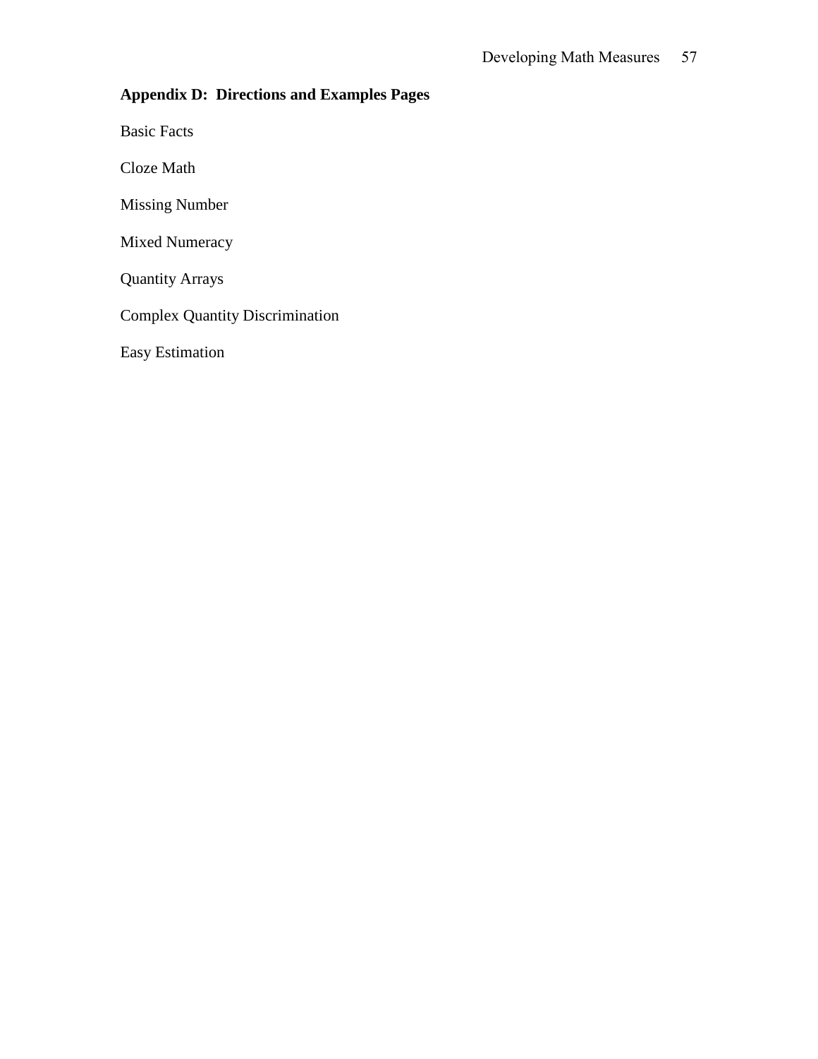## Appendix D: Directions and Examples Pages

Basic Facts

Cloze Math

Missing Number

Mixed Numeracy

Quantity Arrays

Complex Quantity Discrimination

Easy Estimation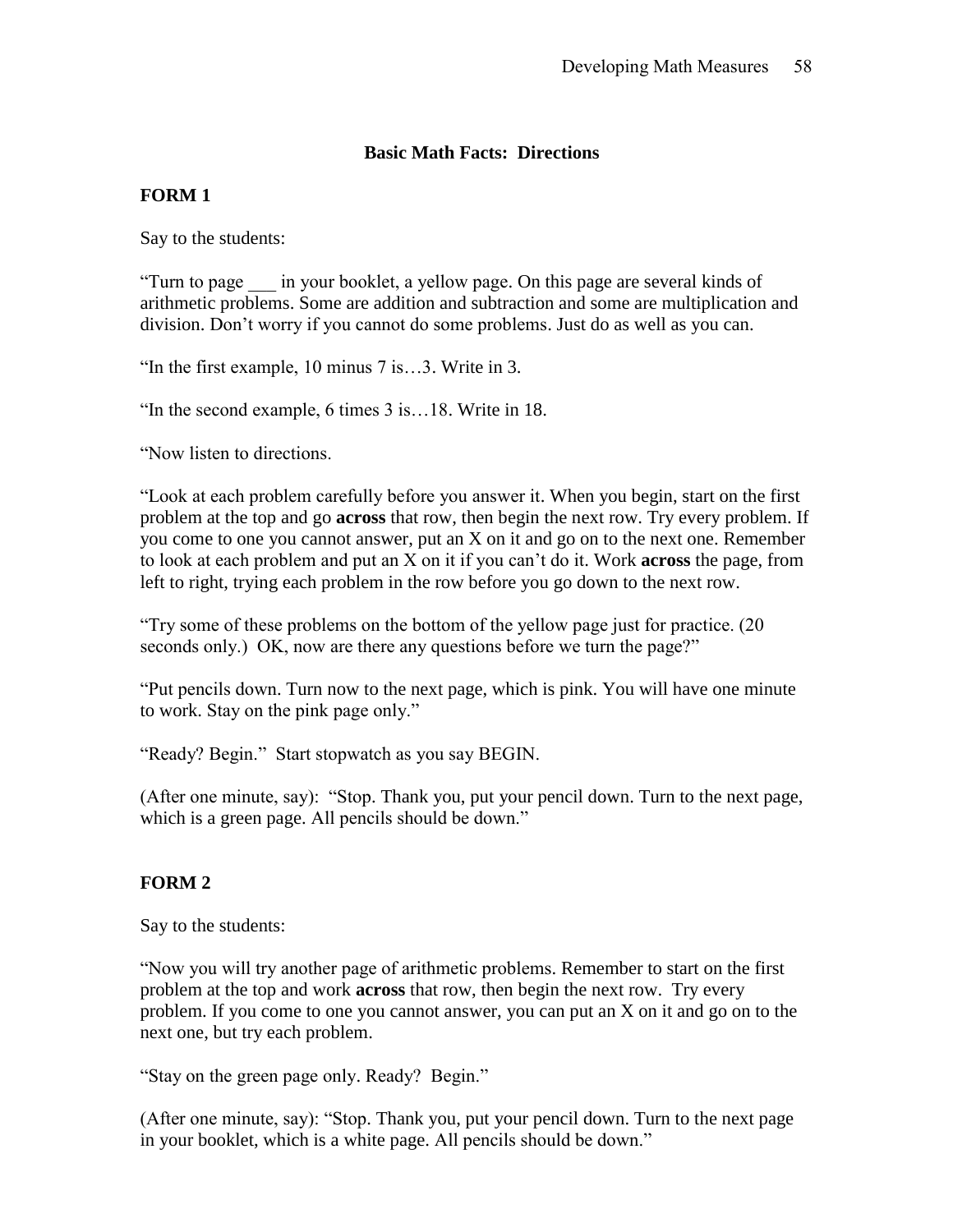## Basic Math Facts: Directions

**FORM 1**

Say to the students:

"Turn to page ___ in your booklet, a yellow page. On this page are several kinds of arithmetic problems. Some are addition and subtraction and some are multiplication and division. Don't worry if you cannot do some problems. Just do as well as you can.

"In the first example, 10 minus 7 is…3. Write in 3.

"In the second example, 6 times 3 is…18. Write in 18.

"Now listen to directions.

"Look at each problem carefully before you answer it. When you begin, start on the first problem at the top and go **across** that row, then begin the next row. Try every problem. If you come to one you cannot answer, put an X on it and go on to the next one. Remember to look at each problem and put an X on it if you can't do it. Work **across** the page, from left to right, trying each problem in the row before you go down to the next row.

"Try some of these problems on the bottom of the yellow page just for practice. (20 seconds only.) OK, now are there any questions before we turn the page?"

"Put pencils down. Turn now to the next page, which is pink. You will have one minute to work. Stay on the pink page only."

"Ready? Begin." Start stopwatch as you say BEGIN.

(After one minute, say): "Stop. Thank you, put your pencil down. Turn to the next page, which is a green page. All pencils should be down."

**FORM 2**

Say to the students:

"Now you will try another page of arithmetic problems. Remember to start on the first problem at the top and work **across** that row, then begin the next row. Try every problem. If you come to one you cannot answer, you can put an X on it and go on to the next one, but try each problem.

"Stay on the green page only. Ready? Begin."

(After one minute, say): "Stop. Thank you, put your pencil down. Turn to the next page in your booklet, which is a white page. All pencils should be down."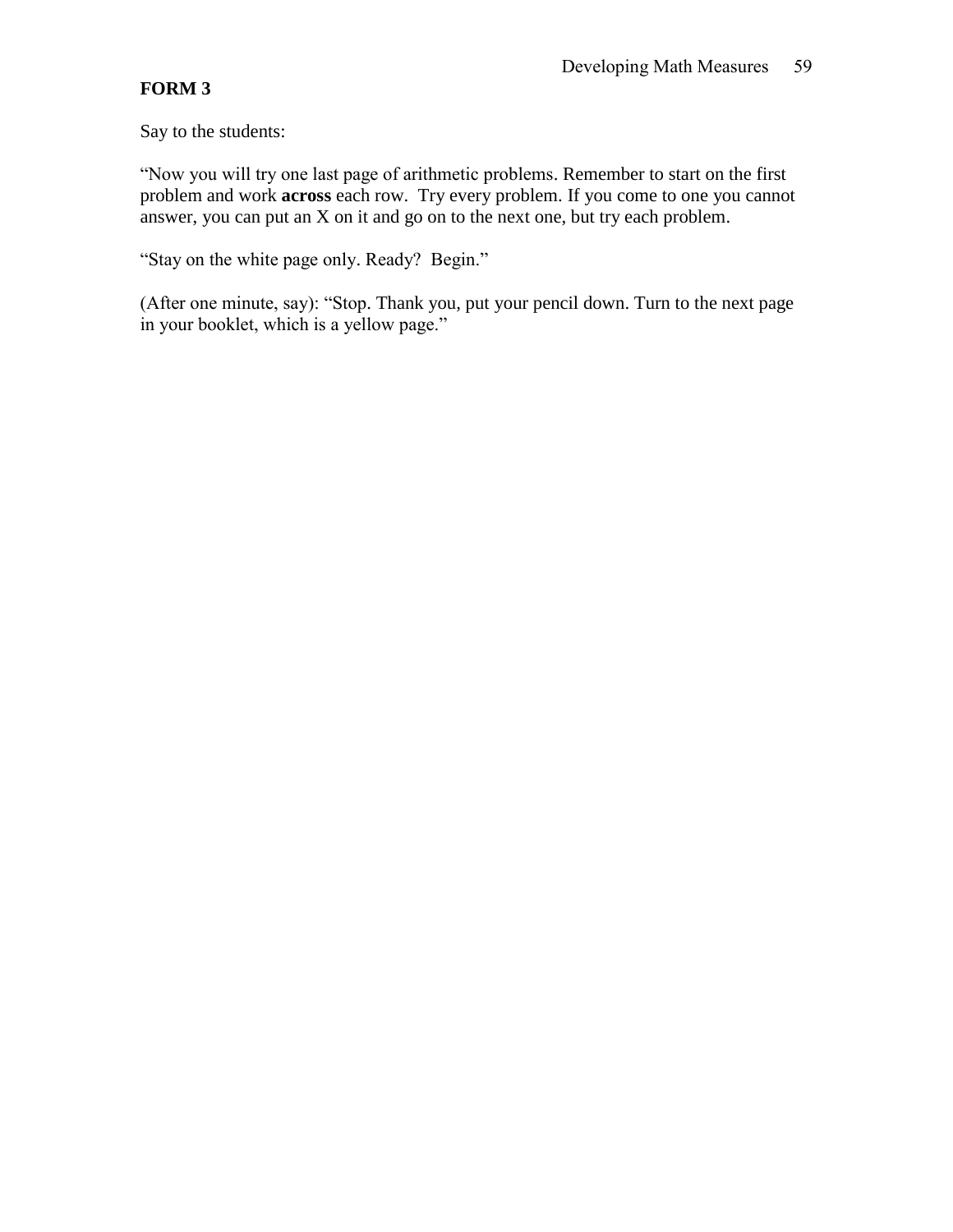**FORM 3**

Say to the students:

“Now you will try one last page of arithmetic problems. Remember to start on the first problem and work **across** each row. Try every problem. If you come to one you cannot answer, you can put an X on it and go on to the next one, but try each problem.

“Stay on the white page only. Ready? Begin.”

(After one minute, say): “Stop. Thank you, put your pencil down. Turn to the next page in your booklet, which is a yellow page.”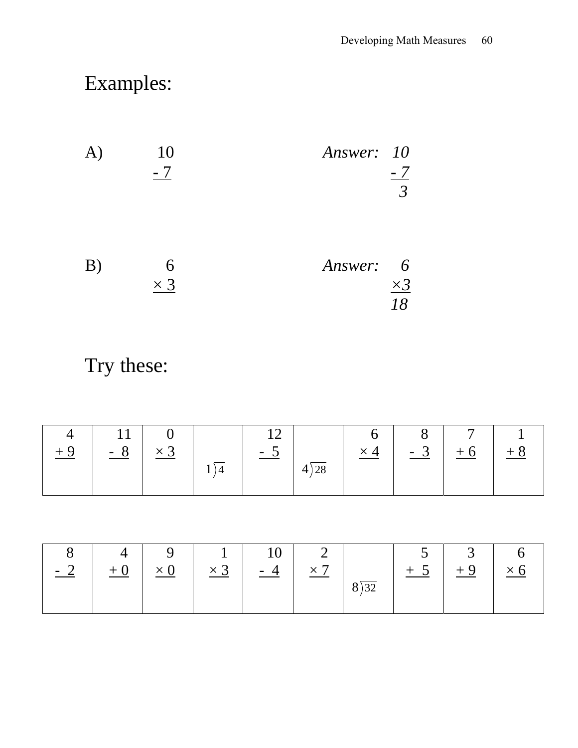## Examples:

A) 

$$\begin{array}{r} 10 \\ \underline{-\ 7} \end{array}$$

*Answer:*

$$\begin{array}{r} 10 \\ \underline{-\ 7} \\ 3 \end{array}$$

B) 

$$\begin{array}{r} 6 \\ \underline{\times\ 3} \end{array}$$

*Answer:*

$$\begin{array}{r} 6 \\ \underline{\times 3} \\ 18 \end{array}$$

## Try these:

| | | | | | | | | | |
|---|---|---|---|---|---|---|---|---|---|
| $\begin{array}{r} 4 \\ \underline{+\ 9} \end{array}$ | $\begin{array}{r} 11 \\ \underline{-\ 8} \end{array}$ | $\begin{array}{r} 0 \\ \underline{\times\ 3} \end{array}$ | $1\overline{)4}$ | $\begin{array}{r} 12 \\ \underline{-\ 5} \end{array}$ | $4\overline{)28}$ | $\begin{array}{r} 6 \\ \underline{\times\ 4} \end{array}$ | $\begin{array}{r} 8 \\ \underline{-\ 3} \end{array}$ | $\begin{array}{r} 7 \\ \underline{+\ 6} \end{array}$ | $\begin{array}{r} 1 \\ \underline{+\ 8} \end{array}$ |

| | | | | | | | | | |
|---|---|---|---|---|---|---|---|---|---|
| $\begin{array}{r} 8 \\ \underline{-\ 2} \end{array}$ | $\begin{array}{r} 4 \\ \underline{+\ 0} \end{array}$ | $\begin{array}{r} 9 \\ \underline{\times\ 0} \end{array}$ | $\begin{array}{r} 1 \\ \underline{\times\ 3} \end{array}$ | $\begin{array}{r} 10 \\ \underline{-\ 4} \end{array}$ | $\begin{array}{r} 2 \\ \underline{\times\ 7} \end{array}$ | $8\overline{)32}$ | $\begin{array}{r} 5 \\ \underline{+\ 5} \end{array}$ | $\begin{array}{r} 3 \\ \underline{+\ 9} \end{array}$ | $\begin{array}{r} 6 \\ \underline{\times\ 6} \end{array}$ |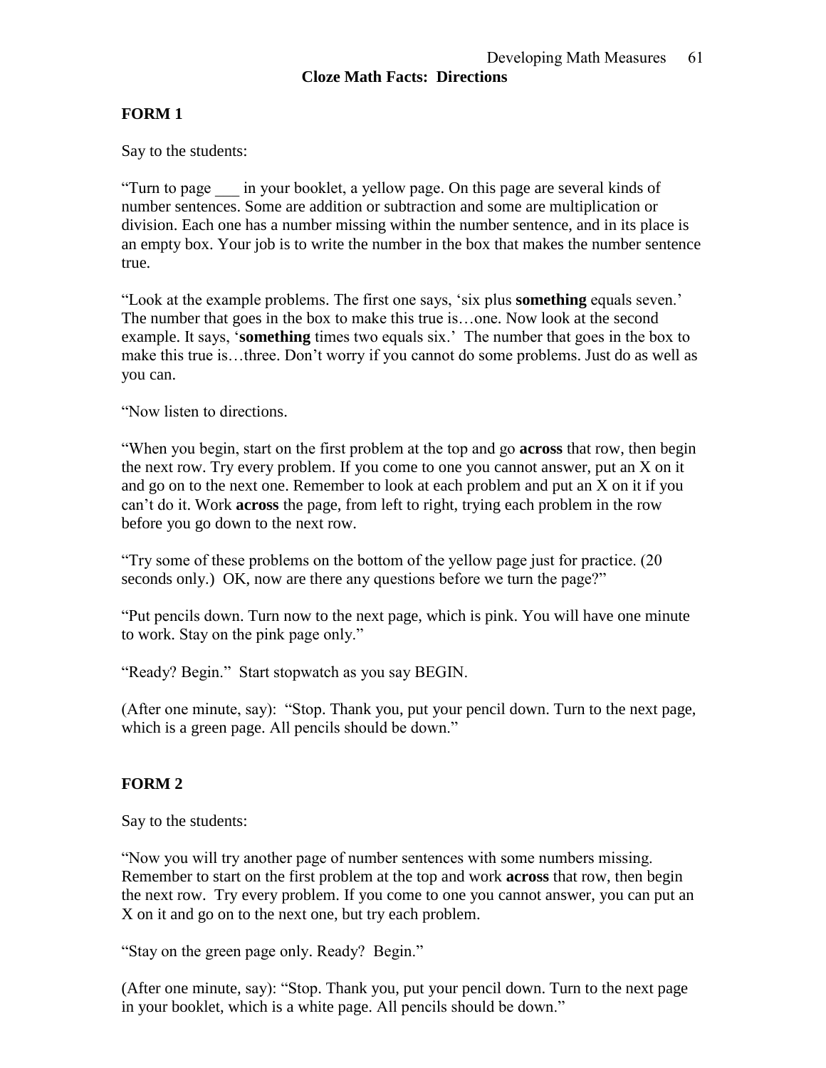## Cloze Math Facts: Directions

### FORM 1

Say to the students:

"Turn to page ___ in your booklet, a yellow page. On this page are several kinds of number sentences. Some are addition or subtraction and some are multiplication or division. Each one has a number missing within the number sentence, and in its place is an empty box. Your job is to write the number in the box that makes the number sentence true.

"Look at the example problems. The first one says, 'six plus **something** equals seven.' The number that goes in the box to make this true is…one. Now look at the second example. It says, '**something** times two equals six.' The number that goes in the box to make this true is…three. Don't worry if you cannot do some problems. Just do as well as you can.

"Now listen to directions.

"When you begin, start on the first problem at the top and go **across** that row, then begin the next row. Try every problem. If you come to one you cannot answer, put an X on it and go on to the next one. Remember to look at each problem and put an X on it if you can't do it. Work **across** the page, from left to right, trying each problem in the row before you go down to the next row.

"Try some of these problems on the bottom of the yellow page just for practice. (20 seconds only.) OK, now are there any questions before we turn the page?"

"Put pencils down. Turn now to the next page, which is pink. You will have one minute to work. Stay on the pink page only."

"Ready? Begin." Start stopwatch as you say BEGIN.

(After one minute, say): "Stop. Thank you, put your pencil down. Turn to the next page, which is a green page. All pencils should be down."

### FORM 2

Say to the students:

"Now you will try another page of number sentences with some numbers missing. Remember to start on the first problem at the top and work **across** that row, then begin the next row. Try every problem. If you come to one you cannot answer, you can put an X on it and go on to the next one, but try each problem.

"Stay on the green page only. Ready? Begin."

(After one minute, say): "Stop. Thank you, put your pencil down. Turn to the next page in your booklet, which is a white page. All pencils should be down."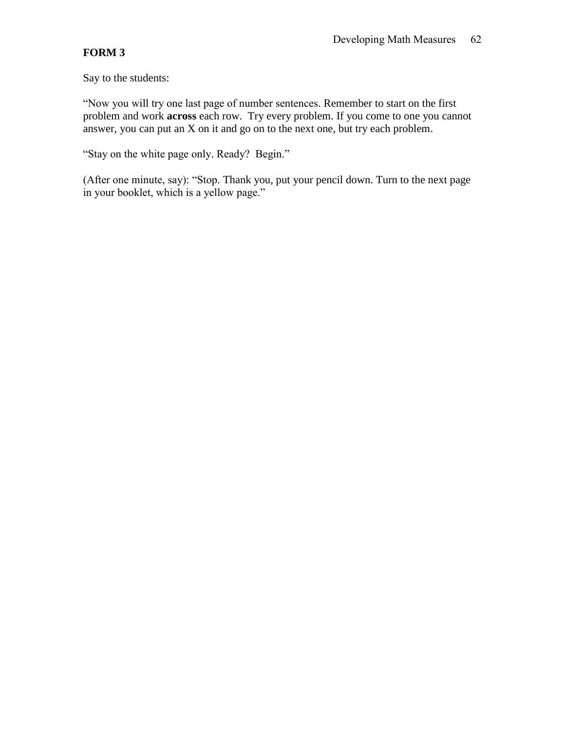**FORM 3**

Say to the students:

"Now you will try one last page of number sentences. Remember to start on the first problem and work **across** each row. Try every problem. If you come to one you cannot answer, you can put an X on it and go on to the next one, but try each problem.

"Stay on the white page only. Ready? Begin."

(After one minute, say): "Stop. Thank you, put your pencil down. Turn to the next page in your booklet, which is a yellow page."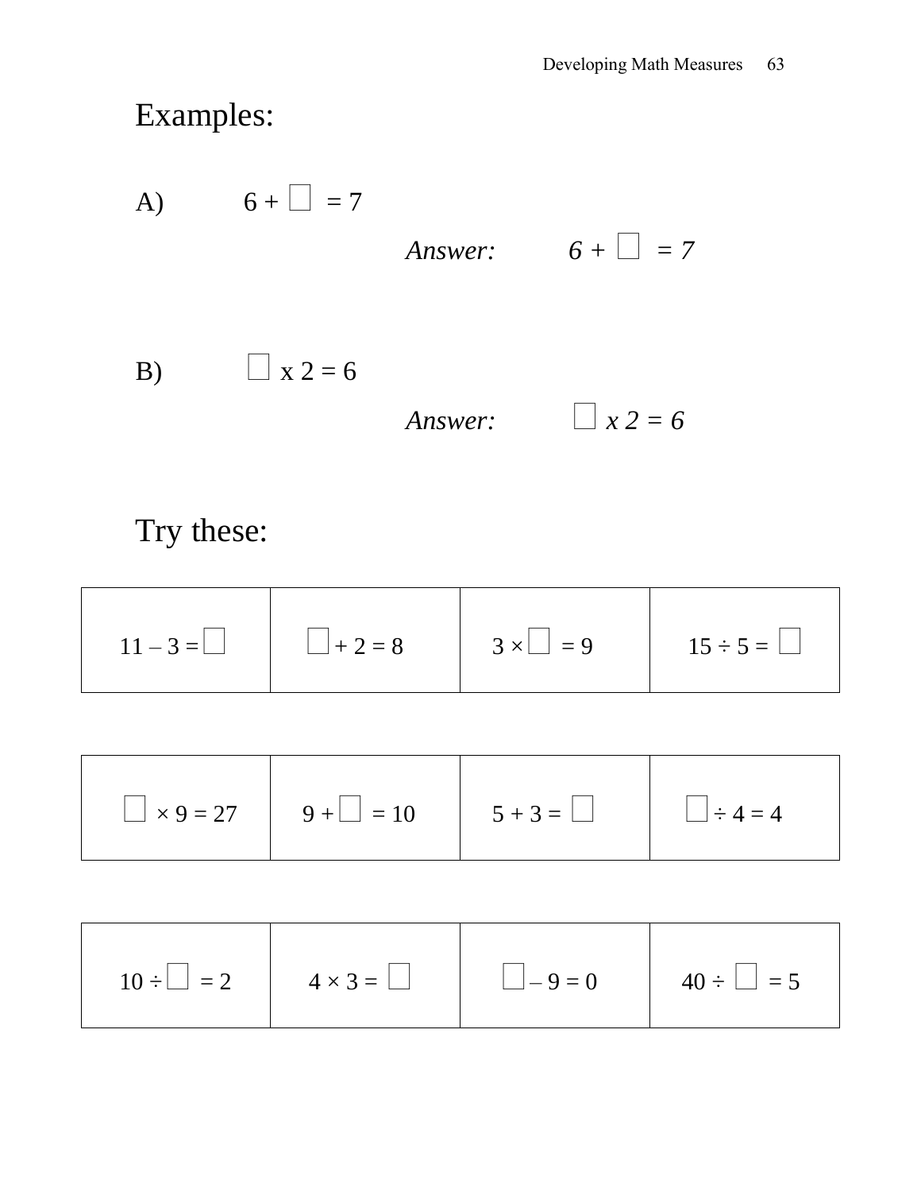# Examples:

A) $6 + \square = 7$

*Answer:* $6 + \square = 7$

B) $\square \times 2 = 6$

*Answer:* $\square \times 2 = 6$

# Try these:

| | | | |
|---|---|---|---|
| $11 - 3 = \square$ | $\square + 2 = 8$ | $3 \times \square = 9$ | $15 \div 5 = \square$ |

| | | | |
|---|---|---|---|
| $\square \times 9 = 27$ | $9 + \square = 10$ | $5 + 3 = \square$ | $\square \div 4 = 4$ |

| | | | |
|---|---|---|---|
| $10 \div \square = 2$ | $4 \times 3 = \square$ | $\square - 9 = 0$ | $40 \div \square = 5$ |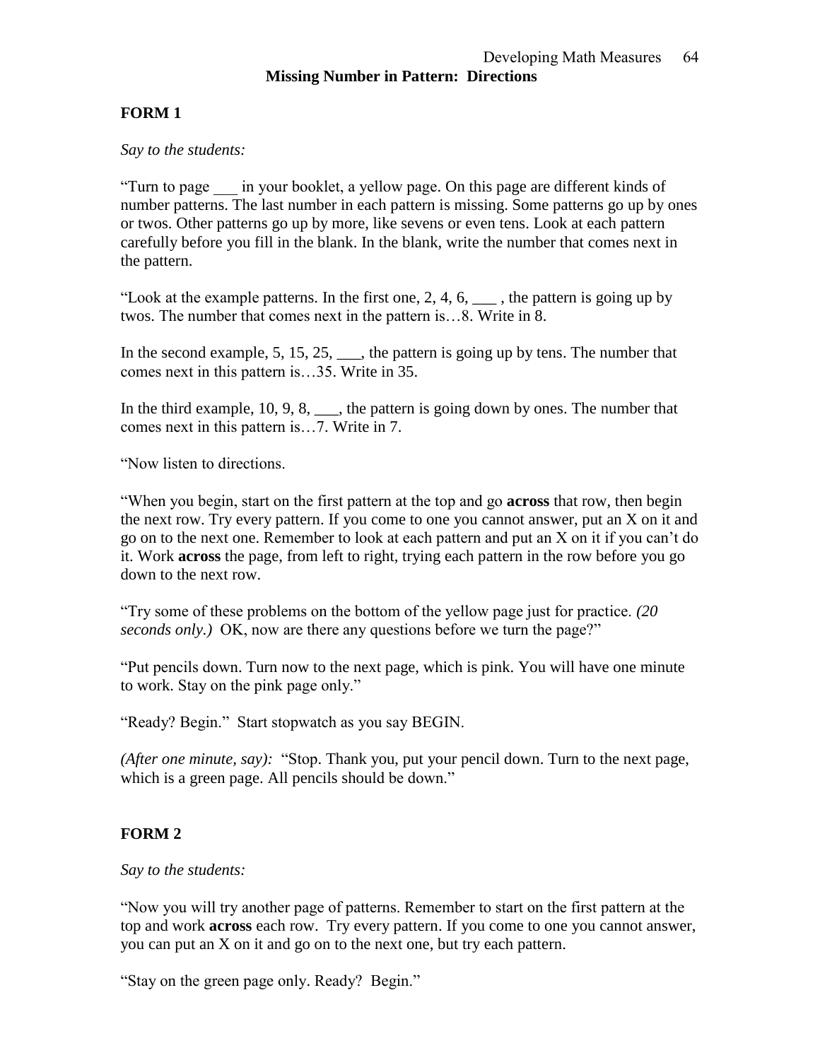## Missing Number in Pattern: Directions

### FORM 1

*Say to the students:*

"Turn to page ___ in your booklet, a yellow page. On this page are different kinds of number patterns. The last number in each pattern is missing. Some patterns go up by ones or twos. Other patterns go up by more, like sevens or even tens. Look at each pattern carefully before you fill in the blank. In the blank, write the number that comes next in the pattern.

"Look at the example patterns. In the first one, 2, 4, 6, ___ , the pattern is going up by twos. The number that comes next in the pattern is…8. Write in 8.

In the second example, 5, 15, 25, ___, the pattern is going up by tens. The number that comes next in this pattern is…35. Write in 35.

In the third example, 10, 9, 8, ___, the pattern is going down by ones. The number that comes next in this pattern is…7. Write in 7.

"Now listen to directions.

"When you begin, start on the first pattern at the top and go **across** that row, then begin the next row. Try every pattern. If you come to one you cannot answer, put an X on it and go on to the next one. Remember to look at each pattern and put an X on it if you can't do it. Work **across** the page, from left to right, trying each pattern in the row before you go down to the next row.

"Try some of these problems on the bottom of the yellow page just for practice. *(20 seconds only.)* OK, now are there any questions before we turn the page?"

"Put pencils down. Turn now to the next page, which is pink. You will have one minute to work. Stay on the pink page only."

"Ready? Begin." Start stopwatch as you say BEGIN.

*(After one minute, say):* "Stop. Thank you, put your pencil down. Turn to the next page, which is a green page. All pencils should be down."

### FORM 2

*Say to the students:*

"Now you will try another page of patterns. Remember to start on the first pattern at the top and work **across** each row. Try every pattern. If you come to one you cannot answer, you can put an X on it and go on to the next one, but try each pattern.

"Stay on the green page only. Ready? Begin."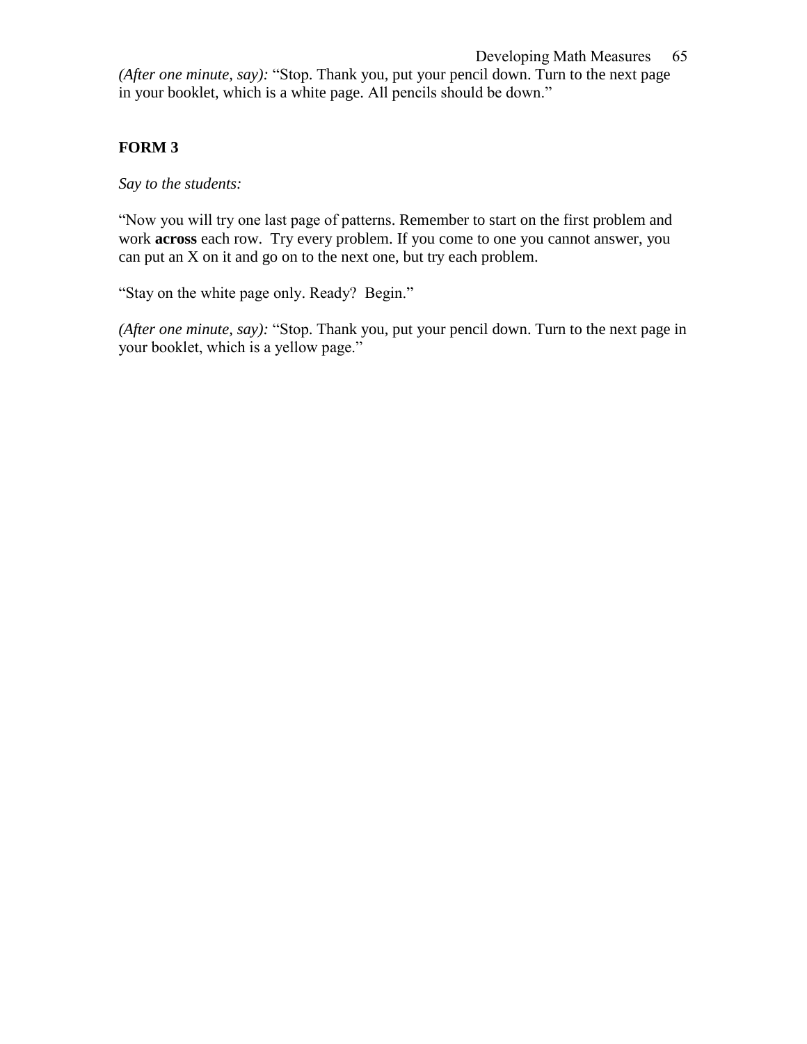*(After one minute, say):* "Stop. Thank you, put your pencil down. Turn to the next page in your booklet, which is a white page. All pencils should be down."

**FORM 3**

*Say to the students:*

"Now you will try one last page of patterns. Remember to start on the first problem and work **across** each row. Try every problem. If you come to one you cannot answer, you can put an X on it and go on to the next one, but try each problem.

"Stay on the white page only. Ready? Begin."

*(After one minute, say):* "Stop. Thank you, put your pencil down. Turn to the next page in your booklet, which is a yellow page."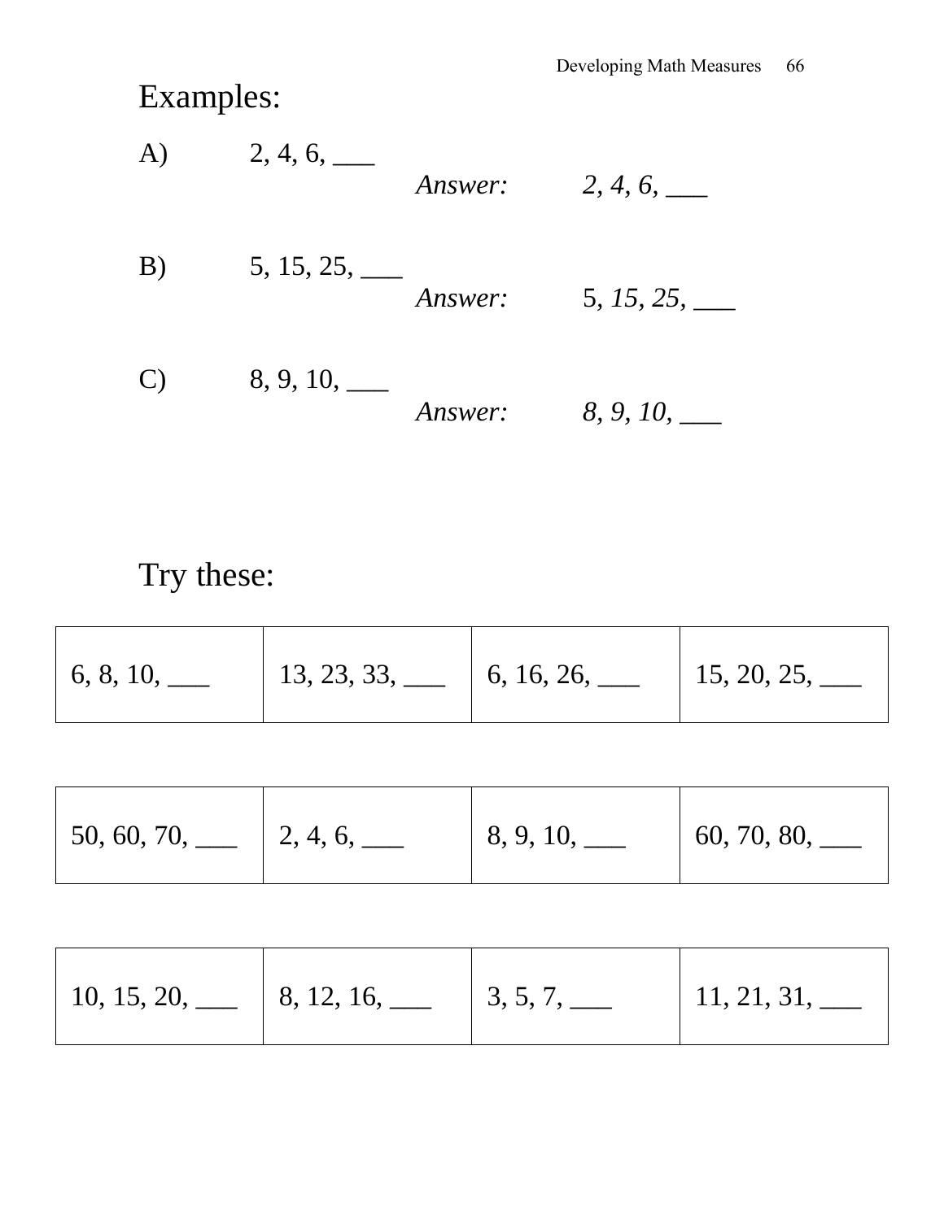# Examples:

A) 2, 4, 6, ___

*Answer:* *2, 4, 6, ___*

B) 5, 15, 25, ___

*Answer:* 5, *15, 25, ___*

C) 8, 9, 10, ___

*Answer:* *8, 9, 10, ___*

# Try these:

| 6, 8, 10, ___ | 13, 23, 33, ___ | 6, 16, 26, ___ | 15, 20, 25, ___ |
|---|---|---|---|

| 50, 60, 70, ___ | 2, 4, 6, ___ | 8, 9, 10, ___ | 60, 70, 80, ___ |
|---|---|---|---|

| 10, 15, 20, ___ | 8, 12, 16, ___ | 3, 5, 7, ___ | 11, 21, 31, ___ |
|---|---|---|---|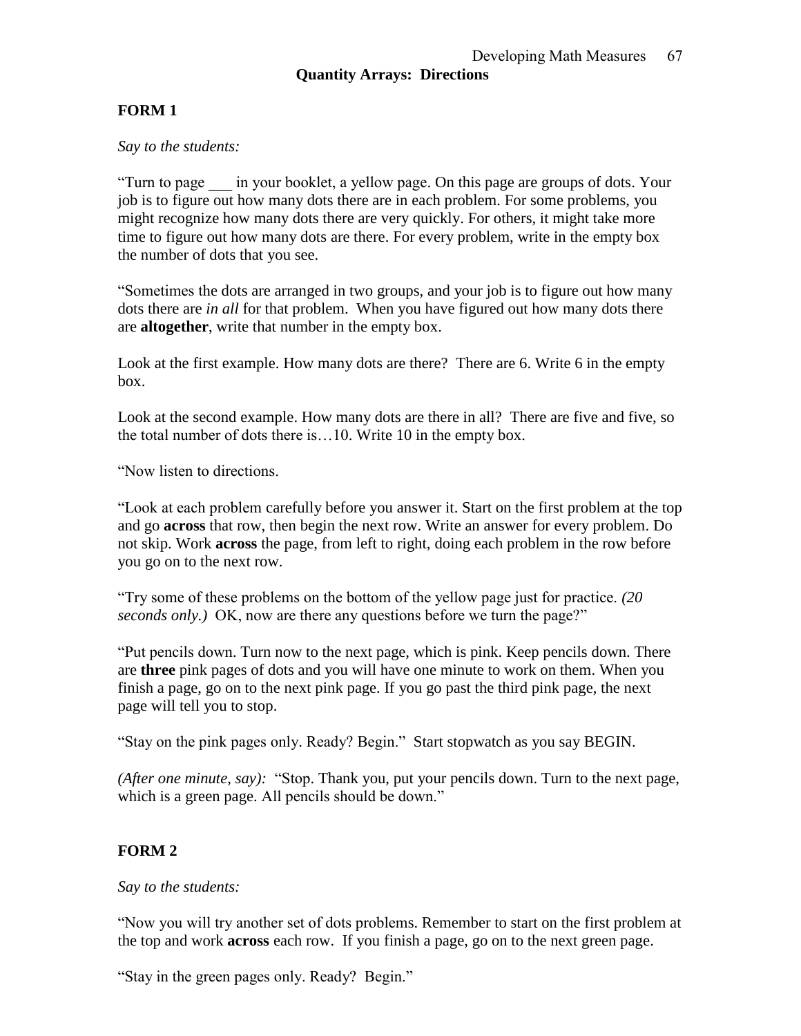## Quantity Arrays: Directions

### FORM 1

*Say to the students:*

"Turn to page ___ in your booklet, a yellow page. On this page are groups of dots. Your job is to figure out how many dots there are in each problem. For some problems, you might recognize how many dots there are very quickly. For others, it might take more time to figure out how many dots are there. For every problem, write in the empty box the number of dots that you see.

"Sometimes the dots are arranged in two groups, and your job is to figure out how many dots there are *in all* for that problem. When you have figured out how many dots there are **altogether**, write that number in the empty box.

Look at the first example. How many dots are there? There are 6. Write 6 in the empty box.

Look at the second example. How many dots are there in all? There are five and five, so the total number of dots there is…10. Write 10 in the empty box.

"Now listen to directions.

"Look at each problem carefully before you answer it. Start on the first problem at the top and go **across** that row, then begin the next row. Write an answer for every problem. Do not skip. Work **across** the page, from left to right, doing each problem in the row before you go on to the next row.

"Try some of these problems on the bottom of the yellow page just for practice. *(20 seconds only.)* OK, now are there any questions before we turn the page?"

"Put pencils down. Turn now to the next page, which is pink. Keep pencils down. There are **three** pink pages of dots and you will have one minute to work on them. When you finish a page, go on to the next pink page. If you go past the third pink page, the next page will tell you to stop.

"Stay on the pink pages only. Ready? Begin." Start stopwatch as you say BEGIN.

*(After one minute, say):* "Stop. Thank you, put your pencils down. Turn to the next page, which is a green page. All pencils should be down."

### FORM 2

*Say to the students:*

"Now you will try another set of dots problems. Remember to start on the first problem at the top and work **across** each row. If you finish a page, go on to the next green page.

"Stay in the green pages only. Ready? Begin."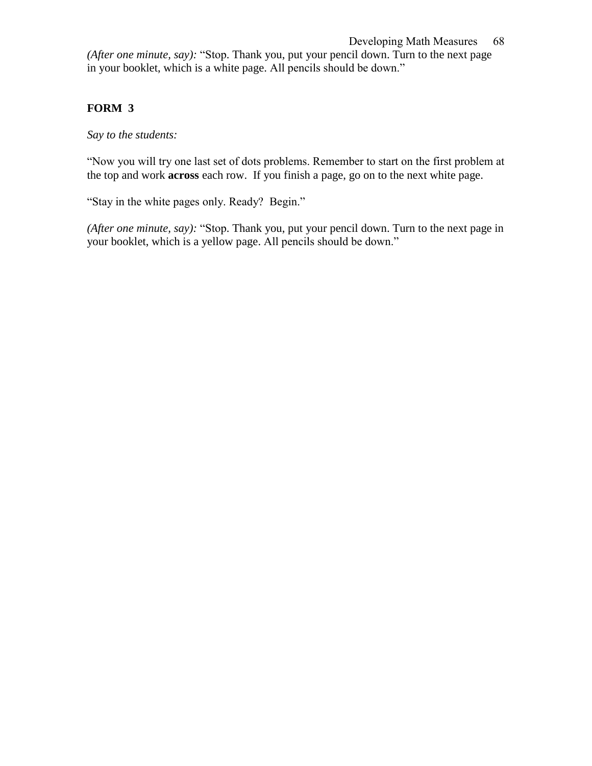*(After one minute, say):* “Stop. Thank you, put your pencil down. Turn to the next page in your booklet, which is a white page. All pencils should be down.”

**FORM 3**

*Say to the students:*

“Now you will try one last set of dots problems. Remember to start on the first problem at the top and work **across** each row. If you finish a page, go on to the next white page.

“Stay in the white pages only. Ready? Begin.”

*(After one minute, say):* “Stop. Thank you, put your pencil down. Turn to the next page in your booklet, which is a yellow page. All pencils should be down.”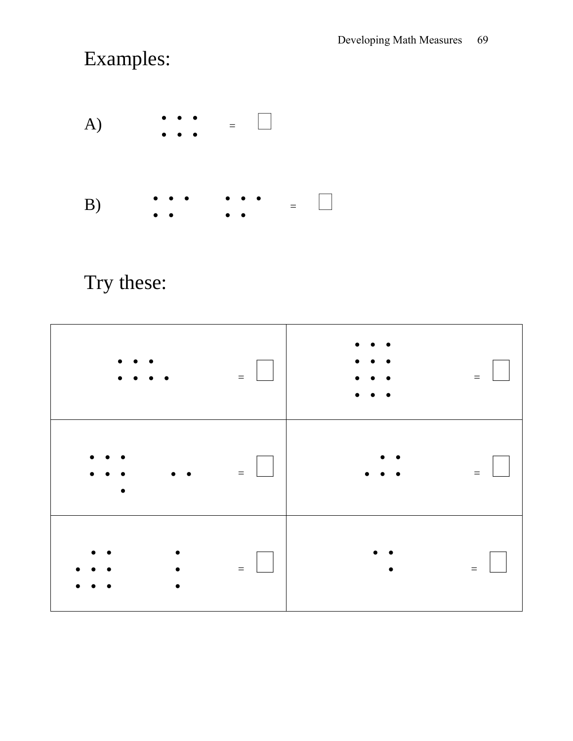# Examples:

A) • • • / • • • = ☐

B) • • • / • • &nbsp;&nbsp;&nbsp; • • • / • • = ☐

# Try these:

| | |
|---|---|
| • • • / • • • • = ☐ | • • • / • • • / • • • / • • • = ☐ |
| • • • / • • • / • &nbsp;&nbsp;&nbsp; • • = ☐ | • • / • • • = ☐ |
| • • / • • • / • • • &nbsp;&nbsp;&nbsp; • / • / • = ☐ | • • / • = ☐ |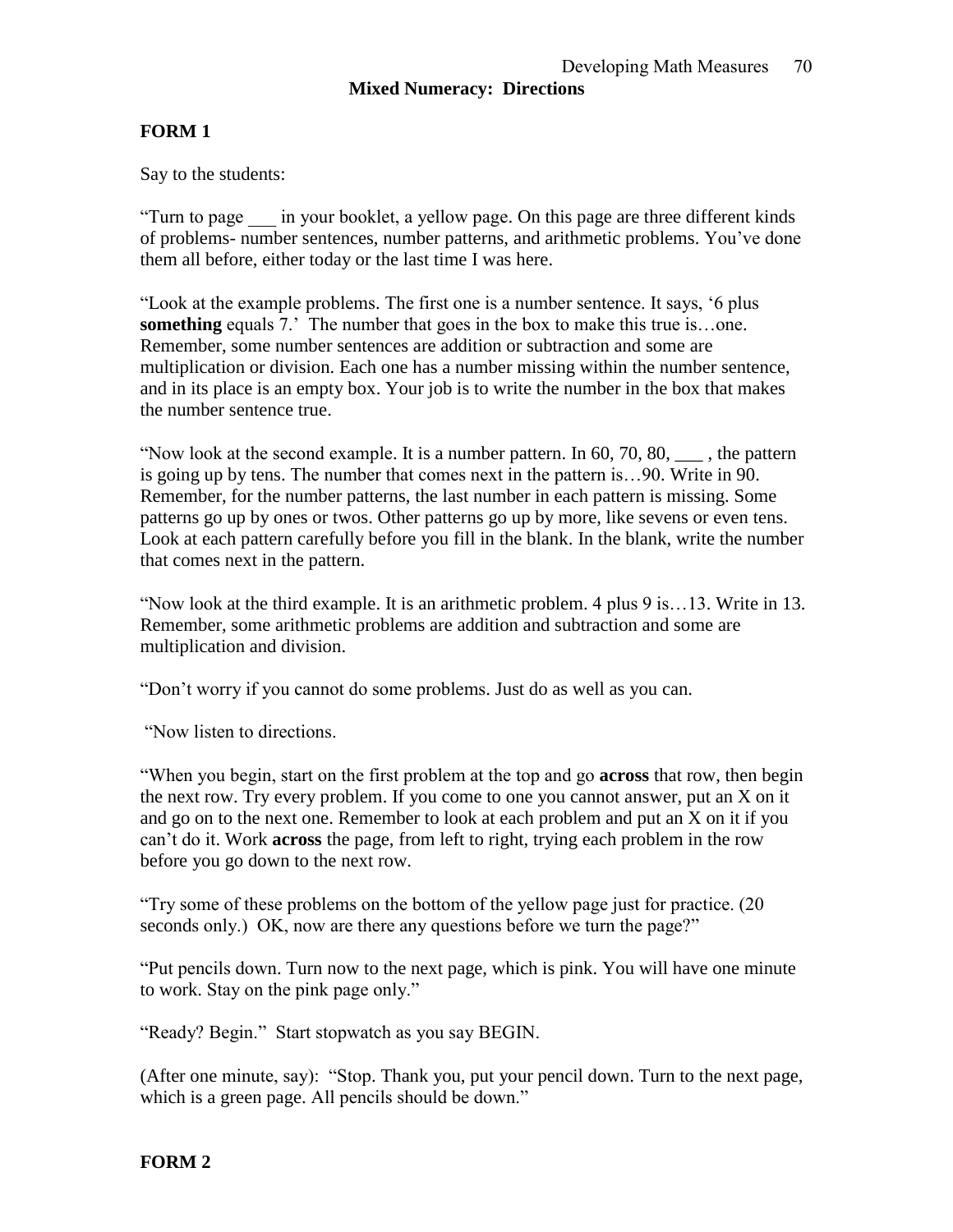## Mixed Numeracy: Directions

**FORM 1**

Say to the students:

"Turn to page ___ in your booklet, a yellow page. On this page are three different kinds of problems- number sentences, number patterns, and arithmetic problems. You've done them all before, either today or the last time I was here.

"Look at the example problems. The first one is a number sentence. It says, '6 plus **something** equals 7.' The number that goes in the box to make this true is…one. Remember, some number sentences are addition or subtraction and some are multiplication or division. Each one has a number missing within the number sentence, and in its place is an empty box. Your job is to write the number in the box that makes the number sentence true.

"Now look at the second example. It is a number pattern. In 60, 70, 80, ___ , the pattern is going up by tens. The number that comes next in the pattern is…90. Write in 90. Remember, for the number patterns, the last number in each pattern is missing. Some patterns go up by ones or twos. Other patterns go up by more, like sevens or even tens. Look at each pattern carefully before you fill in the blank. In the blank, write the number that comes next in the pattern.

"Now look at the third example. It is an arithmetic problem. 4 plus 9 is…13. Write in 13. Remember, some arithmetic problems are addition and subtraction and some are multiplication and division.

"Don't worry if you cannot do some problems. Just do as well as you can.

"Now listen to directions.

"When you begin, start on the first problem at the top and go **across** that row, then begin the next row. Try every problem. If you come to one you cannot answer, put an X on it and go on to the next one. Remember to look at each problem and put an X on it if you can't do it. Work **across** the page, from left to right, trying each problem in the row before you go down to the next row.

"Try some of these problems on the bottom of the yellow page just for practice. (20 seconds only.) OK, now are there any questions before we turn the page?"

"Put pencils down. Turn now to the next page, which is pink. You will have one minute to work. Stay on the pink page only."

"Ready? Begin." Start stopwatch as you say BEGIN.

(After one minute, say): "Stop. Thank you, put your pencil down. Turn to the next page, which is a green page. All pencils should be down."

**FORM 2**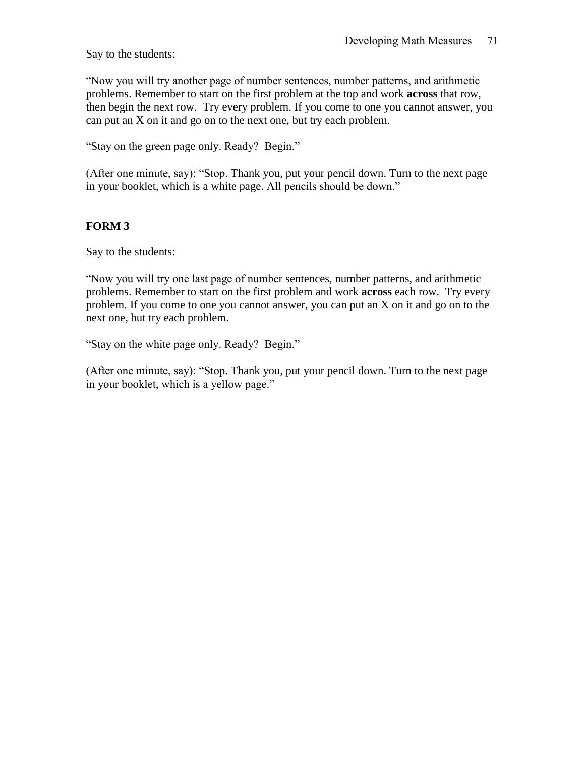Say to the students:

“Now you will try another page of number sentences, number patterns, and arithmetic problems. Remember to start on the first problem at the top and work **across** that row, then begin the next row.  Try every problem. If you come to one you cannot answer, you can put an X on it and go on to the next one, but try each problem.

“Stay on the green page only. Ready?  Begin.”

(After one minute, say): “Stop. Thank you, put your pencil down. Turn to the next page in your booklet, which is a white page. All pencils should be down.”

**FORM 3**

Say to the students:

“Now you will try one last page of number sentences, number patterns, and arithmetic problems. Remember to start on the first problem and work **across** each row.  Try every problem. If you come to one you cannot answer, you can put an X on it and go on to the next one, but try each problem.

“Stay on the white page only. Ready?  Begin.”

(After one minute, say): “Stop. Thank you, put your pencil down. Turn to the next page in your booklet, which is a yellow page.”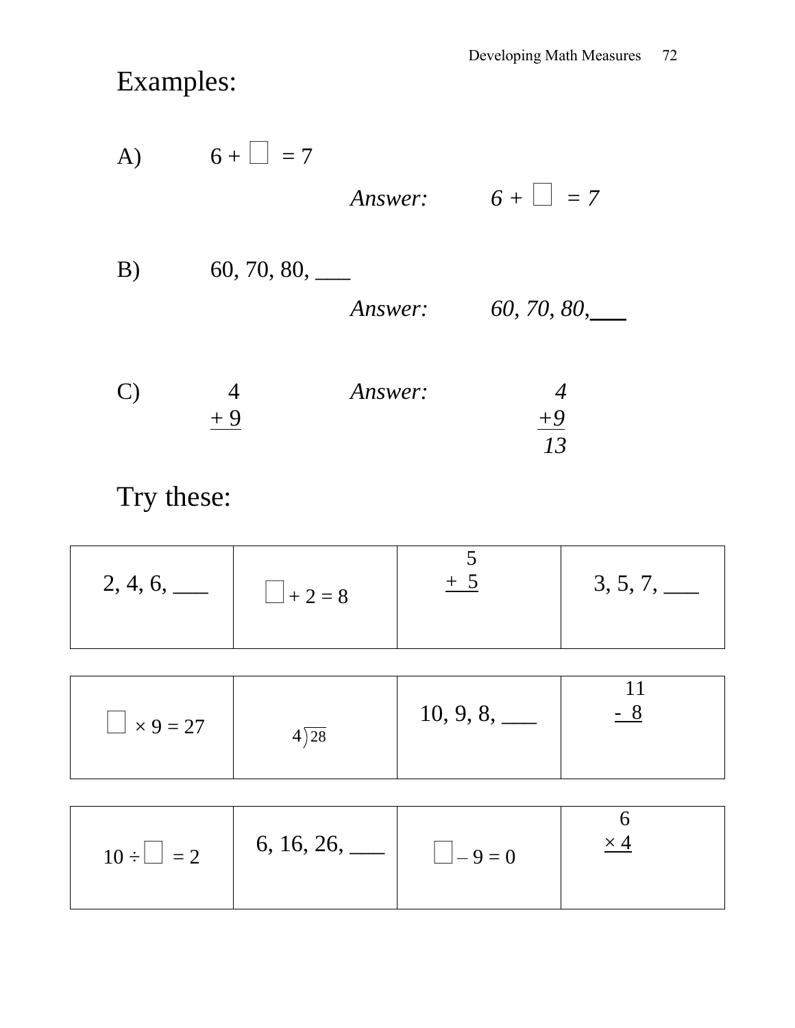# Examples:

A) $6 + \square = 7$

*Answer:* $6 + \square = 7$

B) 60, 70, 80, ___

*Answer:* *60, 70, 80,*___

C)

$$\begin{array}{r} 4 \\ +\ 9 \\ \hline \end{array}$$

*Answer:*

$$\begin{array}{r} 4 \\ +9 \\ \hline 13 \end{array}$$

# Try these:

| | | | |
|---|---|---|---|
| 2, 4, 6, ___ | $\square + 2 = 8$ | $\begin{array}{r} 5 \\ +\ 5 \\ \hline \end{array}$ | 3, 5, 7, ___ |

| | | | |
|---|---|---|---|
| $\square \times 9 = 27$ | $4\overline{)28}$ | 10, 9, 8, ___ | $\begin{array}{r} 11 \\ -\ 8 \\ \hline \end{array}$ |

| | | | |
|---|---|---|---|
| $10 \div \square = 2$ | 6, 16, 26, ___ | $\square - 9 = 0$ | $\begin{array}{r} 6 \\ \times 4 \\ \hline \end{array}$ |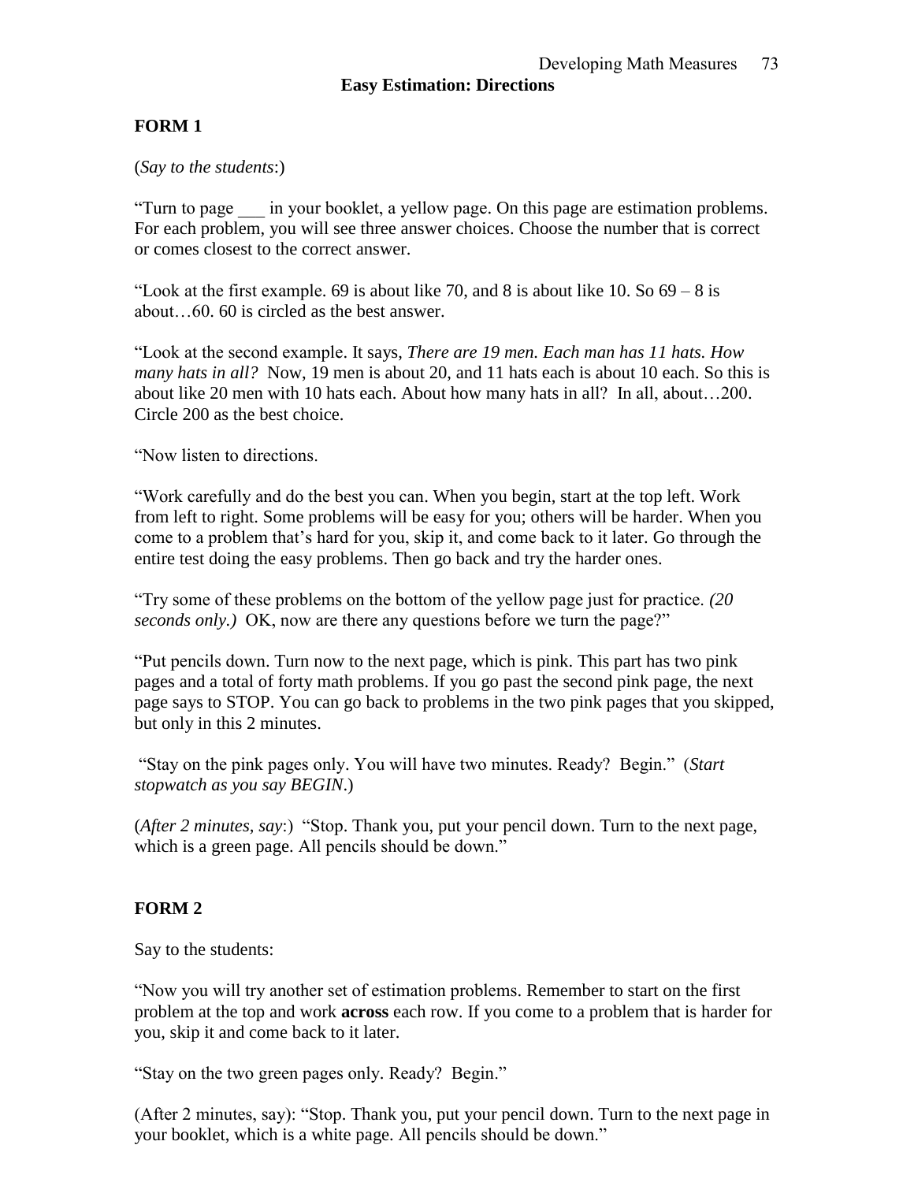## Easy Estimation: Directions

### FORM 1

(*Say to the students*:)

"Turn to page ___ in your booklet, a yellow page. On this page are estimation problems. For each problem, you will see three answer choices. Choose the number that is correct or comes closest to the correct answer.

"Look at the first example. 69 is about like 70, and 8 is about like 10. So 69 – 8 is about…60. 60 is circled as the best answer.

"Look at the second example. It says, *There are 19 men. Each man has 11 hats. How many hats in all?* Now, 19 men is about 20, and 11 hats each is about 10 each. So this is about like 20 men with 10 hats each. About how many hats in all? In all, about…200. Circle 200 as the best choice.

"Now listen to directions.

"Work carefully and do the best you can. When you begin, start at the top left. Work from left to right. Some problems will be easy for you; others will be harder. When you come to a problem that's hard for you, skip it, and come back to it later. Go through the entire test doing the easy problems. Then go back and try the harder ones.

"Try some of these problems on the bottom of the yellow page just for practice. *(20 seconds only.)* OK, now are there any questions before we turn the page?"

"Put pencils down. Turn now to the next page, which is pink. This part has two pink pages and a total of forty math problems. If you go past the second pink page, the next page says to STOP. You can go back to problems in the two pink pages that you skipped, but only in this 2 minutes.

"Stay on the pink pages only. You will have two minutes. Ready? Begin." (*Start stopwatch as you say BEGIN*.)

(*After 2 minutes, say*:) "Stop. Thank you, put your pencil down. Turn to the next page, which is a green page. All pencils should be down."

### FORM 2

Say to the students:

"Now you will try another set of estimation problems. Remember to start on the first problem at the top and work **across** each row. If you come to a problem that is harder for you, skip it and come back to it later.

"Stay on the two green pages only. Ready? Begin."

(After 2 minutes, say): "Stop. Thank you, put your pencil down. Turn to the next page in your booklet, which is a white page. All pencils should be down."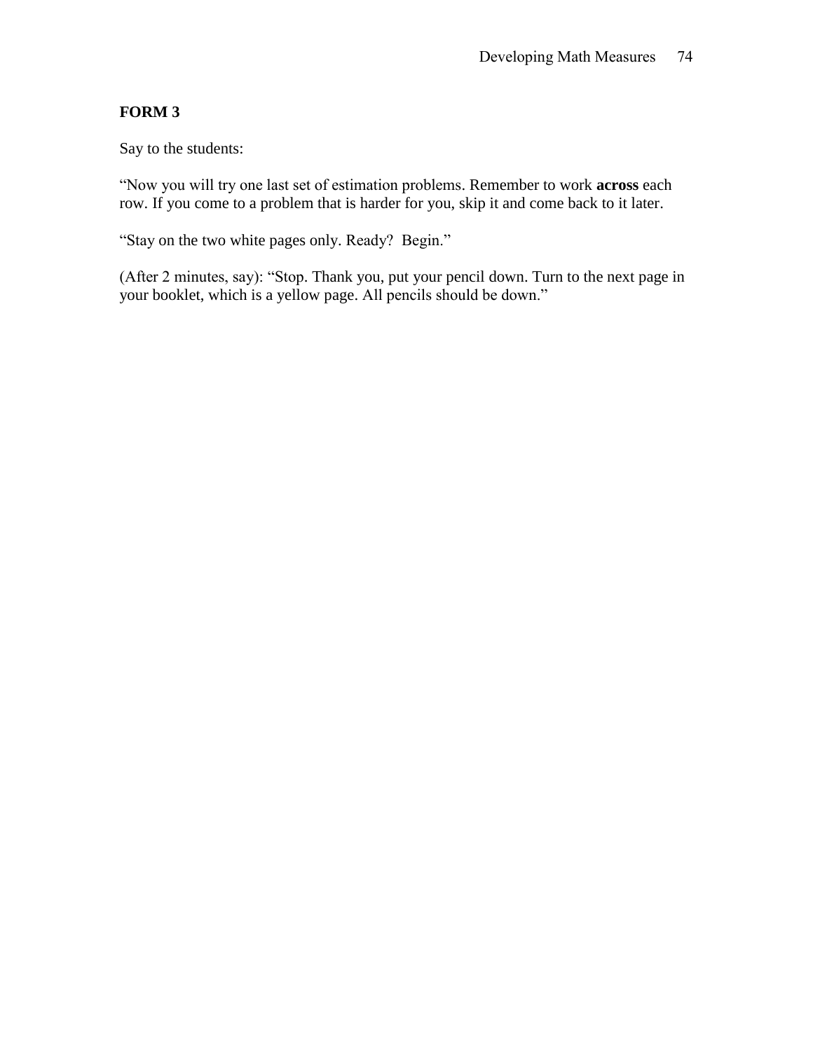**FORM 3**

Say to the students:

“Now you will try one last set of estimation problems. Remember to work **across** each row. If you come to a problem that is harder for you, skip it and come back to it later.

“Stay on the two white pages only. Ready? Begin.”

(After 2 minutes, say): “Stop. Thank you, put your pencil down. Turn to the next page in your booklet, which is a yellow page. All pencils should be down.”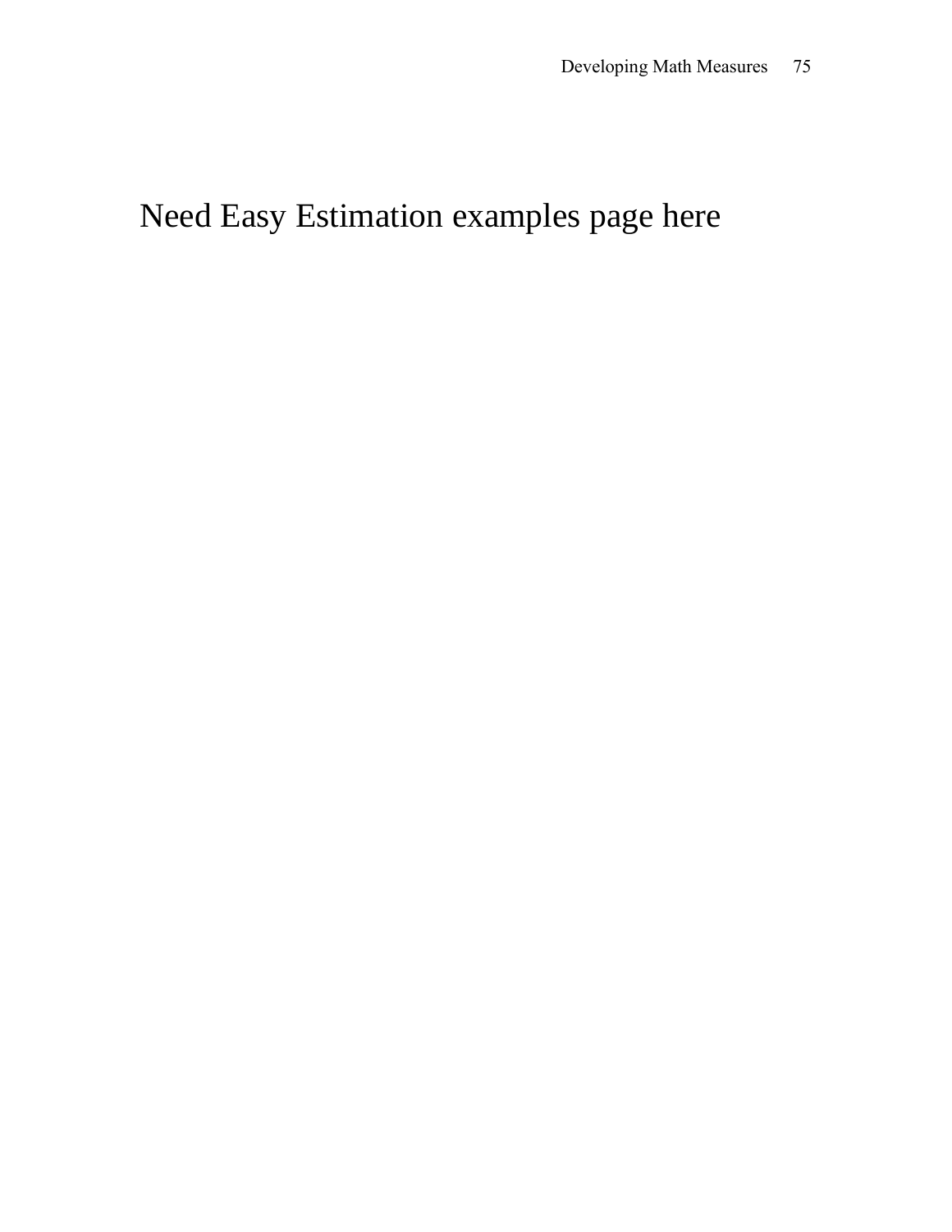Need Easy Estimation examples page here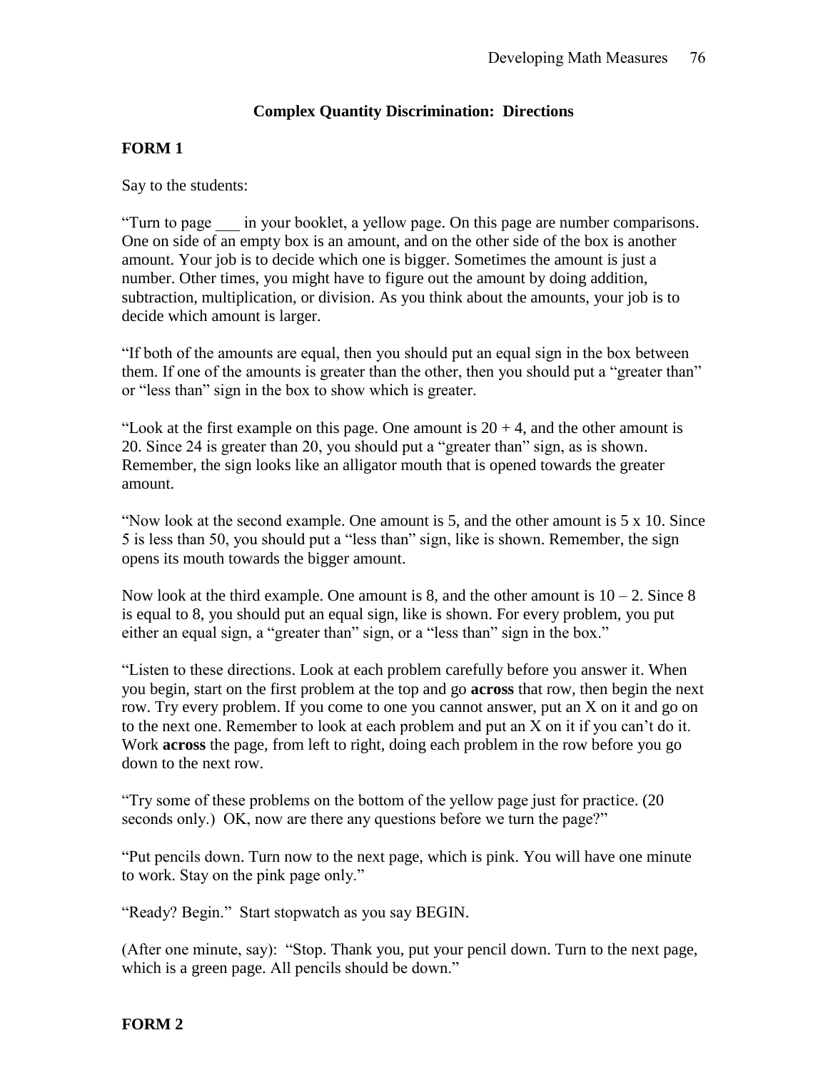## Complex Quantity Discrimination: Directions

**FORM 1**

Say to the students:

"Turn to page ___ in your booklet, a yellow page. On this page are number comparisons. One on side of an empty box is an amount, and on the other side of the box is another amount. Your job is to decide which one is bigger. Sometimes the amount is just a number. Other times, you might have to figure out the amount by doing addition, subtraction, multiplication, or division. As you think about the amounts, your job is to decide which amount is larger.

"If both of the amounts are equal, then you should put an equal sign in the box between them. If one of the amounts is greater than the other, then you should put a "greater than" or "less than" sign in the box to show which is greater.

"Look at the first example on this page. One amount is $20 + 4$, and the other amount is 20. Since 24 is greater than 20, you should put a "greater than" sign, as is shown. Remember, the sign looks like an alligator mouth that is opened towards the greater amount.

"Now look at the second example. One amount is 5, and the other amount is $5 \times 10$. Since 5 is less than 50, you should put a "less than" sign, like is shown. Remember, the sign opens its mouth towards the bigger amount.

Now look at the third example. One amount is 8, and the other amount is $10 - 2$. Since 8 is equal to 8, you should put an equal sign, like is shown. For every problem, you put either an equal sign, a "greater than" sign, or a "less than" sign in the box."

"Listen to these directions. Look at each problem carefully before you answer it. When you begin, start on the first problem at the top and go **across** that row, then begin the next row. Try every problem. If you come to one you cannot answer, put an X on it and go on to the next one. Remember to look at each problem and put an X on it if you can't do it. Work **across** the page, from left to right, doing each problem in the row before you go down to the next row.

"Try some of these problems on the bottom of the yellow page just for practice. (20 seconds only.) OK, now are there any questions before we turn the page?"

"Put pencils down. Turn now to the next page, which is pink. You will have one minute to work. Stay on the pink page only."

"Ready? Begin." Start stopwatch as you say BEGIN.

(After one minute, say): "Stop. Thank you, put your pencil down. Turn to the next page, which is a green page. All pencils should be down."

**FORM 2**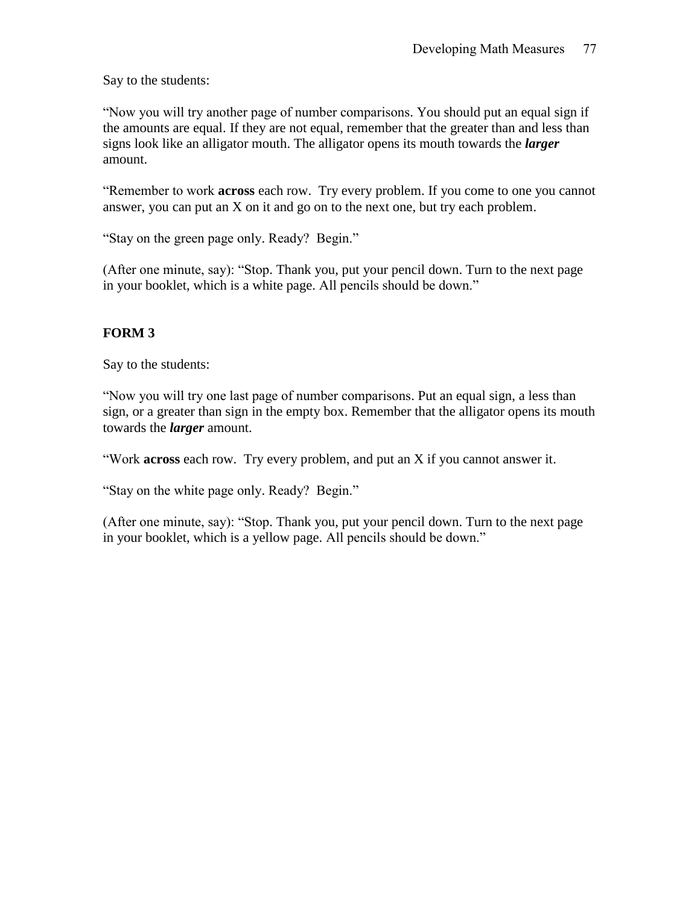Say to the students:

“Now you will try another page of number comparisons. You should put an equal sign if the amounts are equal. If they are not equal, remember that the greater than and less than signs look like an alligator mouth. The alligator opens its mouth towards the ***larger*** amount.

“Remember to work **across** each row. Try every problem. If you come to one you cannot answer, you can put an X on it and go on to the next one, but try each problem.

“Stay on the green page only. Ready? Begin.”

(After one minute, say): “Stop. Thank you, put your pencil down. Turn to the next page in your booklet, which is a white page. All pencils should be down.”

**FORM 3**

Say to the students:

“Now you will try one last page of number comparisons. Put an equal sign, a less than sign, or a greater than sign in the empty box. Remember that the alligator opens its mouth towards the ***larger*** amount.

“Work **across** each row. Try every problem, and put an X if you cannot answer it.

“Stay on the white page only. Ready? Begin.”

(After one minute, say): “Stop. Thank you, put your pencil down. Turn to the next page in your booklet, which is a yellow page. All pencils should be down.”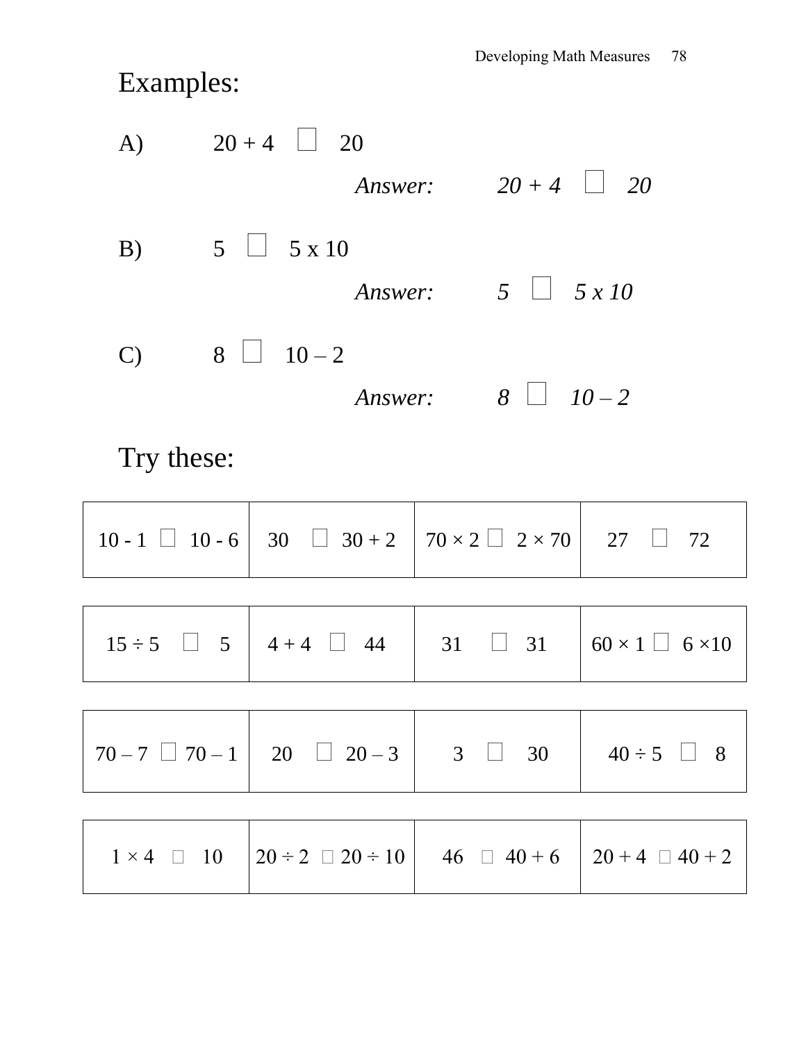# Examples:

A) 20 + 4 □ 20

*Answer:* *20 + 4 □ 20*

B) 5 □ 5 x 10

*Answer:* *5 □ 5 x 10*

C) 8 □ 10 – 2

*Answer:* *8 □ 10 – 2*

# Try these:

| | | | |
|---|---|---|---|
| 10 - 1 □ 10 - 6 | 30 □ 30 + 2 | 70 × 2 □ 2 × 70 | 27 □ 72 |
| 15 ÷ 5 □ 5 | 4 + 4 □ 44 | 31 □ 31 | 60 × 1 □ 6 ×10 |
| 70 – 7 □ 70 – 1 | 20 □ 20 – 3 | 3 □ 30 | 40 ÷ 5 □ 8 |
| 1 × 4 □ 10 | 20 ÷ 2 □ 20 ÷ 10 | 46 □ 40 + 6 | 20 + 4 □ 40 + 2 |